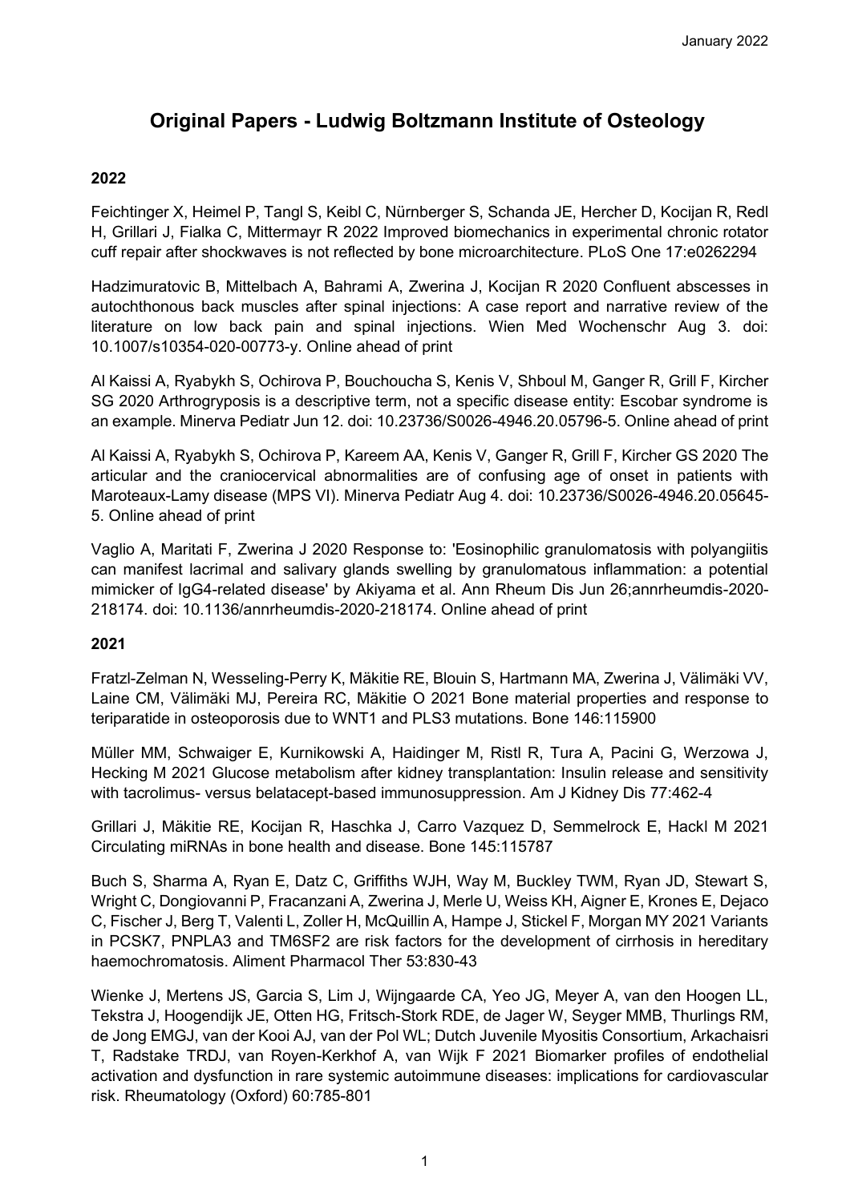# Original Papers - Ludwig Boltzmann Institute of Osteology

## 2022

Feichtinger X, Heimel P, Tangl S, Keibl C, Nürnberger S, Schanda JE, Hercher D, Kocijan R, Redl H, Grillari J, Fialka C, Mittermayr R 2022 Improved biomechanics in experimental chronic rotator cuff repair after shockwaves is not reflected by bone microarchitecture. PLoS One 17:e0262294

Hadzimuratovic B, Mittelbach A, Bahrami A, Zwerina J, Kocijan R 2020 Confluent abscesses in autochthonous back muscles after spinal injections: A case report and narrative review of the literature on low back pain and spinal injections. Wien Med Wochenschr Aug 3. doi: 10.1007/s10354-020-00773-y. Online ahead of print

Al Kaissi A, Ryabykh S, Ochirova P, Bouchoucha S, Kenis V, Shboul M, Ganger R, Grill F, Kircher SG 2020 Arthrogryposis is a descriptive term, not a specific disease entity: Escobar syndrome is an example. Minerva Pediatr Jun 12. doi: 10.23736/S0026-4946.20.05796-5. Online ahead of print

Al Kaissi A, Ryabykh S, Ochirova P, Kareem AA, Kenis V, Ganger R, Grill F, Kircher GS 2020 The articular and the craniocervical abnormalities are of confusing age of onset in patients with Maroteaux-Lamy disease (MPS VI). Minerva Pediatr Aug 4. doi: 10.23736/S0026-4946.20.05645-5. Online ahead of print

Vaglio A, Maritati F, Zwerina J 2020 Response to: 'Eosinophilic granulomatosis with polyangiitis can manifest lacrimal and salivary glands swelling by granulomatous inflammation: a potential mimicker of IgG4-related disease' by Akiyama et al. Ann Rheum Dis Jun 26;annrheumdis-2020-218174. doi: 10.1136/annrheumdis-2020-218174. Online ahead of print

## 2021

Fratzl-Zelman N, Wesseling-Perry K, Mäkitie RE, Blouin S, Hartmann MA, Zwerina J, Välimäki VV, Laine CM, Välimäki MJ, Pereira RC, Mäkitie O 2021 Bone material properties and response to teriparatide in osteoporosis due to WNT1 and PLS3 mutations. Bone 146:115900

Müller MM, Schwaiger E, Kurnikowski A, Haidinger M, Ristl R, Tura A, Pacini G, Werzowa J, Hecking M 2021 Glucose metabolism after kidney transplantation: Insulin release and sensitivity with tacrolimus- versus belatacept-based immunosuppression. Am J Kidney Dis 77:462-4

Grillari J, Mäkitie RE, Kocijan R, Haschka J, Carro Vazquez D, Semmelrock E, Hackl M 2021 Circulating miRNAs in bone health and disease. Bone 145:115787

Buch S, Sharma A, Ryan E, Datz C, Griffiths WJH, Way M, Buckley TWM, Ryan JD, Stewart S, Wright C, Dongiovanni P, Fracanzani A, Zwerina J, Merle U, Weiss KH, Aigner E, Krones E, Dejaco C, Fischer J, Berg T, Valenti L, Zoller H, McQuillin A, Hampe J, Stickel F, Morgan MY 2021 Variants in PCSK7, PNPLA3 and TM6SF2 are risk factors for the development of cirrhosis in hereditary haemochromatosis. Aliment Pharmacol Ther 53:830-43

Wienke J, Mertens JS, Garcia S, Lim J, Wijngaarde CA, Yeo JG, Meyer A, van den Hoogen LL, Tekstra J, Hoogendijk JE, Otten HG, Fritsch-Stork RDE, de Jager W, Seyger MMB, Thurlings RM, de Jong EMGJ, van der Kooi AJ, van der Pol WL; Dutch Juvenile Myositis Consortium, Arkachaisri T, Radstake TRDJ, van Royen-Kerkhof A, van Wijk F 2021 Biomarker profiles of endothelial activation and dysfunction in rare systemic autoimmune diseases: implications for cardiovascular risk. Rheumatology (Oxford) 60:785-801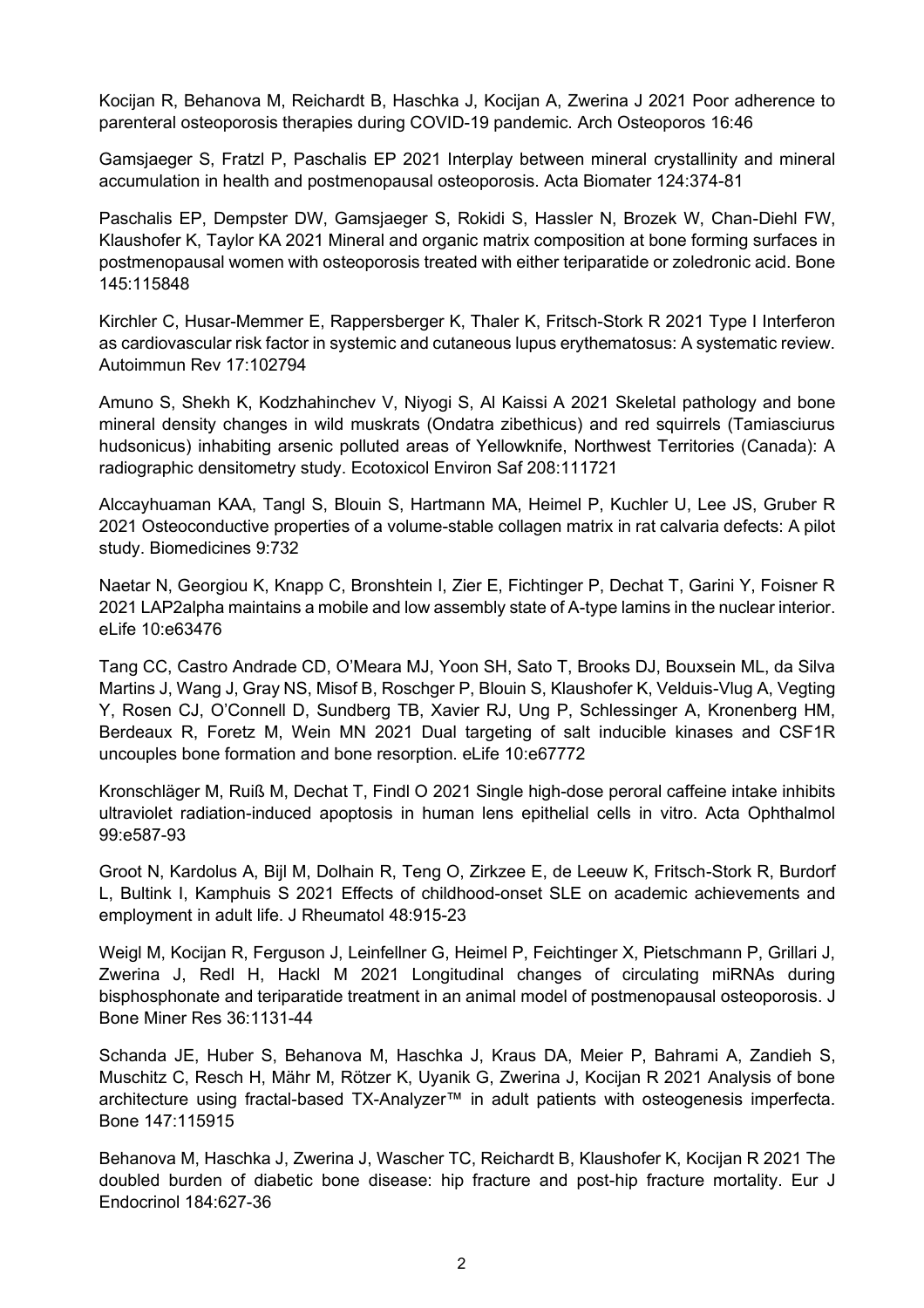Kocijan R, Behanova M, Reichardt B, Haschka J, Kocijan A, Zwerina J 2021 Poor adherence to parenteral osteoporosis therapies during COVID-19 pandemic. Arch Osteoporos 16:46

Gamsjaeger S, Fratzl P, Paschalis EP 2021 Interplay between mineral crystallinity and mineral accumulation in health and postmenopausal osteoporosis. Acta Biomater 124:374-81

Paschalis EP, Dempster DW, Gamsjaeger S, Rokidi S, Hassler N, Brozek W, Chan-Diehl FW, Klaushofer K, Taylor KA 2021 Mineral and organic matrix composition at bone forming surfaces in postmenopausal women with osteoporosis treated with either teriparatide or zoledronic acid. Bone 145:115848

Kirchler C, Husar-Memmer E, Rappersberger K, Thaler K, Fritsch-Stork R 2021 Type I Interferon as cardiovascular risk factor in systemic and cutaneous lupus erythematosus: A systematic review. Autoimmun Rev 17:102794

Amuno S, Shekh K, Kodzhahinchev V, Niyogi S, Al Kaissi A 2021 Skeletal pathology and bone mineral density changes in wild muskrats (Ondatra zibethicus) and red squirrels (Tamiasciurus hudsonicus) inhabiting arsenic polluted areas of Yellowknife, Northwest Territories (Canada): A radiographic densitometry study. Ecotoxicol Environ Saf 208:111721

Alccayhuaman KAA, Tangl S, Blouin S, Hartmann MA, Heimel P, Kuchler U, Lee JS, Gruber R 2021 Osteoconductive properties of a volume-stable collagen matrix in rat calvaria defects: A pilot study. Biomedicines 9:732

Naetar N, Georgiou K, Knapp C, Bronshtein I, Zier E, Fichtinger P, Dechat T, Garini Y, Foisner R 2021 LAP2alpha maintains a mobile and low assembly state of A-type lamins in the nuclear interior. eLife 10:e63476

Tang CC, Castro Andrade CD, O'Meara MJ, Yoon SH, Sato T, Brooks DJ, Bouxsein ML, da Silva Martins J, Wang J, Gray NS, Misof B, Roschger P, Blouin S, Klaushofer K, Velduis-Vlug A, Vegting Y, Rosen CJ, O'Connell D, Sundberg TB, Xavier RJ, Ung P, Schlessinger A, Kronenberg HM, Berdeaux R, Foretz M, Wein MN 2021 Dual targeting of salt inducible kinases and CSF1R uncouples bone formation and bone resorption. eLife 10:e67772

Kronschläger M, Ruiß M, Dechat T, Findl O 2021 Single high-dose peroral caffeine intake inhibits ultraviolet radiation-induced apoptosis in human lens epithelial cells in vitro. Acta Ophthalmol 99:e587-93

Groot N, Kardolus A, Bijl M, Dolhain R, Teng O, Zirkzee E, de Leeuw K, Fritsch-Stork R, Burdorf L, Bultink I, Kamphuis S 2021 Effects of childhood-onset SLE on academic achievements and employment in adult life. J Rheumatol 48:915-23

Weigl M, Kocijan R, Ferguson J, Leinfellner G, Heimel P, Feichtinger X, Pietschmann P, Grillari J, Zwerina J, Redl H, Hackl M 2021 Longitudinal changes of circulating miRNAs during bisphosphonate and teriparatide treatment in an animal model of postmenopausal osteoporosis. J Bone Miner Res 36:1131-44

Schanda JE, Huber S, Behanova M, Haschka J, Kraus DA, Meier P, Bahrami A, Zandieh S, Muschitz C, Resch H, Mähr M, Rötzer K, Uyanik G, Zwerina J, Kocijan R 2021 Analysis of bone architecture using fractal-based TX-Analyzer™ in adult patients with osteogenesis imperfecta. Bone 147:115915

Behanova M, Haschka J, Zwerina J, Wascher TC, Reichardt B, Klaushofer K, Kocijan R 2021 The doubled burden of diabetic bone disease: hip fracture and post-hip fracture mortality. Eur J Endocrinol 184:627-36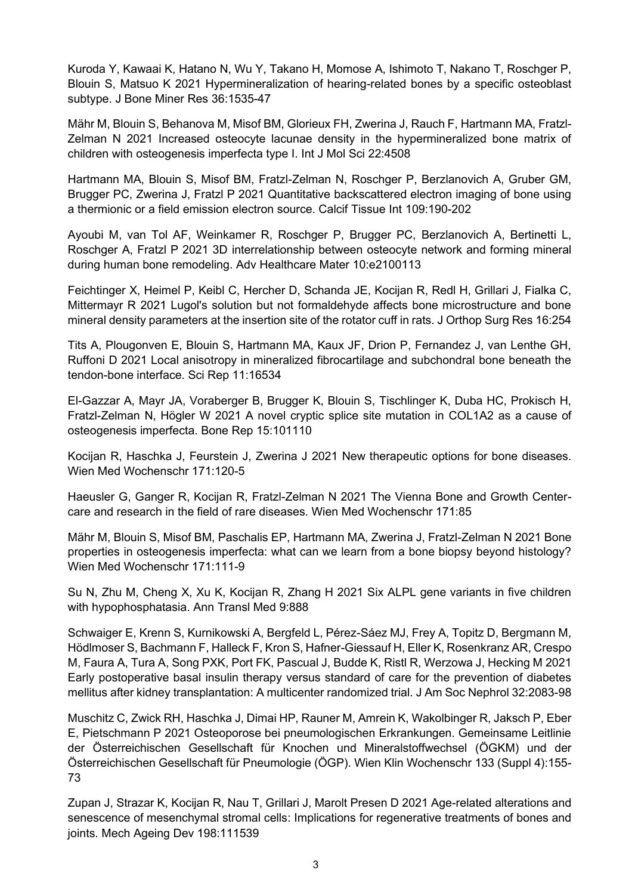Kuroda Y, Kawaai K, Hatano N, Wu Y, Takano H, Momose A, Ishimoto T, Nakano T, Roschger P, Blouin S, Matsuo K 2021 Hypermineralization of hearing-related bones by a specific osteoblast subtype. J Bone Miner Res 36:1535-47

Mähr M, Blouin S, Behanova M, Misof BM, Glorieux FH, Zwerina J, Rauch F, Hartmann MA, Fratzl-Zelman N 2021 Increased osteocyte lacunae density in the hypermineralized bone matrix of children with osteogenesis imperfecta type I. Int J Mol Sci 22:4508

Hartmann MA, Blouin S, Misof BM, Fratzl-Zelman N, Roschger P, Berzlanovich A, Gruber GM, Brugger PC, Zwerina J, Fratzl P 2021 Quantitative backscattered electron imaging of bone using a thermionic or a field emission electron source. Calcif Tissue Int 109:190-202

Ayoubi M, van Tol AF, Weinkamer R, Roschger P, Brugger PC, Berzlanovich A, Bertinetti L, Roschger A, Fratzl P 2021 3D interrelationship between osteocyte network and forming mineral during human bone remodeling. Adv Healthcare Mater 10:e2100113

Feichtinger X, Heimel P, Keibl C, Hercher D, Schanda JE, Kocijan R, Redl H, Grillari J, Fialka C, Mittermayr R 2021 Lugol's solution but not formaldehyde affects bone microstructure and bone mineral density parameters at the insertion site of the rotator cuff in rats. J Orthop Surg Res 16:254

Tits A, Plougonven E, Blouin S, Hartmann MA, Kaux JF, Drion P, Fernandez J, van Lenthe GH, Ruffoni D 2021 Local anisotropy in mineralized fibrocartilage and subchondral bone beneath the tendon-bone interface. Sci Rep 11:16534

El-Gazzar A, Mayr JA, Voraberger B, Brugger K, Blouin S, Tischlinger K, Duba HC, Prokisch H, Fratzl-Zelman N, Högler W 2021 A novel cryptic splice site mutation in COL1A2 as a cause of osteogenesis imperfecta. Bone Rep 15:101110

Kocijan R, Haschka J, Feurstein J, Zwerina J 2021 New therapeutic options for bone diseases. Wien Med Wochenschr 171:120-5

Haeusler G, Ganger R, Kocijan R, Fratzl-Zelman N 2021 The Vienna Bone and Growth Center-care and research in the field of rare diseases. Wien Med Wochenschr 171:85

Mähr M, Blouin S, Misof BM, Paschalis EP, Hartmann MA, Zwerina J, Fratzl-Zelman N 2021 Bone properties in osteogenesis imperfecta: what can we learn from a bone biopsy beyond histology? Wien Med Wochenschr 171:111-9

Su N, Zhu M, Cheng X, Xu K, Kocijan R, Zhang H 2021 Six ALPL gene variants in five children with hypophosphatasia. Ann Transl Med 9:888

Schwaiger E, Krenn S, Kurnikowski A, Bergfeld L, Pérez-Sáez MJ, Frey A, Topitz D, Bergmann M, Hödlmoser S, Bachmann F, Halleck F, Kron S, Hafner-Giessauf H, Eller K, Rosenkranz AR, Crespo M, Faura A, Tura A, Song PXK, Port FK, Pascual J, Budde K, Ristl R, Werzowa J, Hecking M 2021 Early postoperative basal insulin therapy versus standard of care for the prevention of diabetes mellitus after kidney transplantation: A multicenter randomized trial. J Am Soc Nephrol 32:2083-98

Muschitz C, Zwick RH, Haschka J, Dimai HP, Rauner M, Amrein K, Wakolbinger R, Jaksch P, Eber E, Pietschmann P 2021 Osteoporose bei pneumologischen Erkrankungen. Gemeinsame Leitlinie der Österreichischen Gesellschaft für Knochen und Mineralstoffwechsel (ÖGKM) und der Österreichischen Gesellschaft für Pneumologie (ÖGP). Wien Klin Wochenschr 133 (Suppl 4):155-73

Zupan J, Strazar K, Kocijan R, Nau T, Grillari J, Marolt Presen D 2021 Age-related alterations and senescence of mesenchymal stromal cells: Implications for regenerative treatments of bones and joints. Mech Ageing Dev 198:111539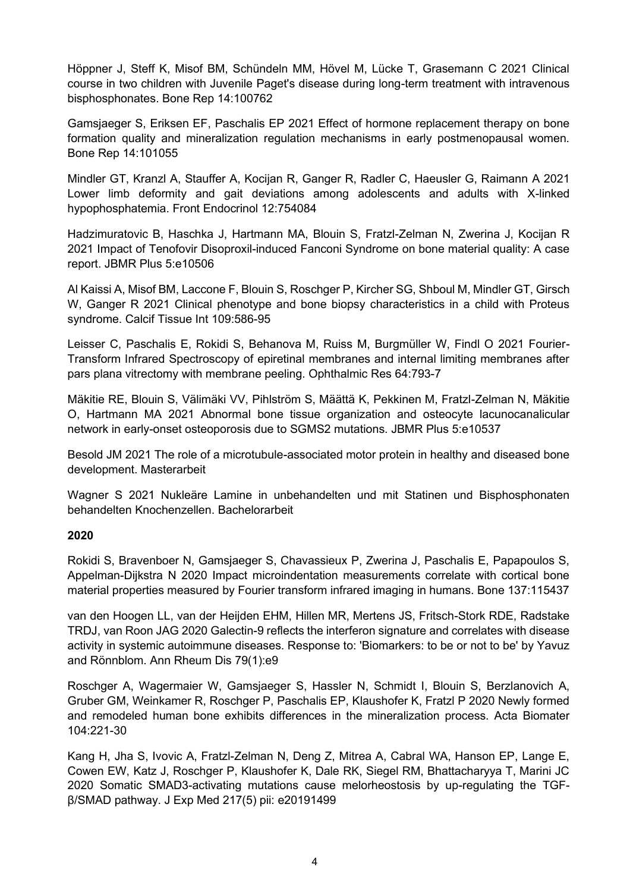Höppner J, Steff K, Misof BM, Schündeln MM, Hövel M, Lücke T, Grasemann C 2021 Clinical course in two children with Juvenile Paget's disease during long-term treatment with intravenous bisphosphonates. Bone Rep 14:100762

Gamsjaeger S, Eriksen EF, Paschalis EP 2021 Effect of hormone replacement therapy on bone formation quality and mineralization regulation mechanisms in early postmenopausal women. Bone Rep 14:101055

Mindler GT, Kranzl A, Stauffer A, Kocijan R, Ganger R, Radler C, Haeusler G, Raimann A 2021 Lower limb deformity and gait deviations among adolescents and adults with X-linked hypophosphatemia. Front Endocrinol 12:754084

Hadzimuratovic B, Haschka J, Hartmann MA, Blouin S, Fratzl-Zelman N, Zwerina J, Kocijan R 2021 Impact of Tenofovir Disoproxil-induced Fanconi Syndrome on bone material quality: A case report. JBMR Plus 5:e10506

Al Kaissi A, Misof BM, Laccone F, Blouin S, Roschger P, Kircher SG, Shboul M, Mindler GT, Girsch W, Ganger R 2021 Clinical phenotype and bone biopsy characteristics in a child with Proteus syndrome. Calcif Tissue Int 109:586-95

Leisser C, Paschalis E, Rokidi S, Behanova M, Ruiss M, Burgmüller W, Findl O 2021 Fourier-Transform Infrared Spectroscopy of epiretinal membranes and internal limiting membranes after pars plana vitrectomy with membrane peeling. Ophthalmic Res 64:793-7

Mäkitie RE, Blouin S, Välimäki VV, Pihlström S, Määttä K, Pekkinen M, Fratzl-Zelman N, Mäkitie O, Hartmann MA 2021 Abnormal bone tissue organization and osteocyte lacunocanalicular network in early-onset osteoporosis due to SGMS2 mutations. JBMR Plus 5:e10537

Besold JM 2021 The role of a microtubule-associated motor protein in healthy and diseased bone development. Masterarbeit

Wagner S 2021 Nukleäre Lamine in unbehandelten und mit Statinen und Bisphosphonaten behandelten Knochenzellen. Bachelorarbeit

**2020**

Rokidi S, Bravenboer N, Gamsjaeger S, Chavassieux P, Zwerina J, Paschalis E, Papapoulos S, Appelman-Dijkstra N 2020 Impact microindentation measurements correlate with cortical bone material properties measured by Fourier transform infrared imaging in humans. Bone 137:115437

van den Hoogen LL, van der Heijden EHM, Hillen MR, Mertens JS, Fritsch-Stork RDE, Radstake TRDJ, van Roon JAG 2020 Galectin-9 reflects the interferon signature and correlates with disease activity in systemic autoimmune diseases. Response to: 'Biomarkers: to be or not to be' by Yavuz and Rönnblom. Ann Rheum Dis 79(1):e9

Roschger A, Wagermaier W, Gamsjaeger S, Hassler N, Schmidt I, Blouin S, Berzlanovich A, Gruber GM, Weinkamer R, Roschger P, Paschalis EP, Klaushofer K, Fratzl P 2020 Newly formed and remodeled human bone exhibits differences in the mineralization process. Acta Biomater 104:221-30

Kang H, Jha S, Ivovic A, Fratzl-Zelman N, Deng Z, Mitrea A, Cabral WA, Hanson EP, Lange E, Cowen EW, Katz J, Roschger P, Klaushofer K, Dale RK, Siegel RM, Bhattacharyya T, Marini JC 2020 Somatic SMAD3-activating mutations cause melorheostosis by up-regulating the TGF-β/SMAD pathway. J Exp Med 217(5) pii: e20191499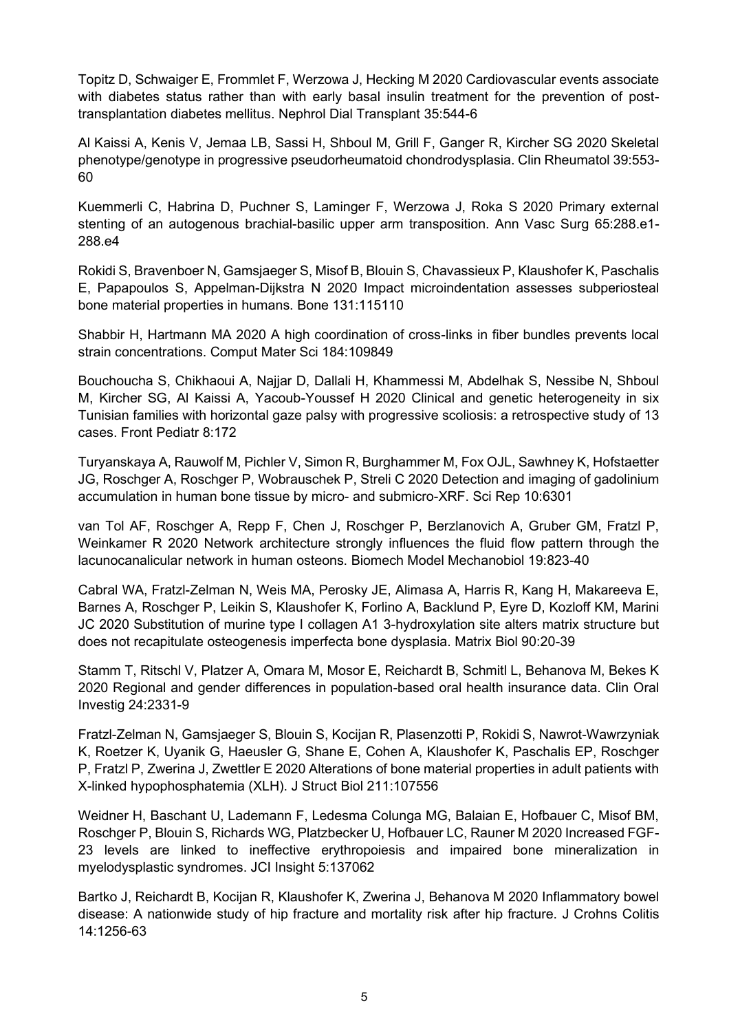Topitz D, Schwaiger E, Frommlet F, Werzowa J, Hecking M 2020 Cardiovascular events associate with diabetes status rather than with early basal insulin treatment for the prevention of post-transplantation diabetes mellitus. Nephrol Dial Transplant 35:544-6

Al Kaissi A, Kenis V, Jemaa LB, Sassi H, Shboul M, Grill F, Ganger R, Kircher SG 2020 Skeletal phenotype/genotype in progressive pseudorheumatoid chondrodysplasia. Clin Rheumatol 39:553-60

Kuemmerli C, Habrina D, Puchner S, Laminger F, Werzowa J, Roka S 2020 Primary external stenting of an autogenous brachial-basilic upper arm transposition. Ann Vasc Surg 65:288.e1-288.e4

Rokidi S, Bravenboer N, Gamsjaeger S, Misof B, Blouin S, Chavassieux P, Klaushofer K, Paschalis E, Papapoulos S, Appelman-Dijkstra N 2020 Impact microindentation assesses subperiosteal bone material properties in humans. Bone 131:115110

Shabbir H, Hartmann MA 2020 A high coordination of cross-links in fiber bundles prevents local strain concentrations. Comput Mater Sci 184:109849

Bouchoucha S, Chikhaoui A, Najjar D, Dallali H, Khammessi M, Abdelhak S, Nessibe N, Shboul M, Kircher SG, Al Kaissi A, Yacoub-Youssef H 2020 Clinical and genetic heterogeneity in six Tunisian families with horizontal gaze palsy with progressive scoliosis: a retrospective study of 13 cases. Front Pediatr 8:172

Turyanskaya A, Rauwolf M, Pichler V, Simon R, Burghammer M, Fox OJL, Sawhney K, Hofstaetter JG, Roschger A, Roschger P, Wobrauschek P, Streli C 2020 Detection and imaging of gadolinium accumulation in human bone tissue by micro- and submicro-XRF. Sci Rep 10:6301

van Tol AF, Roschger A, Repp F, Chen J, Roschger P, Berzlanovich A, Gruber GM, Fratzl P, Weinkamer R 2020 Network architecture strongly influences the fluid flow pattern through the lacunocanalicular network in human osteons. Biomech Model Mechanobiol 19:823-40

Cabral WA, Fratzl-Zelman N, Weis MA, Perosky JE, Alimasa A, Harris R, Kang H, Makareeva E, Barnes A, Roschger P, Leikin S, Klaushofer K, Forlino A, Backlund P, Eyre D, Kozloff KM, Marini JC 2020 Substitution of murine type I collagen A1 3-hydroxylation site alters matrix structure but does not recapitulate osteogenesis imperfecta bone dysplasia. Matrix Biol 90:20-39

Stamm T, Ritschl V, Platzer A, Omara M, Mosor E, Reichardt B, Schmitl L, Behanova M, Bekes K 2020 Regional and gender differences in population-based oral health insurance data. Clin Oral Investig 24:2331-9

Fratzl-Zelman N, Gamsjaeger S, Blouin S, Kocijan R, Plasenzotti P, Rokidi S, Nawrot-Wawrzyniak K, Roetzer K, Uyanik G, Haeusler G, Shane E, Cohen A, Klaushofer K, Paschalis EP, Roschger P, Fratzl P, Zwerina J, Zwettler E 2020 Alterations of bone material properties in adult patients with X-linked hypophosphatemia (XLH). J Struct Biol 211:107556

Weidner H, Baschant U, Lademann F, Ledesma Colunga MG, Balaian E, Hofbauer C, Misof BM, Roschger P, Blouin S, Richards WG, Platzbecker U, Hofbauer LC, Rauner M 2020 Increased FGF-23 levels are linked to ineffective erythropoiesis and impaired bone mineralization in myelodysplastic syndromes. JCI Insight 5:137062

Bartko J, Reichardt B, Kocijan R, Klaushofer K, Zwerina J, Behanova M 2020 Inflammatory bowel disease: A nationwide study of hip fracture and mortality risk after hip fracture. J Crohns Colitis 14:1256-63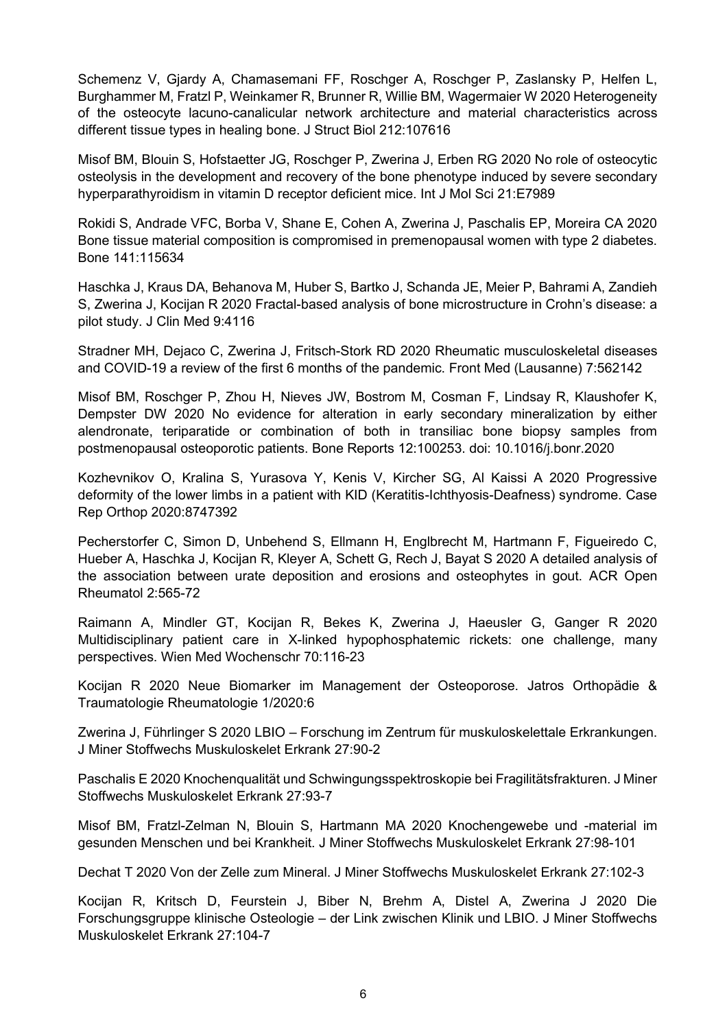Schemenz V, Gjardy A, Chamasemani FF, Roschger A, Roschger P, Zaslansky P, Helfen L, Burghammer M, Fratzl P, Weinkamer R, Brunner R, Willie BM, Wagermaier W 2020 Heterogeneity of the osteocyte lacuno-canalicular network architecture and material characteristics across different tissue types in healing bone. J Struct Biol 212:107616

Misof BM, Blouin S, Hofstaetter JG, Roschger P, Zwerina J, Erben RG 2020 No role of osteocytic osteolysis in the development and recovery of the bone phenotype induced by severe secondary hyperparathyroidism in vitamin D receptor deficient mice. Int J Mol Sci 21:E7989

Rokidi S, Andrade VFC, Borba V, Shane E, Cohen A, Zwerina J, Paschalis EP, Moreira CA 2020 Bone tissue material composition is compromised in premenopausal women with type 2 diabetes. Bone 141:115634

Haschka J, Kraus DA, Behanova M, Huber S, Bartko J, Schanda JE, Meier P, Bahrami A, Zandieh S, Zwerina J, Kocijan R 2020 Fractal-based analysis of bone microstructure in Crohn's disease: a pilot study. J Clin Med 9:4116

Stradner MH, Dejaco C, Zwerina J, Fritsch-Stork RD 2020 Rheumatic musculoskeletal diseases and COVID-19 a review of the first 6 months of the pandemic. Front Med (Lausanne) 7:562142

Misof BM, Roschger P, Zhou H, Nieves JW, Bostrom M, Cosman F, Lindsay R, Klaushofer K, Dempster DW 2020 No evidence for alteration in early secondary mineralization by either alendronate, teriparatide or combination of both in transiliac bone biopsy samples from postmenopausal osteoporotic patients. Bone Reports 12:100253. doi: 10.1016/j.bonr.2020

Kozhevnikov O, Kralina S, Yurasova Y, Kenis V, Kircher SG, Al Kaissi A 2020 Progressive deformity of the lower limbs in a patient with KID (Keratitis-Ichthyosis-Deafness) syndrome. Case Rep Orthop 2020:8747392

Pecherstorfer C, Simon D, Unbehend S, Ellmann H, Englbrecht M, Hartmann F, Figueiredo C, Hueber A, Haschka J, Kocijan R, Kleyer A, Schett G, Rech J, Bayat S 2020 A detailed analysis of the association between urate deposition and erosions and osteophytes in gout. ACR Open Rheumatol 2:565-72

Raimann A, Mindler GT, Kocijan R, Bekes K, Zwerina J, Haeusler G, Ganger R 2020 Multidisciplinary patient care in X-linked hypophosphatemic rickets: one challenge, many perspectives. Wien Med Wochenschr 70:116-23

Kocijan R 2020 Neue Biomarker im Management der Osteoporose. Jatros Orthopädie & Traumatologie Rheumatologie 1/2020:6

Zwerina J, Führlinger S 2020 LBIO – Forschung im Zentrum für muskuloskelettale Erkrankungen. J Miner Stoffwechs Muskuloskelet Erkrank 27:90-2

Paschalis E 2020 Knochenqualität und Schwingungsspektroskopie bei Fragilitätsfrakturen. J Miner Stoffwechs Muskuloskelet Erkrank 27:93-7

Misof BM, Fratzl-Zelman N, Blouin S, Hartmann MA 2020 Knochengewebe und -material im gesunden Menschen und bei Krankheit. J Miner Stoffwechs Muskuloskelet Erkrank 27:98-101

Dechat T 2020 Von der Zelle zum Mineral. J Miner Stoffwechs Muskuloskelet Erkrank 27:102-3

Kocijan R, Kritsch D, Feurstein J, Biber N, Brehm A, Distel A, Zwerina J 2020 Die Forschungsgruppe klinische Osteologie – der Link zwischen Klinik und LBIO. J Miner Stoffwechs Muskuloskelet Erkrank 27:104-7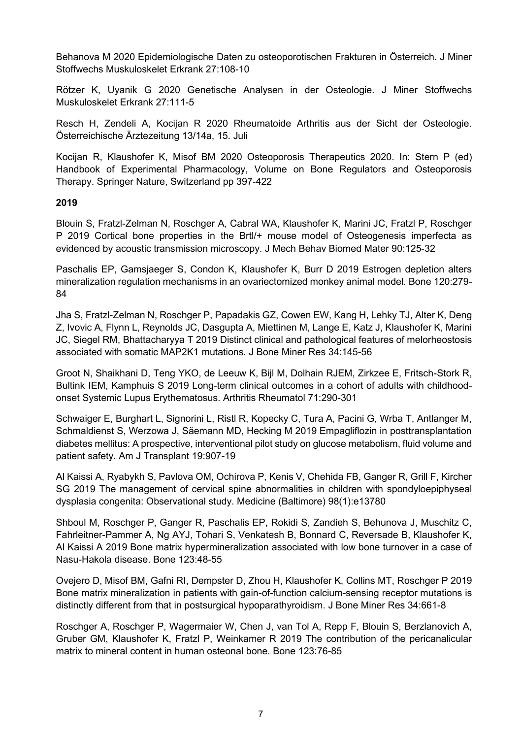Behanova M 2020 Epidemiologische Daten zu osteoporotischen Frakturen in Österreich. J Miner Stoffwechs Muskuloskelet Erkrank 27:108-10

Rötzer K, Uyanik G 2020 Genetische Analysen in der Osteologie. J Miner Stoffwechs Muskuloskelet Erkrank 27:111-5

Resch H, Zendeli A, Kocijan R 2020 Rheumatoide Arthritis aus der Sicht der Osteologie. Österreichische Ärztezeitung 13/14a, 15. Juli

Kocijan R, Klaushofer K, Misof BM 2020 Osteoporosis Therapeutics 2020. In: Stern P (ed) Handbook of Experimental Pharmacology, Volume on Bone Regulators and Osteoporosis Therapy. Springer Nature, Switzerland pp 397-422

**2019**

Blouin S, Fratzl-Zelman N, Roschger A, Cabral WA, Klaushofer K, Marini JC, Fratzl P, Roschger P 2019 Cortical bone properties in the Brtl/+ mouse model of Osteogenesis imperfecta as evidenced by acoustic transmission microscopy. J Mech Behav Biomed Mater 90:125-32

Paschalis EP, Gamsjaeger S, Condon K, Klaushofer K, Burr D 2019 Estrogen depletion alters mineralization regulation mechanisms in an ovariectomized monkey animal model. Bone 120:279-84

Jha S, Fratzl-Zelman N, Roschger P, Papadakis GZ, Cowen EW, Kang H, Lehky TJ, Alter K, Deng Z, Ivovic A, Flynn L, Reynolds JC, Dasgupta A, Miettinen M, Lange E, Katz J, Klaushofer K, Marini JC, Siegel RM, Bhattacharyya T 2019 Distinct clinical and pathological features of melorheostosis associated with somatic MAP2K1 mutations. J Bone Miner Res 34:145-56

Groot N, Shaikhani D, Teng YKO, de Leeuw K, Bijl M, Dolhain RJEM, Zirkzee E, Fritsch-Stork R, Bultink IEM, Kamphuis S 2019 Long-term clinical outcomes in a cohort of adults with childhood-onset Systemic Lupus Erythematosus. Arthritis Rheumatol 71:290-301

Schwaiger E, Burghart L, Signorini L, Ristl R, Kopecky C, Tura A, Pacini G, Wrba T, Antlanger M, Schmaldienst S, Werzowa J, Säemann MD, Hecking M 2019 Empagliflozin in posttransplantation diabetes mellitus: A prospective, interventional pilot study on glucose metabolism, fluid volume and patient safety. Am J Transplant 19:907-19

Al Kaissi A, Ryabykh S, Pavlova OM, Ochirova P, Kenis V, Chehida FB, Ganger R, Grill F, Kircher SG 2019 The management of cervical spine abnormalities in children with spondyloepiphyseal dysplasia congenita: Observational study. Medicine (Baltimore) 98(1):e13780

Shboul M, Roschger P, Ganger R, Paschalis EP, Rokidi S, Zandieh S, Behunova J, Muschitz C, Fahrleitner-Pammer A, Ng AYJ, Tohari S, Venkatesh B, Bonnard C, Reversade B, Klaushofer K, Al Kaissi A 2019 Bone matrix hypermineralization associated with low bone turnover in a case of Nasu-Hakola disease. Bone 123:48-55

Ovejero D, Misof BM, Gafni RI, Dempster D, Zhou H, Klaushofer K, Collins MT, Roschger P 2019 Bone matrix mineralization in patients with gain-of-function calcium-sensing receptor mutations is distinctly different from that in postsurgical hypoparathyroidism. J Bone Miner Res 34:661-8

Roschger A, Roschger P, Wagermaier W, Chen J, van Tol A, Repp F, Blouin S, Berzlanovich A, Gruber GM, Klaushofer K, Fratzl P, Weinkamer R 2019 The contribution of the pericanalicular matrix to mineral content in human osteonal bone. Bone 123:76-85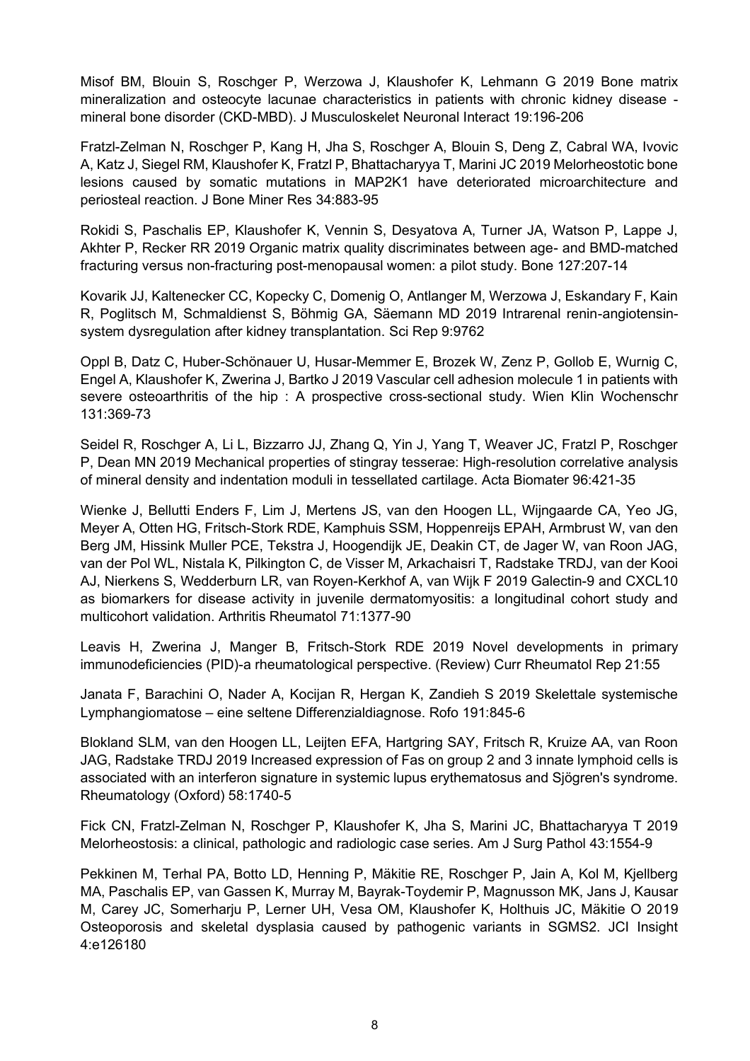Misof BM, Blouin S, Roschger P, Werzowa J, Klaushofer K, Lehmann G 2019 Bone matrix mineralization and osteocyte lacunae characteristics in patients with chronic kidney disease - mineral bone disorder (CKD-MBD). J Musculoskelet Neuronal Interact 19:196-206

Fratzl-Zelman N, Roschger P, Kang H, Jha S, Roschger A, Blouin S, Deng Z, Cabral WA, Ivovic A, Katz J, Siegel RM, Klaushofer K, Fratzl P, Bhattacharyya T, Marini JC 2019 Melorheostotic bone lesions caused by somatic mutations in MAP2K1 have deteriorated microarchitecture and periosteal reaction. J Bone Miner Res 34:883-95

Rokidi S, Paschalis EP, Klaushofer K, Vennin S, Desyatova A, Turner JA, Watson P, Lappe J, Akhter P, Recker RR 2019 Organic matrix quality discriminates between age- and BMD-matched fracturing versus non-fracturing post-menopausal women: a pilot study. Bone 127:207-14

Kovarik JJ, Kaltenecker CC, Kopecky C, Domenig O, Antlanger M, Werzowa J, Eskandary F, Kain R, Poglitsch M, Schmaldienst S, Böhmig GA, Säemann MD 2019 Intrarenal renin-angiotensin-system dysregulation after kidney transplantation. Sci Rep 9:9762

Oppl B, Datz C, Huber-Schönauer U, Husar-Memmer E, Brozek W, Zenz P, Gollob E, Wurnig C, Engel A, Klaushofer K, Zwerina J, Bartko J 2019 Vascular cell adhesion molecule 1 in patients with severe osteoarthritis of the hip : A prospective cross-sectional study. Wien Klin Wochenschr 131:369-73

Seidel R, Roschger A, Li L, Bizzarro JJ, Zhang Q, Yin J, Yang T, Weaver JC, Fratzl P, Roschger P, Dean MN 2019 Mechanical properties of stingray tesserae: High-resolution correlative analysis of mineral density and indentation moduli in tessellated cartilage. Acta Biomater 96:421-35

Wienke J, Bellutti Enders F, Lim J, Mertens JS, van den Hoogen LL, Wijngaarde CA, Yeo JG, Meyer A, Otten HG, Fritsch-Stork RDE, Kamphuis SSM, Hoppenreijs EPAH, Armbrust W, van den Berg JM, Hissink Muller PCE, Tekstra J, Hoogendijk JE, Deakin CT, de Jager W, van Roon JAG, van der Pol WL, Nistala K, Pilkington C, de Visser M, Arkachaisri T, Radstake TRDJ, van der Kooi AJ, Nierkens S, Wedderburn LR, van Royen-Kerkhof A, van Wijk F 2019 Galectin-9 and CXCL10 as biomarkers for disease activity in juvenile dermatomyositis: a longitudinal cohort study and multicohort validation. Arthritis Rheumatol 71:1377-90

Leavis H, Zwerina J, Manger B, Fritsch-Stork RDE 2019 Novel developments in primary immunodeficiencies (PID)-a rheumatological perspective. (Review) Curr Rheumatol Rep 21:55

Janata F, Barachini O, Nader A, Kocijan R, Hergan K, Zandieh S 2019 Skelettale systemische Lymphangiomatose – eine seltene Differenzialdiagnose. Rofo 191:845-6

Blokland SLM, van den Hoogen LL, Leijten EFA, Hartgring SAY, Fritsch R, Kruize AA, van Roon JAG, Radstake TRDJ 2019 Increased expression of Fas on group 2 and 3 innate lymphoid cells is associated with an interferon signature in systemic lupus erythematosus and Sjögren's syndrome. Rheumatology (Oxford) 58:1740-5

Fick CN, Fratzl-Zelman N, Roschger P, Klaushofer K, Jha S, Marini JC, Bhattacharyya T 2019 Melorheostosis: a clinical, pathologic and radiologic case series. Am J Surg Pathol 43:1554-9

Pekkinen M, Terhal PA, Botto LD, Henning P, Mäkitie RE, Roschger P, Jain A, Kol M, Kjellberg MA, Paschalis EP, van Gassen K, Murray M, Bayrak-Toydemir P, Magnusson MK, Jans J, Kausar M, Carey JC, Somerharju P, Lerner UH, Vesa OM, Klaushofer K, Holthuis JC, Mäkitie O 2019 Osteoporosis and skeletal dysplasia caused by pathogenic variants in SGMS2. JCI Insight 4:e126180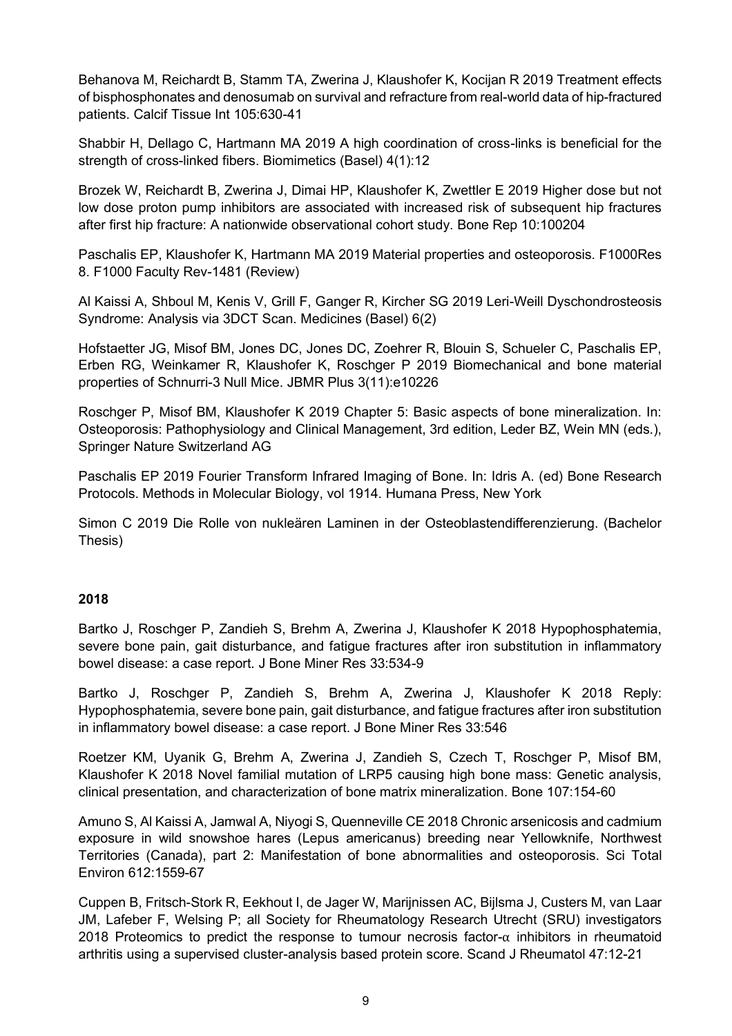Behanova M, Reichardt B, Stamm TA, Zwerina J, Klaushofer K, Kocijan R 2019 Treatment effects of bisphosphonates and denosumab on survival and refracture from real-world data of hip-fractured patients. Calcif Tissue Int 105:630-41

Shabbir H, Dellago C, Hartmann MA 2019 A high coordination of cross-links is beneficial for the strength of cross-linked fibers. Biomimetics (Basel) 4(1):12

Brozek W, Reichardt B, Zwerina J, Dimai HP, Klaushofer K, Zwettler E 2019 Higher dose but not low dose proton pump inhibitors are associated with increased risk of subsequent hip fractures after first hip fracture: A nationwide observational cohort study. Bone Rep 10:100204

Paschalis EP, Klaushofer K, Hartmann MA 2019 Material properties and osteoporosis. F1000Res 8. F1000 Faculty Rev-1481 (Review)

Al Kaissi A, Shboul M, Kenis V, Grill F, Ganger R, Kircher SG 2019 Leri-Weill Dyschondrosteosis Syndrome: Analysis via 3DCT Scan. Medicines (Basel) 6(2)

Hofstaetter JG, Misof BM, Jones DC, Jones DC, Zoehrer R, Blouin S, Schueler C, Paschalis EP, Erben RG, Weinkamer R, Klaushofer K, Roschger P 2019 Biomechanical and bone material properties of Schnurri-3 Null Mice. JBMR Plus 3(11):e10226

Roschger P, Misof BM, Klaushofer K 2019 Chapter 5: Basic aspects of bone mineralization. In: Osteoporosis: Pathophysiology and Clinical Management, 3rd edition, Leder BZ, Wein MN (eds.), Springer Nature Switzerland AG

Paschalis EP 2019 Fourier Transform Infrared Imaging of Bone. In: Idris A. (ed) Bone Research Protocols. Methods in Molecular Biology, vol 1914. Humana Press, New York

Simon C 2019 Die Rolle von nukleären Laminen in der Osteoblastendifferenzierung. (Bachelor Thesis)

**2018**

Bartko J, Roschger P, Zandieh S, Brehm A, Zwerina J, Klaushofer K 2018 Hypophosphatemia, severe bone pain, gait disturbance, and fatigue fractures after iron substitution in inflammatory bowel disease: a case report. J Bone Miner Res 33:534-9

Bartko J, Roschger P, Zandieh S, Brehm A, Zwerina J, Klaushofer K 2018 Reply: Hypophosphatemia, severe bone pain, gait disturbance, and fatigue fractures after iron substitution in inflammatory bowel disease: a case report. J Bone Miner Res 33:546

Roetzer KM, Uyanik G, Brehm A, Zwerina J, Zandieh S, Czech T, Roschger P, Misof BM, Klaushofer K 2018 Novel familial mutation of LRP5 causing high bone mass: Genetic analysis, clinical presentation, and characterization of bone matrix mineralization. Bone 107:154-60

Amuno S, Al Kaissi A, Jamwal A, Niyogi S, Quenneville CE 2018 Chronic arsenicosis and cadmium exposure in wild snowshoe hares (Lepus americanus) breeding near Yellowknife, Northwest Territories (Canada), part 2: Manifestation of bone abnormalities and osteoporosis. Sci Total Environ 612:1559-67

Cuppen B, Fritsch-Stork R, Eekhout I, de Jager W, Marijnissen AC, Bijlsma J, Custers M, van Laar JM, Lafeber F, Welsing P; all Society for Rheumatology Research Utrecht (SRU) investigators 2018 Proteomics to predict the response to tumour necrosis factor-$\alpha$ inhibitors in rheumatoid arthritis using a supervised cluster-analysis based protein score. Scand J Rheumatol 47:12-21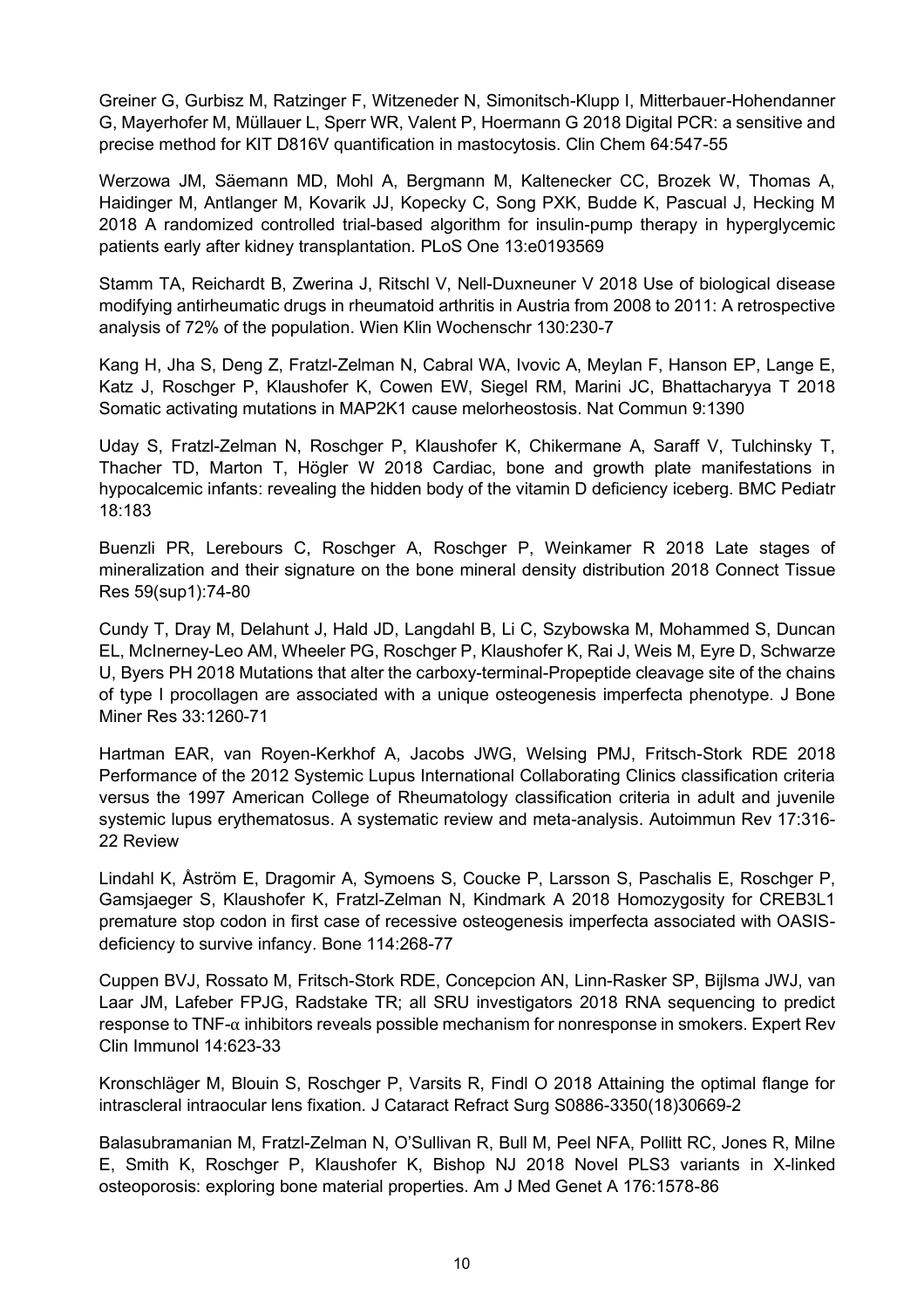Greiner G, Gurbisz M, Ratzinger F, Witzeneder N, Simonitsch-Klupp I, Mitterbauer-Hohendanner G, Mayerhofer M, Müllauer L, Sperr WR, Valent P, Hoermann G 2018 Digital PCR: a sensitive and precise method for KIT D816V quantification in mastocytosis. Clin Chem 64:547-55

Werzowa JM, Säemann MD, Mohl A, Bergmann M, Kaltenecker CC, Brozek W, Thomas A, Haidinger M, Antlanger M, Kovarik JJ, Kopecky C, Song PXK, Budde K, Pascual J, Hecking M 2018 A randomized controlled trial-based algorithm for insulin-pump therapy in hyperglycemic patients early after kidney transplantation. PLoS One 13:e0193569

Stamm TA, Reichardt B, Zwerina J, Ritschl V, Nell-Duxneuner V 2018 Use of biological disease modifying antirheumatic drugs in rheumatoid arthritis in Austria from 2008 to 2011: A retrospective analysis of 72% of the population. Wien Klin Wochenschr 130:230-7

Kang H, Jha S, Deng Z, Fratzl-Zelman N, Cabral WA, Ivovic A, Meylan F, Hanson EP, Lange E, Katz J, Roschger P, Klaushofer K, Cowen EW, Siegel RM, Marini JC, Bhattacharyya T 2018 Somatic activating mutations in MAP2K1 cause melorheostosis. Nat Commun 9:1390

Uday S, Fratzl-Zelman N, Roschger P, Klaushofer K, Chikermane A, Saraff V, Tulchinsky T, Thacher TD, Marton T, Högler W 2018 Cardiac, bone and growth plate manifestations in hypocalcemic infants: revealing the hidden body of the vitamin D deficiency iceberg. BMC Pediatr 18:183

Buenzli PR, Lerebours C, Roschger A, Roschger P, Weinkamer R 2018 Late stages of mineralization and their signature on the bone mineral density distribution 2018 Connect Tissue Res 59(sup1):74-80

Cundy T, Dray M, Delahunt J, Hald JD, Langdahl B, Li C, Szybowska M, Mohammed S, Duncan EL, McInerney-Leo AM, Wheeler PG, Roschger P, Klaushofer K, Rai J, Weis M, Eyre D, Schwarze U, Byers PH 2018 Mutations that alter the carboxy-terminal-Propeptide cleavage site of the chains of type I procollagen are associated with a unique osteogenesis imperfecta phenotype. J Bone Miner Res 33:1260-71

Hartman EAR, van Royen-Kerkhof A, Jacobs JWG, Welsing PMJ, Fritsch-Stork RDE 2018 Performance of the 2012 Systemic Lupus International Collaborating Clinics classification criteria versus the 1997 American College of Rheumatology classification criteria in adult and juvenile systemic lupus erythematosus. A systematic review and meta-analysis. Autoimmun Rev 17:316-22 Review

Lindahl K, Åström E, Dragomir A, Symoens S, Coucke P, Larsson S, Paschalis E, Roschger P, Gamsjaeger S, Klaushofer K, Fratzl-Zelman N, Kindmark A 2018 Homozygosity for CREB3L1 premature stop codon in first case of recessive osteogenesis imperfecta associated with OASIS-deficiency to survive infancy. Bone 114:268-77

Cuppen BVJ, Rossato M, Fritsch-Stork RDE, Concepcion AN, Linn-Rasker SP, Bijlsma JWJ, van Laar JM, Lafeber FPJG, Radstake TR; all SRU investigators 2018 RNA sequencing to predict response to TNF-$\alpha$ inhibitors reveals possible mechanism for nonresponse in smokers. Expert Rev Clin Immunol 14:623-33

Kronschläger M, Blouin S, Roschger P, Varsits R, Findl O 2018 Attaining the optimal flange for intrascleral intraocular lens fixation. J Cataract Refract Surg S0886-3350(18)30669-2

Balasubramanian M, Fratzl-Zelman N, O'Sullivan R, Bull M, Peel NFA, Pollitt RC, Jones R, Milne E, Smith K, Roschger P, Klaushofer K, Bishop NJ 2018 Novel PLS3 variants in X-linked osteoporosis: exploring bone material properties. Am J Med Genet A 176:1578-86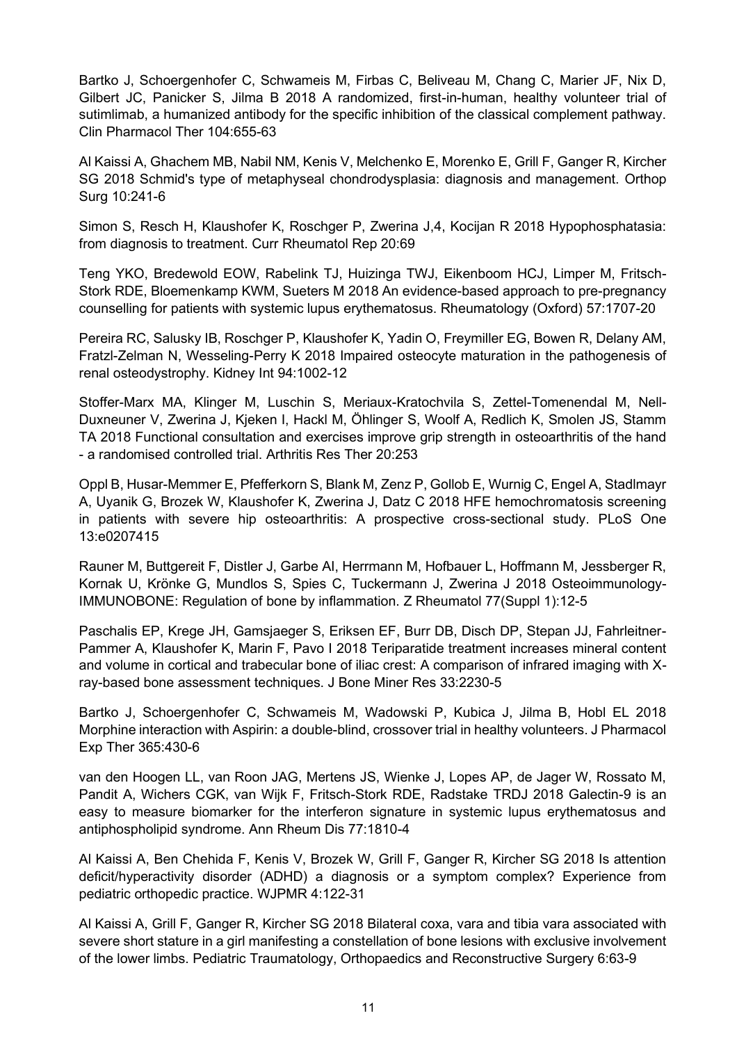Bartko J, Schoergenhofer C, Schwameis M, Firbas C, Beliveau M, Chang C, Marier JF, Nix D, Gilbert JC, Panicker S, Jilma B 2018 A randomized, first-in-human, healthy volunteer trial of sutimlimab, a humanized antibody for the specific inhibition of the classical complement pathway. Clin Pharmacol Ther 104:655-63

Al Kaissi A, Ghachem MB, Nabil NM, Kenis V, Melchenko E, Morenko E, Grill F, Ganger R, Kircher SG 2018 Schmid's type of metaphyseal chondrodysplasia: diagnosis and management. Orthop Surg 10:241-6

Simon S, Resch H, Klaushofer K, Roschger P, Zwerina J,4, Kocijan R 2018 Hypophosphatasia: from diagnosis to treatment. Curr Rheumatol Rep 20:69

Teng YKO, Bredewold EOW, Rabelink TJ, Huizinga TWJ, Eikenboom HCJ, Limper M, Fritsch-Stork RDE, Bloemenkamp KWM, Sueters M 2018 An evidence-based approach to pre-pregnancy counselling for patients with systemic lupus erythematosus. Rheumatology (Oxford) 57:1707-20

Pereira RC, Salusky IB, Roschger P, Klaushofer K, Yadin O, Freymiller EG, Bowen R, Delany AM, Fratzl-Zelman N, Wesseling-Perry K 2018 Impaired osteocyte maturation in the pathogenesis of renal osteodystrophy. Kidney Int 94:1002-12

Stoffer-Marx MA, Klinger M, Luschin S, Meriaux-Kratochvila S, Zettel-Tomenendal M, Nell-Duxneuner V, Zwerina J, Kjeken I, Hackl M, Öhlinger S, Woolf A, Redlich K, Smolen JS, Stamm TA 2018 Functional consultation and exercises improve grip strength in osteoarthritis of the hand - a randomised controlled trial. Arthritis Res Ther 20:253

Oppl B, Husar-Memmer E, Pfefferkorn S, Blank M, Zenz P, Gollob E, Wurnig C, Engel A, Stadlmayr A, Uyanik G, Brozek W, Klaushofer K, Zwerina J, Datz C 2018 HFE hemochromatosis screening in patients with severe hip osteoarthritis: A prospective cross-sectional study. PLoS One 13:e0207415

Rauner M, Buttgereit F, Distler J, Garbe AI, Herrmann M, Hofbauer L, Hoffmann M, Jessberger R, Kornak U, Krönke G, Mundlos S, Spies C, Tuckermann J, Zwerina J 2018 Osteoimmunology-IMMUNOBONE: Regulation of bone by inflammation. Z Rheumatol 77(Suppl 1):12-5

Paschalis EP, Krege JH, Gamsjaeger S, Eriksen EF, Burr DB, Disch DP, Stepan JJ, Fahrleitner-Pammer A, Klaushofer K, Marin F, Pavo I 2018 Teriparatide treatment increases mineral content and volume in cortical and trabecular bone of iliac crest: A comparison of infrared imaging with X-ray-based bone assessment techniques. J Bone Miner Res 33:2230-5

Bartko J, Schoergenhofer C, Schwameis M, Wadowski P, Kubica J, Jilma B, Hobl EL 2018 Morphine interaction with Aspirin: a double-blind, crossover trial in healthy volunteers. J Pharmacol Exp Ther 365:430-6

van den Hoogen LL, van Roon JAG, Mertens JS, Wienke J, Lopes AP, de Jager W, Rossato M, Pandit A, Wichers CGK, van Wijk F, Fritsch-Stork RDE, Radstake TRDJ 2018 Galectin-9 is an easy to measure biomarker for the interferon signature in systemic lupus erythematosus and antiphospholipid syndrome. Ann Rheum Dis 77:1810-4

Al Kaissi A, Ben Chehida F, Kenis V, Brozek W, Grill F, Ganger R, Kircher SG 2018 Is attention deficit/hyperactivity disorder (ADHD) a diagnosis or a symptom complex? Experience from pediatric orthopedic practice. WJPMR 4:122-31

Al Kaissi A, Grill F, Ganger R, Kircher SG 2018 Bilateral coxa, vara and tibia vara associated with severe short stature in a girl manifesting a constellation of bone lesions with exclusive involvement of the lower limbs. Pediatric Traumatology, Orthopaedics and Reconstructive Surgery 6:63-9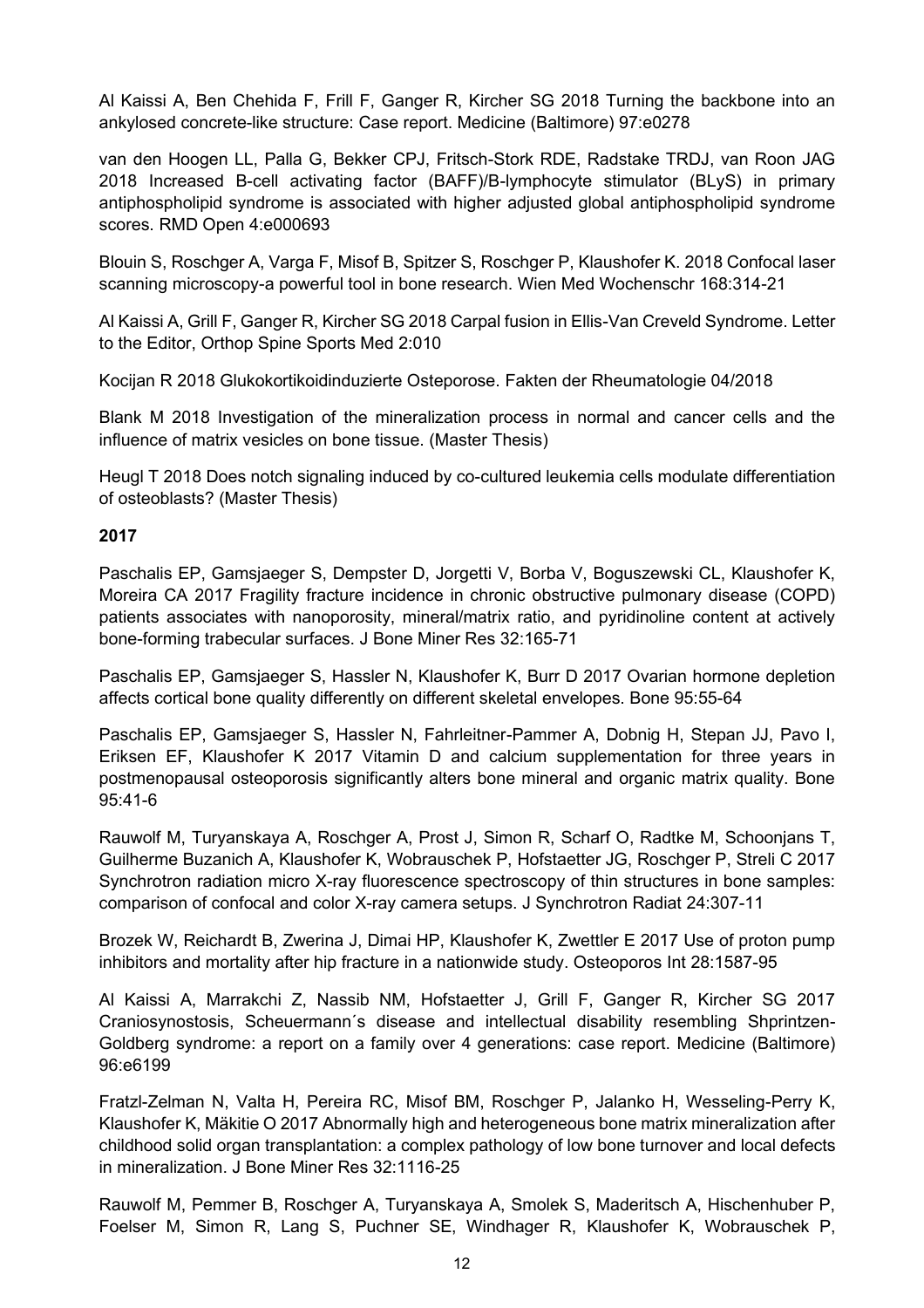Al Kaissi A, Ben Chehida F, Frill F, Ganger R, Kircher SG 2018 Turning the backbone into an ankylosed concrete-like structure: Case report. Medicine (Baltimore) 97:e0278

van den Hoogen LL, Palla G, Bekker CPJ, Fritsch-Stork RDE, Radstake TRDJ, van Roon JAG 2018 Increased B-cell activating factor (BAFF)/B-lymphocyte stimulator (BLyS) in primary antiphospholipid syndrome is associated with higher adjusted global antiphospholipid syndrome scores. RMD Open 4:e000693

Blouin S, Roschger A, Varga F, Misof B, Spitzer S, Roschger P, Klaushofer K. 2018 Confocal laser scanning microscopy-a powerful tool in bone research. Wien Med Wochenschr 168:314-21

Al Kaissi A, Grill F, Ganger R, Kircher SG 2018 Carpal fusion in Ellis-Van Creveld Syndrome. Letter to the Editor, Orthop Spine Sports Med 2:010

Kocijan R 2018 Glukokortikoidinduzierte Osteporose. Fakten der Rheumatologie 04/2018

Blank M 2018 Investigation of the mineralization process in normal and cancer cells and the influence of matrix vesicles on bone tissue. (Master Thesis)

Heugl T 2018 Does notch signaling induced by co-cultured leukemia cells modulate differentiation of osteoblasts? (Master Thesis)

**2017**

Paschalis EP, Gamsjaeger S, Dempster D, Jorgetti V, Borba V, Boguszewski CL, Klaushofer K, Moreira CA 2017 Fragility fracture incidence in chronic obstructive pulmonary disease (COPD) patients associates with nanoporosity, mineral/matrix ratio, and pyridinoline content at actively bone-forming trabecular surfaces. J Bone Miner Res 32:165-71

Paschalis EP, Gamsjaeger S, Hassler N, Klaushofer K, Burr D 2017 Ovarian hormone depletion affects cortical bone quality differently on different skeletal envelopes. Bone 95:55-64

Paschalis EP, Gamsjaeger S, Hassler N, Fahrleitner-Pammer A, Dobnig H, Stepan JJ, Pavo I, Eriksen EF, Klaushofer K 2017 Vitamin D and calcium supplementation for three years in postmenopausal osteoporosis significantly alters bone mineral and organic matrix quality. Bone 95:41-6

Rauwolf M, Turyanskaya A, Roschger A, Prost J, Simon R, Scharf O, Radtke M, Schoonjans T, Guilherme Buzanich A, Klaushofer K, Wobrauschek P, Hofstaetter JG, Roschger P, Streli C 2017 Synchrotron radiation micro X-ray fluorescence spectroscopy of thin structures in bone samples: comparison of confocal and color X-ray camera setups. J Synchrotron Radiat 24:307-11

Brozek W, Reichardt B, Zwerina J, Dimai HP, Klaushofer K, Zwettler E 2017 Use of proton pump inhibitors and mortality after hip fracture in a nationwide study. Osteoporos Int 28:1587-95

Al Kaissi A, Marrakchi Z, Nassib NM, Hofstaetter J, Grill F, Ganger R, Kircher SG 2017 Craniosynostosis, Scheuermann´s disease and intellectual disability resembling Shprintzen-Goldberg syndrome: a report on a family over 4 generations: case report. Medicine (Baltimore) 96:e6199

Fratzl-Zelman N, Valta H, Pereira RC, Misof BM, Roschger P, Jalanko H, Wesseling-Perry K, Klaushofer K, Mäkitie O 2017 Abnormally high and heterogeneous bone matrix mineralization after childhood solid organ transplantation: a complex pathology of low bone turnover and local defects in mineralization. J Bone Miner Res 32:1116-25

Rauwolf M, Pemmer B, Roschger A, Turyanskaya A, Smolek S, Maderitsch A, Hischenhuber P, Foelser M, Simon R, Lang S, Puchner SE, Windhager R, Klaushofer K, Wobrauschek P,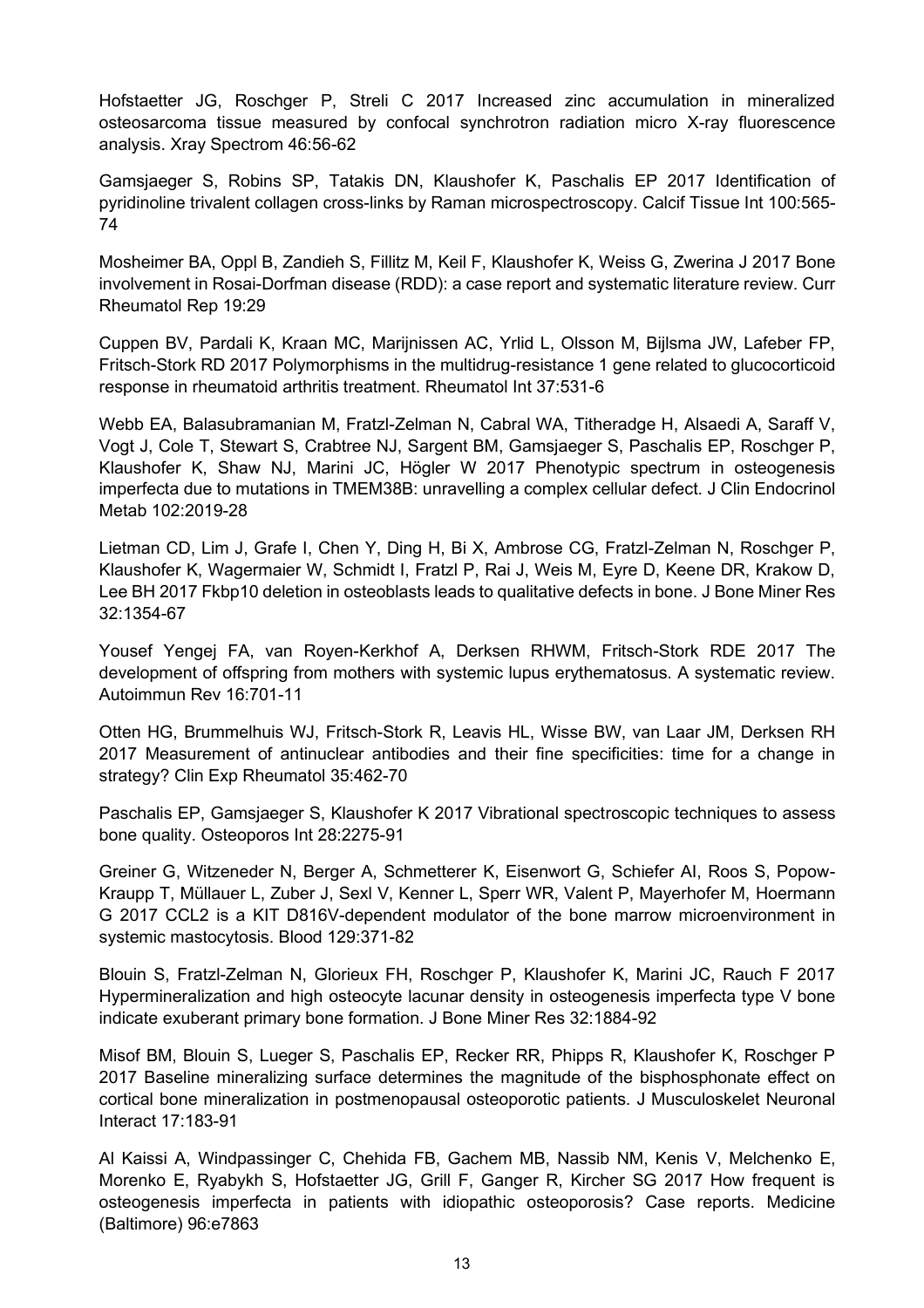Hofstaetter JG, Roschger P, Streli C 2017 Increased zinc accumulation in mineralized osteosarcoma tissue measured by confocal synchrotron radiation micro X-ray fluorescence analysis. Xray Spectrom 46:56-62

Gamsjaeger S, Robins SP, Tatakis DN, Klaushofer K, Paschalis EP 2017 Identification of pyridinoline trivalent collagen cross-links by Raman microspectroscopy. Calcif Tissue Int 100:565-74

Mosheimer BA, Oppl B, Zandieh S, Fillitz M, Keil F, Klaushofer K, Weiss G, Zwerina J 2017 Bone involvement in Rosai-Dorfman disease (RDD): a case report and systematic literature review. Curr Rheumatol Rep 19:29

Cuppen BV, Pardali K, Kraan MC, Marijnissen AC, Yrlid L, Olsson M, Bijlsma JW, Lafeber FP, Fritsch-Stork RD 2017 Polymorphisms in the multidrug-resistance 1 gene related to glucocorticoid response in rheumatoid arthritis treatment. Rheumatol Int 37:531-6

Webb EA, Balasubramanian M, Fratzl-Zelman N, Cabral WA, Titheradge H, Alsaedi A, Saraff V, Vogt J, Cole T, Stewart S, Crabtree NJ, Sargent BM, Gamsjaeger S, Paschalis EP, Roschger P, Klaushofer K, Shaw NJ, Marini JC, Högler W 2017 Phenotypic spectrum in osteogenesis imperfecta due to mutations in TMEM38B: unravelling a complex cellular defect. J Clin Endocrinol Metab 102:2019-28

Lietman CD, Lim J, Grafe I, Chen Y, Ding H, Bi X, Ambrose CG, Fratzl-Zelman N, Roschger P, Klaushofer K, Wagermaier W, Schmidt I, Fratzl P, Rai J, Weis M, Eyre D, Keene DR, Krakow D, Lee BH 2017 Fkbp10 deletion in osteoblasts leads to qualitative defects in bone. J Bone Miner Res 32:1354-67

Yousef Yengej FA, van Royen-Kerkhof A, Derksen RHWM, Fritsch-Stork RDE 2017 The development of offspring from mothers with systemic lupus erythematosus. A systematic review. Autoimmun Rev 16:701-11

Otten HG, Brummelhuis WJ, Fritsch-Stork R, Leavis HL, Wisse BW, van Laar JM, Derksen RH 2017 Measurement of antinuclear antibodies and their fine specificities: time for a change in strategy? Clin Exp Rheumatol 35:462-70

Paschalis EP, Gamsjaeger S, Klaushofer K 2017 Vibrational spectroscopic techniques to assess bone quality. Osteoporos Int 28:2275-91

Greiner G, Witzeneder N, Berger A, Schmetterer K, Eisenwort G, Schiefer AI, Roos S, Popow-Kraupp T, Müllauer L, Zuber J, Sexl V, Kenner L, Sperr WR, Valent P, Mayerhofer M, Hoermann G 2017 CCL2 is a KIT D816V-dependent modulator of the bone marrow microenvironment in systemic mastocytosis. Blood 129:371-82

Blouin S, Fratzl-Zelman N, Glorieux FH, Roschger P, Klaushofer K, Marini JC, Rauch F 2017 Hypermineralization and high osteocyte lacunar density in osteogenesis imperfecta type V bone indicate exuberant primary bone formation. J Bone Miner Res 32:1884-92

Misof BM, Blouin S, Lueger S, Paschalis EP, Recker RR, Phipps R, Klaushofer K, Roschger P 2017 Baseline mineralizing surface determines the magnitude of the bisphosphonate effect on cortical bone mineralization in postmenopausal osteoporotic patients. J Musculoskelet Neuronal Interact 17:183-91

Al Kaissi A, Windpassinger C, Chehida FB, Gachem MB, Nassib NM, Kenis V, Melchenko E, Morenko E, Ryabykh S, Hofstaetter JG, Grill F, Ganger R, Kircher SG 2017 How frequent is osteogenesis imperfecta in patients with idiopathic osteoporosis? Case reports. Medicine (Baltimore) 96:e7863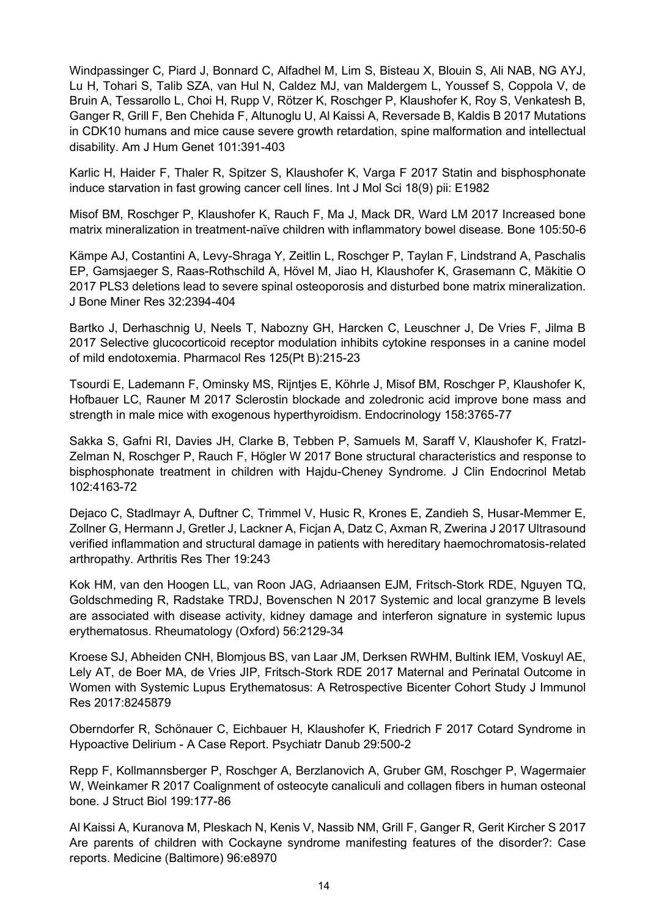Windpassinger C, Piard J, Bonnard C, Alfadhel M, Lim S, Bisteau X, Blouin S, Ali NAB, NG AYJ, Lu H, Tohari S, Talib SZA, van Hul N, Caldez MJ, van Maldergem L, Youssef S, Coppola V, de Bruin A, Tessarollo L, Choi H, Rupp V, Rötzer K, Roschger P, Klaushofer K, Roy S, Venkatesh B, Ganger R, Grill F, Ben Chehida F, Altunoglu U, Al Kaissi A, Reversade B, Kaldis B 2017 Mutations in CDK10 humans and mice cause severe growth retardation, spine malformation and intellectual disability. Am J Hum Genet 101:391-403

Karlic H, Haider F, Thaler R, Spitzer S, Klaushofer K, Varga F 2017 Statin and bisphosphonate induce starvation in fast growing cancer cell lines. Int J Mol Sci 18(9) pii: E1982

Misof BM, Roschger P, Klaushofer K, Rauch F, Ma J, Mack DR, Ward LM 2017 Increased bone matrix mineralization in treatment-naïve children with inflammatory bowel disease. Bone 105:50-6

Kämpe AJ, Costantini A, Levy-Shraga Y, Zeitlin L, Roschger P, Taylan F, Lindstrand A, Paschalis EP, Gamsjaeger S, Raas-Rothschild A, Hövel M, Jiao H, Klaushofer K, Grasemann C, Mäkitie O 2017 PLS3 deletions lead to severe spinal osteoporosis and disturbed bone matrix mineralization. J Bone Miner Res 32:2394-404

Bartko J, Derhaschnig U, Neels T, Nabozny GH, Harcken C, Leuschner J, De Vries F, Jilma B 2017 Selective glucocorticoid receptor modulation inhibits cytokine responses in a canine model of mild endotoxemia. Pharmacol Res 125(Pt B):215-23

Tsourdi E, Lademann F, Ominsky MS, Rijntjes E, Köhrle J, Misof BM, Roschger P, Klaushofer K, Hofbauer LC, Rauner M 2017 Sclerostin blockade and zoledronic acid improve bone mass and strength in male mice with exogenous hyperthyroidism. Endocrinology 158:3765-77

Sakka S, Gafni RI, Davies JH, Clarke B, Tebben P, Samuels M, Saraff V, Klaushofer K, Fratzl-Zelman N, Roschger P, Rauch F, Högler W 2017 Bone structural characteristics and response to bisphosphonate treatment in children with Hajdu-Cheney Syndrome. J Clin Endocrinol Metab 102:4163-72

Dejaco C, Stadlmayr A, Duftner C, Trimmel V, Husic R, Krones E, Zandieh S, Husar-Memmer E, Zollner G, Hermann J, Gretler J, Lackner A, Ficjan A, Datz C, Axman R, Zwerina J 2017 Ultrasound verified inflammation and structural damage in patients with hereditary haemochromatosis-related arthropathy. Arthritis Res Ther 19:243

Kok HM, van den Hoogen LL, van Roon JAG, Adriaansen EJM, Fritsch-Stork RDE, Nguyen TQ, Goldschmeding R, Radstake TRDJ, Bovenschen N 2017 Systemic and local granzyme B levels are associated with disease activity, kidney damage and interferon signature in systemic lupus erythematosus. Rheumatology (Oxford) 56:2129-34

Kroese SJ, Abheiden CNH, Blomjous BS, van Laar JM, Derksen RWHM, Bultink IEM, Voskuyl AE, Lely AT, de Boer MA, de Vries JIP, Fritsch-Stork RDE 2017 Maternal and Perinatal Outcome in Women with Systemic Lupus Erythematosus: A Retrospective Bicenter Cohort Study J Immunol Res 2017:8245879

Oberndorfer R, Schönauer C, Eichbauer H, Klaushofer K, Friedrich F 2017 Cotard Syndrome in Hypoactive Delirium - A Case Report. Psychiatr Danub 29:500-2

Repp F, Kollmannsberger P, Roschger A, Berzlanovich A, Gruber GM, Roschger P, Wagermaier W, Weinkamer R 2017 Coalignment of osteocyte canaliculi and collagen fibers in human osteonal bone. J Struct Biol 199:177-86

Al Kaissi A, Kuranova M, Pleskach N, Kenis V, Nassib NM, Grill F, Ganger R, Gerit Kircher S 2017 Are parents of children with Cockayne syndrome manifesting features of the disorder?: Case reports. Medicine (Baltimore) 96:e8970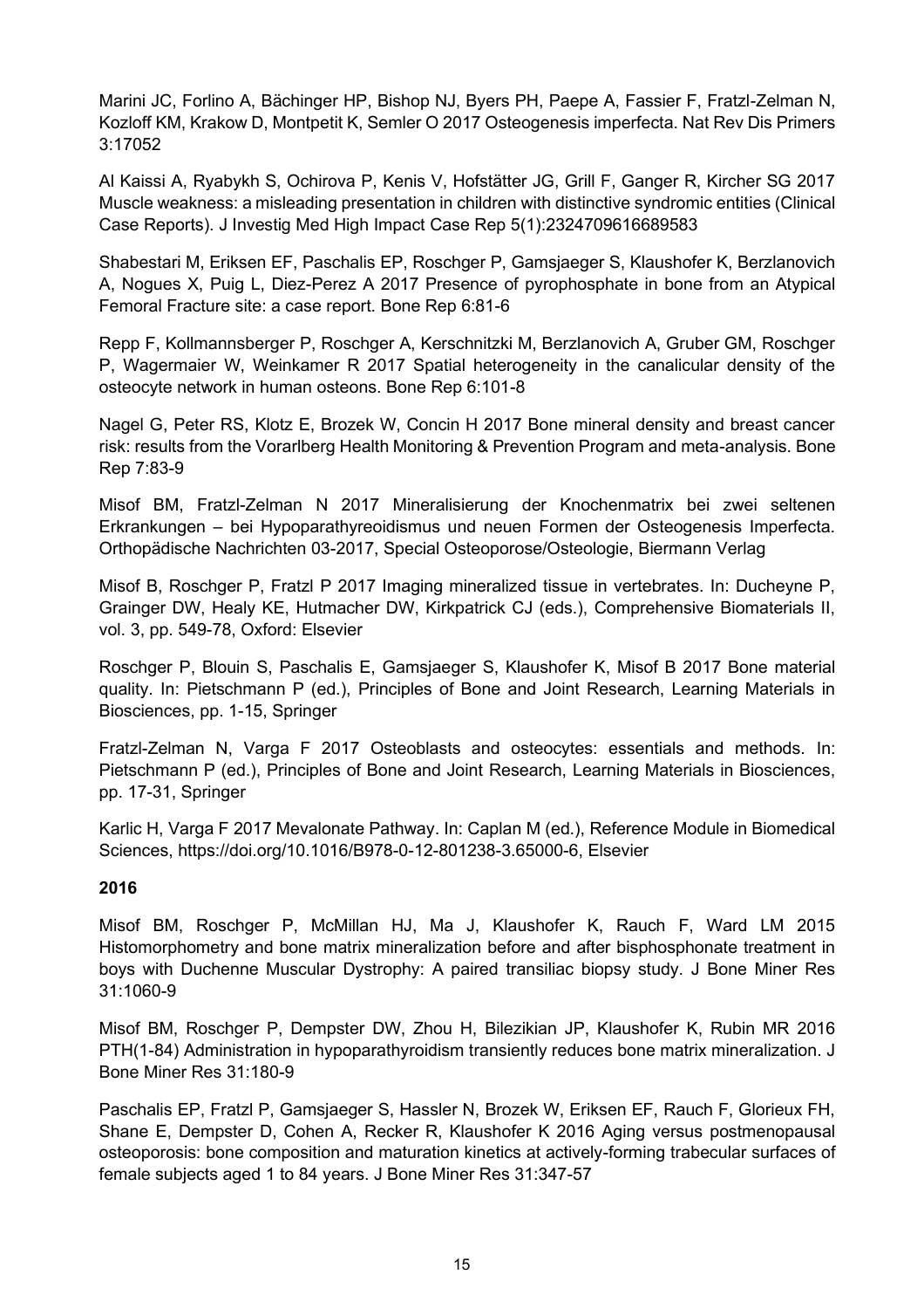Marini JC, Forlino A, Bächinger HP, Bishop NJ, Byers PH, Paepe A, Fassier F, Fratzl-Zelman N, Kozloff KM, Krakow D, Montpetit K, Semler O 2017 Osteogenesis imperfecta. Nat Rev Dis Primers 3:17052

Al Kaissi A, Ryabykh S, Ochirova P, Kenis V, Hofstätter JG, Grill F, Ganger R, Kircher SG 2017 Muscle weakness: a misleading presentation in children with distinctive syndromic entities (Clinical Case Reports). J Investig Med High Impact Case Rep 5(1):2324709616689583

Shabestari M, Eriksen EF, Paschalis EP, Roschger P, Gamsjaeger S, Klaushofer K, Berzlanovich A, Nogues X, Puig L, Diez-Perez A 2017 Presence of pyrophosphate in bone from an Atypical Femoral Fracture site: a case report. Bone Rep 6:81-6

Repp F, Kollmannsberger P, Roschger A, Kerschnitzki M, Berzlanovich A, Gruber GM, Roschger P, Wagermaier W, Weinkamer R 2017 Spatial heterogeneity in the canalicular density of the osteocyte network in human osteons. Bone Rep 6:101-8

Nagel G, Peter RS, Klotz E, Brozek W, Concin H 2017 Bone mineral density and breast cancer risk: results from the Vorarlberg Health Monitoring & Prevention Program and meta-analysis. Bone Rep 7:83-9

Misof BM, Fratzl-Zelman N 2017 Mineralisierung der Knochenmatrix bei zwei seltenen Erkrankungen – bei Hypoparathyreoidismus und neuen Formen der Osteogenesis Imperfecta. Orthopädische Nachrichten 03-2017, Special Osteoporose/Osteologie, Biermann Verlag

Misof B, Roschger P, Fratzl P 2017 Imaging mineralized tissue in vertebrates. In: Ducheyne P, Grainger DW, Healy KE, Hutmacher DW, Kirkpatrick CJ (eds.), Comprehensive Biomaterials II, vol. 3, pp. 549-78, Oxford: Elsevier

Roschger P, Blouin S, Paschalis E, Gamsjaeger S, Klaushofer K, Misof B 2017 Bone material quality. In: Pietschmann P (ed.), Principles of Bone and Joint Research, Learning Materials in Biosciences, pp. 1-15, Springer

Fratzl-Zelman N, Varga F 2017 Osteoblasts and osteocytes: essentials and methods. In: Pietschmann P (ed.), Principles of Bone and Joint Research, Learning Materials in Biosciences, pp. 17-31, Springer

Karlic H, Varga F 2017 Mevalonate Pathway. In: Caplan M (ed.), Reference Module in Biomedical Sciences, https://doi.org/10.1016/B978-0-12-801238-3.65000-6, Elsevier

**2016**

Misof BM, Roschger P, McMillan HJ, Ma J, Klaushofer K, Rauch F, Ward LM 2015 Histomorphometry and bone matrix mineralization before and after bisphosphonate treatment in boys with Duchenne Muscular Dystrophy: A paired transiliac biopsy study. J Bone Miner Res 31:1060-9

Misof BM, Roschger P, Dempster DW, Zhou H, Bilezikian JP, Klaushofer K, Rubin MR 2016 PTH(1-84) Administration in hypoparathyroidism transiently reduces bone matrix mineralization. J Bone Miner Res 31:180-9

Paschalis EP, Fratzl P, Gamsjaeger S, Hassler N, Brozek W, Eriksen EF, Rauch F, Glorieux FH, Shane E, Dempster D, Cohen A, Recker R, Klaushofer K 2016 Aging versus postmenopausal osteoporosis: bone composition and maturation kinetics at actively-forming trabecular surfaces of female subjects aged 1 to 84 years. J Bone Miner Res 31:347-57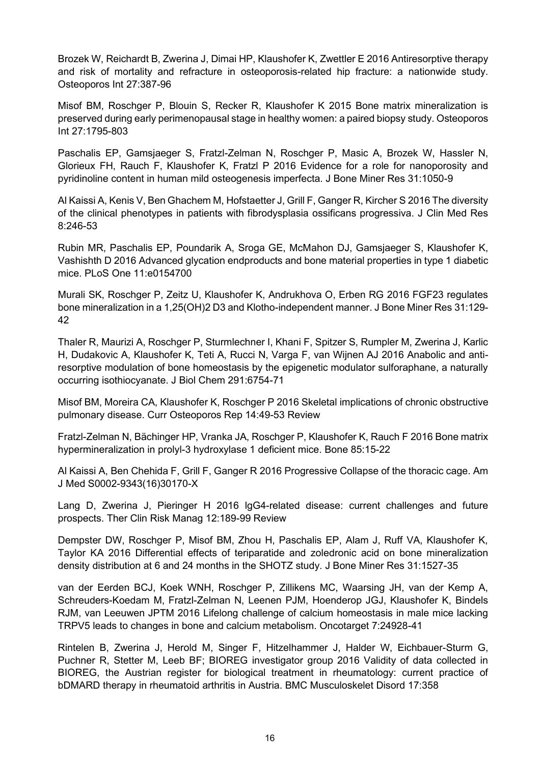Brozek W, Reichardt B, Zwerina J, Dimai HP, Klaushofer K, Zwettler E 2016 Antiresorptive therapy and risk of mortality and refracture in osteoporosis-related hip fracture: a nationwide study. Osteoporos Int 27:387-96

Misof BM, Roschger P, Blouin S, Recker R, Klaushofer K 2015 Bone matrix mineralization is preserved during early perimenopausal stage in healthy women: a paired biopsy study. Osteoporos Int 27:1795-803

Paschalis EP, Gamsjaeger S, Fratzl-Zelman N, Roschger P, Masic A, Brozek W, Hassler N, Glorieux FH, Rauch F, Klaushofer K, Fratzl P 2016 Evidence for a role for nanoporosity and pyridinoline content in human mild osteogenesis imperfecta. J Bone Miner Res 31:1050-9

Al Kaissi A, Kenis V, Ben Ghachem M, Hofstaetter J, Grill F, Ganger R, Kircher S 2016 The diversity of the clinical phenotypes in patients with fibrodysplasia ossificans progressiva. J Clin Med Res 8:246-53

Rubin MR, Paschalis EP, Poundarik A, Sroga GE, McMahon DJ, Gamsjaeger S, Klaushofer K, Vashishth D 2016 Advanced glycation endproducts and bone material properties in type 1 diabetic mice. PLoS One 11:e0154700

Murali SK, Roschger P, Zeitz U, Klaushofer K, Andrukhova O, Erben RG 2016 FGF23 regulates bone mineralization in a 1,25(OH)2 D3 and Klotho-independent manner. J Bone Miner Res 31:129-42

Thaler R, Maurizi A, Roschger P, Sturmlechner I, Khani F, Spitzer S, Rumpler M, Zwerina J, Karlic H, Dudakovic A, Klaushofer K, Teti A, Rucci N, Varga F, van Wijnen AJ 2016 Anabolic and anti-resorptive modulation of bone homeostasis by the epigenetic modulator sulforaphane, a naturally occurring isothiocyanate. J Biol Chem 291:6754-71

Misof BM, Moreira CA, Klaushofer K, Roschger P 2016 Skeletal implications of chronic obstructive pulmonary disease. Curr Osteoporos Rep 14:49-53 Review

Fratzl-Zelman N, Bächinger HP, Vranka JA, Roschger P, Klaushofer K, Rauch F 2016 Bone matrix hypermineralization in prolyl-3 hydroxylase 1 deficient mice. Bone 85:15-22

Al Kaissi A, Ben Chehida F, Grill F, Ganger R 2016 Progressive Collapse of the thoracic cage. Am J Med S0002-9343(16)30170-X

Lang D, Zwerina J, Pieringer H 2016 IgG4-related disease: current challenges and future prospects. Ther Clin Risk Manag 12:189-99 Review

Dempster DW, Roschger P, Misof BM, Zhou H, Paschalis EP, Alam J, Ruff VA, Klaushofer K, Taylor KA 2016 Differential effects of teriparatide and zoledronic acid on bone mineralization density distribution at 6 and 24 months in the SHOTZ study. J Bone Miner Res 31:1527-35

van der Eerden BCJ, Koek WNH, Roschger P, Zillikens MC, Waarsing JH, van der Kemp A, Schreuders-Koedam M, Fratzl-Zelman N, Leenen PJM, Hoenderop JGJ, Klaushofer K, Bindels RJM, van Leeuwen JPTM 2016 Lifelong challenge of calcium homeostasis in male mice lacking TRPV5 leads to changes in bone and calcium metabolism. Oncotarget 7:24928-41

Rintelen B, Zwerina J, Herold M, Singer F, Hitzelhammer J, Halder W, Eichbauer-Sturm G, Puchner R, Stetter M, Leeb BF; BIOREG investigator group 2016 Validity of data collected in BIOREG, the Austrian register for biological treatment in rheumatology: current practice of bDMARD therapy in rheumatoid arthritis in Austria. BMC Musculoskelet Disord 17:358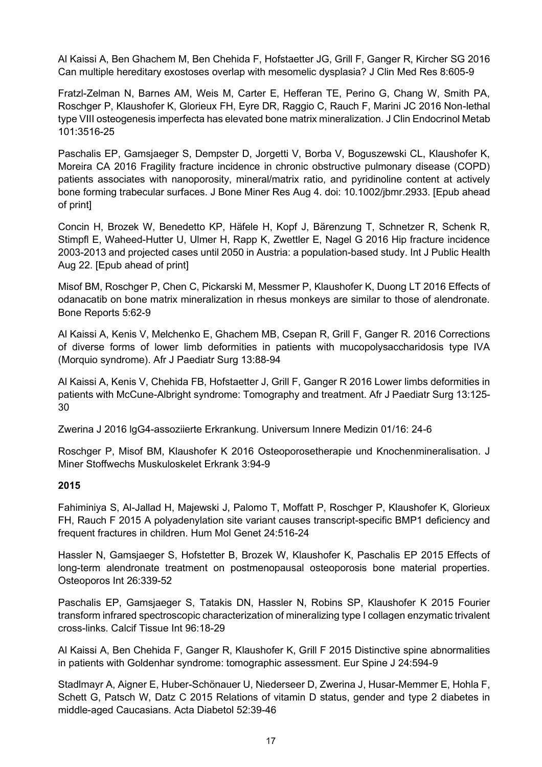Al Kaissi A, Ben Ghachem M, Ben Chehida F, Hofstaetter JG, Grill F, Ganger R, Kircher SG 2016 Can multiple hereditary exostoses overlap with mesomelic dysplasia? J Clin Med Res 8:605-9

Fratzl-Zelman N, Barnes AM, Weis M, Carter E, Hefferan TE, Perino G, Chang W, Smith PA, Roschger P, Klaushofer K, Glorieux FH, Eyre DR, Raggio C, Rauch F, Marini JC 2016 Non-lethal type VIII osteogenesis imperfecta has elevated bone matrix mineralization. J Clin Endocrinol Metab 101:3516-25

Paschalis EP, Gamsjaeger S, Dempster D, Jorgetti V, Borba V, Boguszewski CL, Klaushofer K, Moreira CA 2016 Fragility fracture incidence in chronic obstructive pulmonary disease (COPD) patients associates with nanoporosity, mineral/matrix ratio, and pyridinoline content at actively bone forming trabecular surfaces. J Bone Miner Res Aug 4. doi: 10.1002/jbmr.2933. [Epub ahead of print]

Concin H, Brozek W, Benedetto KP, Häfele H, Kopf J, Bärenzung T, Schnetzer R, Schenk R, Stimpfl E, Waheed-Hutter U, Ulmer H, Rapp K, Zwettler E, Nagel G 2016 Hip fracture incidence 2003-2013 and projected cases until 2050 in Austria: a population-based study. Int J Public Health Aug 22. [Epub ahead of print]

Misof BM, Roschger P, Chen C, Pickarski M, Messmer P, Klaushofer K, Duong LT 2016 Effects of odanacatib on bone matrix mineralization in rhesus monkeys are similar to those of alendronate. Bone Reports 5:62-9

Al Kaissi A, Kenis V, Melchenko E, Ghachem MB, Csepan R, Grill F, Ganger R. 2016 Corrections of diverse forms of lower limb deformities in patients with mucopolysaccharidosis type IVA (Morquio syndrome). Afr J Paediatr Surg 13:88-94

Al Kaissi A, Kenis V, Chehida FB, Hofstaetter J, Grill F, Ganger R 2016 Lower limbs deformities in patients with McCune-Albright syndrome: Tomography and treatment. Afr J Paediatr Surg 13:125-30

Zwerina J 2016 IgG4-assoziierte Erkrankung. Universum Innere Medizin 01/16: 24-6

Roschger P, Misof BM, Klaushofer K 2016 Osteoporosetherapie und Knochenmineralisation. J Miner Stoffwechs Muskuloskelet Erkrank 3:94-9

**2015**

Fahiminiya S, Al-Jallad H, Majewski J, Palomo T, Moffatt P, Roschger P, Klaushofer K, Glorieux FH, Rauch F 2015 A polyadenylation site variant causes transcript-specific BMP1 deficiency and frequent fractures in children. Hum Mol Genet 24:516-24

Hassler N, Gamsjaeger S, Hofstetter B, Brozek W, Klaushofer K, Paschalis EP 2015 Effects of long-term alendronate treatment on postmenopausal osteoporosis bone material properties. Osteoporos Int 26:339-52

Paschalis EP, Gamsjaeger S, Tatakis DN, Hassler N, Robins SP, Klaushofer K 2015 Fourier transform infrared spectroscopic characterization of mineralizing type I collagen enzymatic trivalent cross-links. Calcif Tissue Int 96:18-29

Al Kaissi A, Ben Chehida F, Ganger R, Klaushofer K, Grill F 2015 Distinctive spine abnormalities in patients with Goldenhar syndrome: tomographic assessment. Eur Spine J 24:594-9

Stadlmayr A, Aigner E, Huber-Schönauer U, Niederseer D, Zwerina J, Husar-Memmer E, Hohla F, Schett G, Patsch W, Datz C 2015 Relations of vitamin D status, gender and type 2 diabetes in middle-aged Caucasians. Acta Diabetol 52:39-46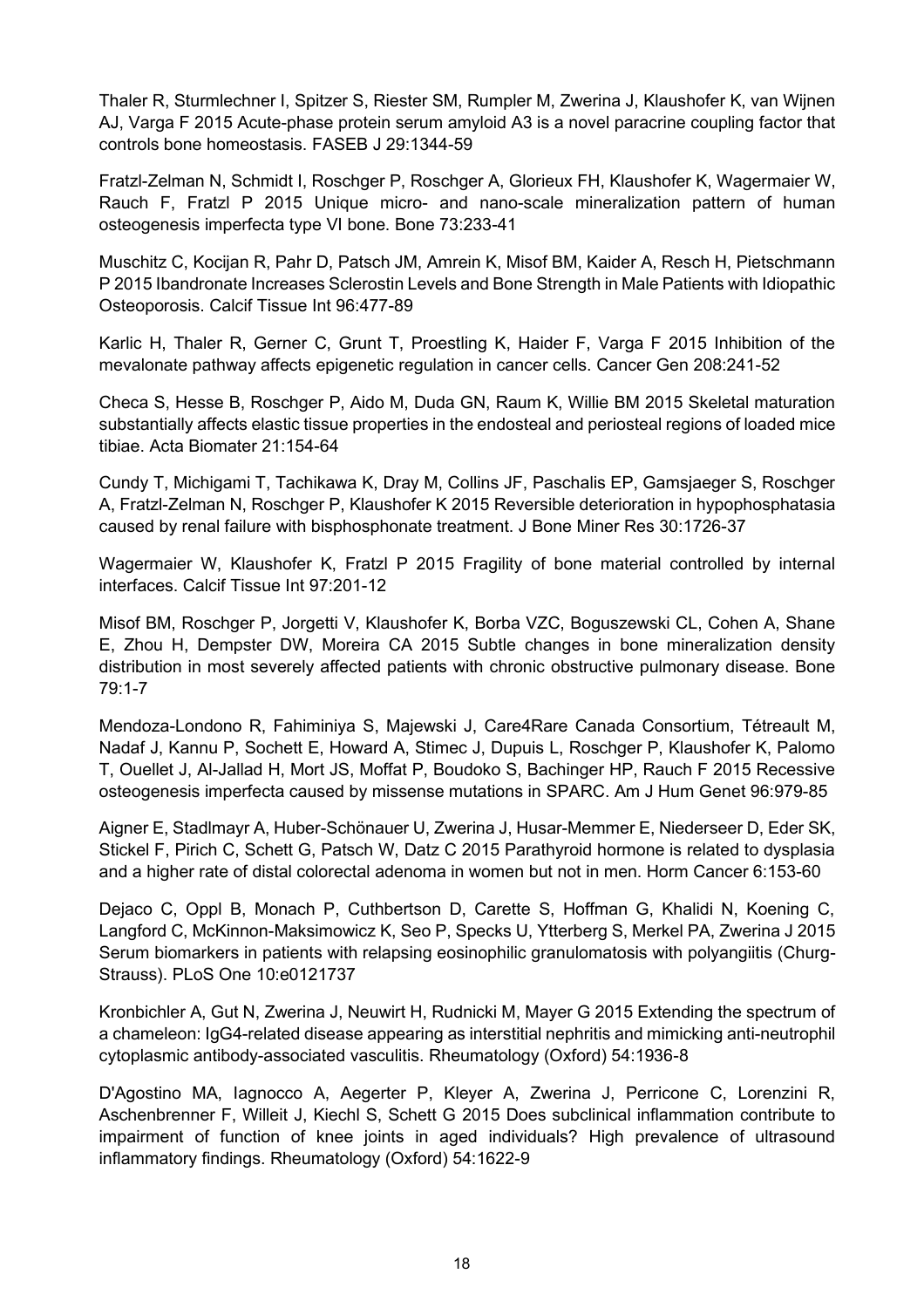Thaler R, Sturmlechner I, Spitzer S, Riester SM, Rumpler M, Zwerina J, Klaushofer K, van Wijnen AJ, Varga F 2015 Acute-phase protein serum amyloid A3 is a novel paracrine coupling factor that controls bone homeostasis. FASEB J 29:1344-59

Fratzl-Zelman N, Schmidt I, Roschger P, Roschger A, Glorieux FH, Klaushofer K, Wagermaier W, Rauch F, Fratzl P 2015 Unique micro- and nano-scale mineralization pattern of human osteogenesis imperfecta type VI bone. Bone 73:233-41

Muschitz C, Kocijan R, Pahr D, Patsch JM, Amrein K, Misof BM, Kaider A, Resch H, Pietschmann P 2015 Ibandronate Increases Sclerostin Levels and Bone Strength in Male Patients with Idiopathic Osteoporosis. Calcif Tissue Int 96:477-89

Karlic H, Thaler R, Gerner C, Grunt T, Proestling K, Haider F, Varga F 2015 Inhibition of the mevalonate pathway affects epigenetic regulation in cancer cells. Cancer Gen 208:241-52

Checa S, Hesse B, Roschger P, Aido M, Duda GN, Raum K, Willie BM 2015 Skeletal maturation substantially affects elastic tissue properties in the endosteal and periosteal regions of loaded mice tibiae. Acta Biomater 21:154-64

Cundy T, Michigami T, Tachikawa K, Dray M, Collins JF, Paschalis EP, Gamsjaeger S, Roschger A, Fratzl-Zelman N, Roschger P, Klaushofer K 2015 Reversible deterioration in hypophosphatasia caused by renal failure with bisphosphonate treatment. J Bone Miner Res 30:1726-37

Wagermaier W, Klaushofer K, Fratzl P 2015 Fragility of bone material controlled by internal interfaces. Calcif Tissue Int 97:201-12

Misof BM, Roschger P, Jorgetti V, Klaushofer K, Borba VZC, Boguszewski CL, Cohen A, Shane E, Zhou H, Dempster DW, Moreira CA 2015 Subtle changes in bone mineralization density distribution in most severely affected patients with chronic obstructive pulmonary disease. Bone 79:1-7

Mendoza-Londono R, Fahiminiya S, Majewski J, Care4Rare Canada Consortium, Tétreault M, Nadaf J, Kannu P, Sochett E, Howard A, Stimec J, Dupuis L, Roschger P, Klaushofer K, Palomo T, Ouellet J, Al-Jallad H, Mort JS, Moffat P, Boudoko S, Bachinger HP, Rauch F 2015 Recessive osteogenesis imperfecta caused by missense mutations in SPARC. Am J Hum Genet 96:979-85

Aigner E, Stadlmayr A, Huber-Schönauer U, Zwerina J, Husar-Memmer E, Niederseer D, Eder SK, Stickel F, Pirich C, Schett G, Patsch W, Datz C 2015 Parathyroid hormone is related to dysplasia and a higher rate of distal colorectal adenoma in women but not in men. Horm Cancer 6:153-60

Dejaco C, Oppl B, Monach P, Cuthbertson D, Carette S, Hoffman G, Khalidi N, Koening C, Langford C, McKinnon-Maksimowicz K, Seo P, Specks U, Ytterberg S, Merkel PA, Zwerina J 2015 Serum biomarkers in patients with relapsing eosinophilic granulomatosis with polyangiitis (Churg-Strauss). PLoS One 10:e0121737

Kronbichler A, Gut N, Zwerina J, Neuwirt H, Rudnicki M, Mayer G 2015 Extending the spectrum of a chameleon: IgG4-related disease appearing as interstitial nephritis and mimicking anti-neutrophil cytoplasmic antibody-associated vasculitis. Rheumatology (Oxford) 54:1936-8

D'Agostino MA, Iagnocco A, Aegerter P, Kleyer A, Zwerina J, Perricone C, Lorenzini R, Aschenbrenner F, Willeit J, Kiechl S, Schett G 2015 Does subclinical inflammation contribute to impairment of function of knee joints in aged individuals? High prevalence of ultrasound inflammatory findings. Rheumatology (Oxford) 54:1622-9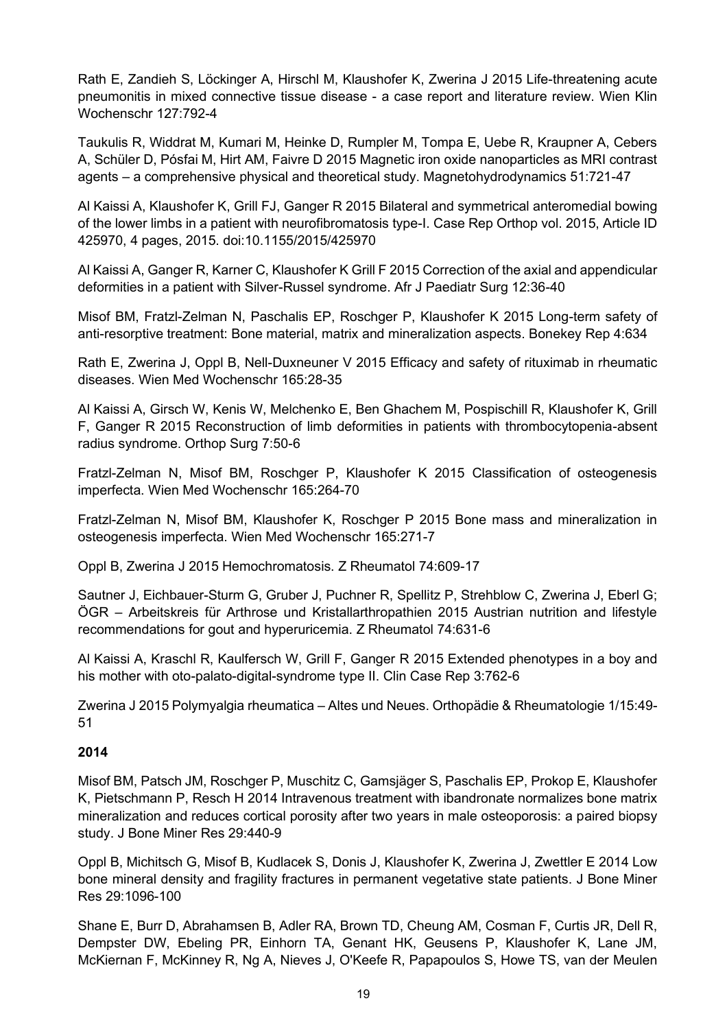Rath E, Zandieh S, Löckinger A, Hirschl M, Klaushofer K, Zwerina J 2015 Life-threatening acute pneumonitis in mixed connective tissue disease - a case report and literature review. Wien Klin Wochenschr 127:792-4

Taukulis R, Widdrat M, Kumari M, Heinke D, Rumpler M, Tompa E, Uebe R, Kraupner A, Cebers A, Schüler D, Pósfai M, Hirt AM, Faivre D 2015 Magnetic iron oxide nanoparticles as MRI contrast agents – a comprehensive physical and theoretical study. Magnetohydrodynamics 51:721-47

Al Kaissi A, Klaushofer K, Grill FJ, Ganger R 2015 Bilateral and symmetrical anteromedial bowing of the lower limbs in a patient with neurofibromatosis type-I. Case Rep Orthop vol. 2015, Article ID 425970, 4 pages, 2015. doi:10.1155/2015/425970

Al Kaissi A, Ganger R, Karner C, Klaushofer K Grill F 2015 Correction of the axial and appendicular deformities in a patient with Silver-Russel syndrome. Afr J Paediatr Surg 12:36-40

Misof BM, Fratzl-Zelman N, Paschalis EP, Roschger P, Klaushofer K 2015 Long-term safety of anti-resorptive treatment: Bone material, matrix and mineralization aspects. Bonekey Rep 4:634

Rath E, Zwerina J, Oppl B, Nell-Duxneuner V 2015 Efficacy and safety of rituximab in rheumatic diseases. Wien Med Wochenschr 165:28-35

Al Kaissi A, Girsch W, Kenis W, Melchenko E, Ben Ghachem M, Pospischill R, Klaushofer K, Grill F, Ganger R 2015 Reconstruction of limb deformities in patients with thrombocytopenia-absent radius syndrome. Orthop Surg 7:50-6

Fratzl-Zelman N, Misof BM, Roschger P, Klaushofer K 2015 Classification of osteogenesis imperfecta. Wien Med Wochenschr 165:264-70

Fratzl-Zelman N, Misof BM, Klaushofer K, Roschger P 2015 Bone mass and mineralization in osteogenesis imperfecta. Wien Med Wochenschr 165:271-7

Oppl B, Zwerina J 2015 Hemochromatosis. Z Rheumatol 74:609-17

Sautner J, Eichbauer-Sturm G, Gruber J, Puchner R, Spellitz P, Strehblow C, Zwerina J, Eberl G; ÖGR – Arbeitskreis für Arthrose und Kristallarthropathien 2015 Austrian nutrition and lifestyle recommendations for gout and hyperuricemia. Z Rheumatol 74:631-6

Al Kaissi A, Kraschl R, Kaulfersch W, Grill F, Ganger R 2015 Extended phenotypes in a boy and his mother with oto-palato-digital-syndrome type II. Clin Case Rep 3:762-6

Zwerina J 2015 Polymyalgia rheumatica – Altes und Neues. Orthopädie & Rheumatologie 1/15:49-51

**2014**

Misof BM, Patsch JM, Roschger P, Muschitz C, Gamsjäger S, Paschalis EP, Prokop E, Klaushofer K, Pietschmann P, Resch H 2014 Intravenous treatment with ibandronate normalizes bone matrix mineralization and reduces cortical porosity after two years in male osteoporosis: a paired biopsy study. J Bone Miner Res 29:440-9

Oppl B, Michitsch G, Misof B, Kudlacek S, Donis J, Klaushofer K, Zwerina J, Zwettler E 2014 Low bone mineral density and fragility fractures in permanent vegetative state patients. J Bone Miner Res 29:1096-100

Shane E, Burr D, Abrahamsen B, Adler RA, Brown TD, Cheung AM, Cosman F, Curtis JR, Dell R, Dempster DW, Ebeling PR, Einhorn TA, Genant HK, Geusens P, Klaushofer K, Lane JM, McKiernan F, McKinney R, Ng A, Nieves J, O'Keefe R, Papapoulos S, Howe TS, van der Meulen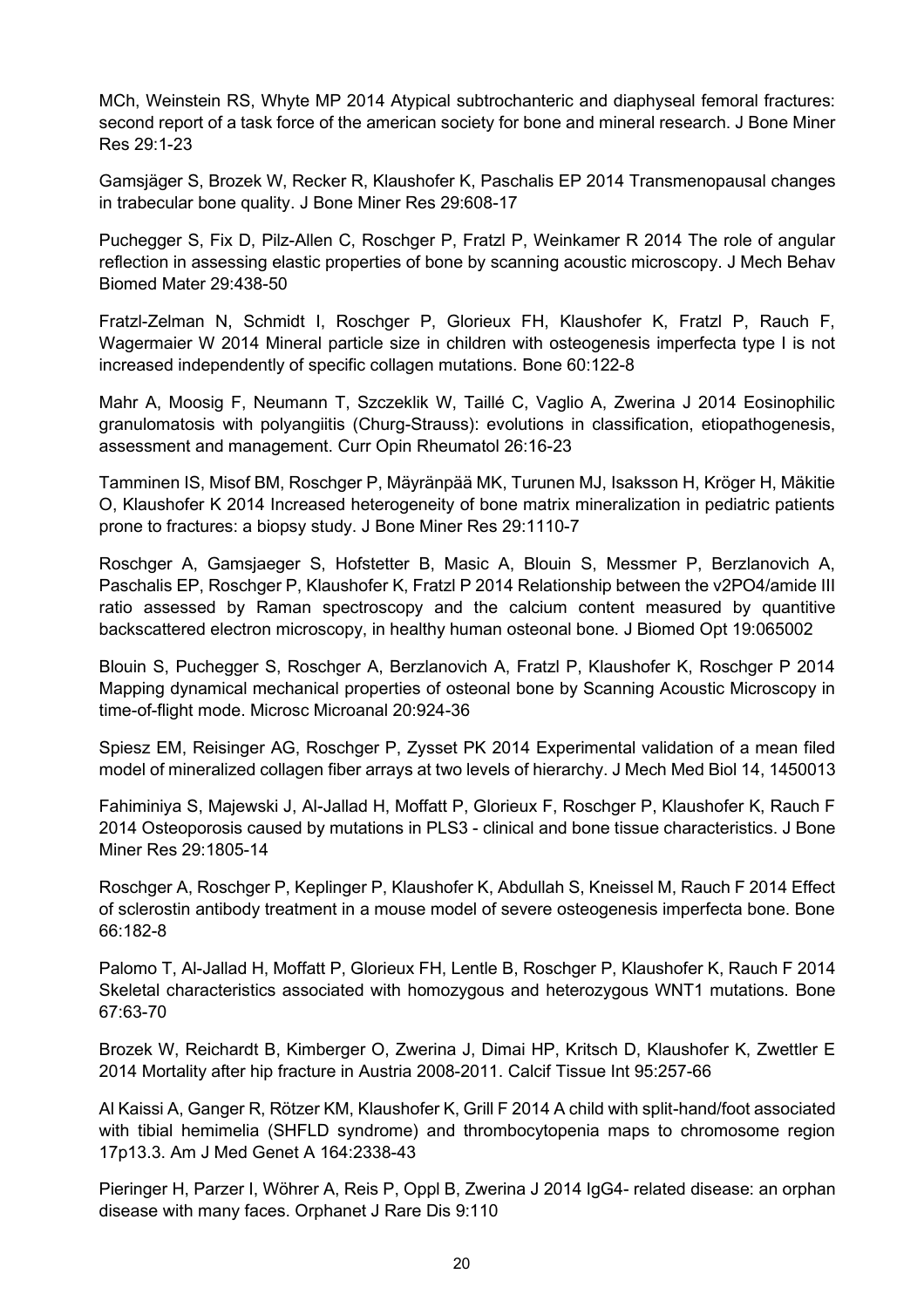MCh, Weinstein RS, Whyte MP 2014 Atypical subtrochanteric and diaphyseal femoral fractures: second report of a task force of the american society for bone and mineral research. J Bone Miner Res 29:1-23

Gamsjäger S, Brozek W, Recker R, Klaushofer K, Paschalis EP 2014 Transmenopausal changes in trabecular bone quality. J Bone Miner Res 29:608-17

Puchegger S, Fix D, Pilz-Allen C, Roschger P, Fratzl P, Weinkamer R 2014 The role of angular reflection in assessing elastic properties of bone by scanning acoustic microscopy. J Mech Behav Biomed Mater 29:438-50

Fratzl-Zelman N, Schmidt I, Roschger P, Glorieux FH, Klaushofer K, Fratzl P, Rauch F, Wagermaier W 2014 Mineral particle size in children with osteogenesis imperfecta type I is not increased independently of specific collagen mutations. Bone 60:122-8

Mahr A, Moosig F, Neumann T, Szczeklik W, Taillé C, Vaglio A, Zwerina J 2014 Eosinophilic granulomatosis with polyangiitis (Churg-Strauss): evolutions in classification, etiopathogenesis, assessment and management. Curr Opin Rheumatol 26:16-23

Tamminen IS, Misof BM, Roschger P, Mäyränpää MK, Turunen MJ, Isaksson H, Kröger H, Mäkitie O, Klaushofer K 2014 Increased heterogeneity of bone matrix mineralization in pediatric patients prone to fractures: a biopsy study. J Bone Miner Res 29:1110-7

Roschger A, Gamsjaeger S, Hofstetter B, Masic A, Blouin S, Messmer P, Berzlanovich A, Paschalis EP, Roschger P, Klaushofer K, Fratzl P 2014 Relationship between the v2PO4/amide III ratio assessed by Raman spectroscopy and the calcium content measured by quantitive backscattered electron microscopy, in healthy human osteonal bone. J Biomed Opt 19:065002

Blouin S, Puchegger S, Roschger A, Berzlanovich A, Fratzl P, Klaushofer K, Roschger P 2014 Mapping dynamical mechanical properties of osteonal bone by Scanning Acoustic Microscopy in time-of-flight mode. Microsc Microanal 20:924-36

Spiesz EM, Reisinger AG, Roschger P, Zysset PK 2014 Experimental validation of a mean filed model of mineralized collagen fiber arrays at two levels of hierarchy. J Mech Med Biol 14, 1450013

Fahiminiya S, Majewski J, Al-Jallad H, Moffatt P, Glorieux F, Roschger P, Klaushofer K, Rauch F 2014 Osteoporosis caused by mutations in PLS3 - clinical and bone tissue characteristics. J Bone Miner Res 29:1805-14

Roschger A, Roschger P, Keplinger P, Klaushofer K, Abdullah S, Kneissel M, Rauch F 2014 Effect of sclerostin antibody treatment in a mouse model of severe osteogenesis imperfecta bone. Bone 66:182-8

Palomo T, Al-Jallad H, Moffatt P, Glorieux FH, Lentle B, Roschger P, Klaushofer K, Rauch F 2014 Skeletal characteristics associated with homozygous and heterozygous WNT1 mutations. Bone 67:63-70

Brozek W, Reichardt B, Kimberger O, Zwerina J, Dimai HP, Kritsch D, Klaushofer K, Zwettler E 2014 Mortality after hip fracture in Austria 2008-2011. Calcif Tissue Int 95:257-66

Al Kaissi A, Ganger R, Rötzer KM, Klaushofer K, Grill F 2014 A child with split-hand/foot associated with tibial hemimelia (SHFLD syndrome) and thrombocytopenia maps to chromosome region 17p13.3. Am J Med Genet A 164:2338-43

Pieringer H, Parzer I, Wöhrer A, Reis P, Oppl B, Zwerina J 2014 IgG4- related disease: an orphan disease with many faces. Orphanet J Rare Dis 9:110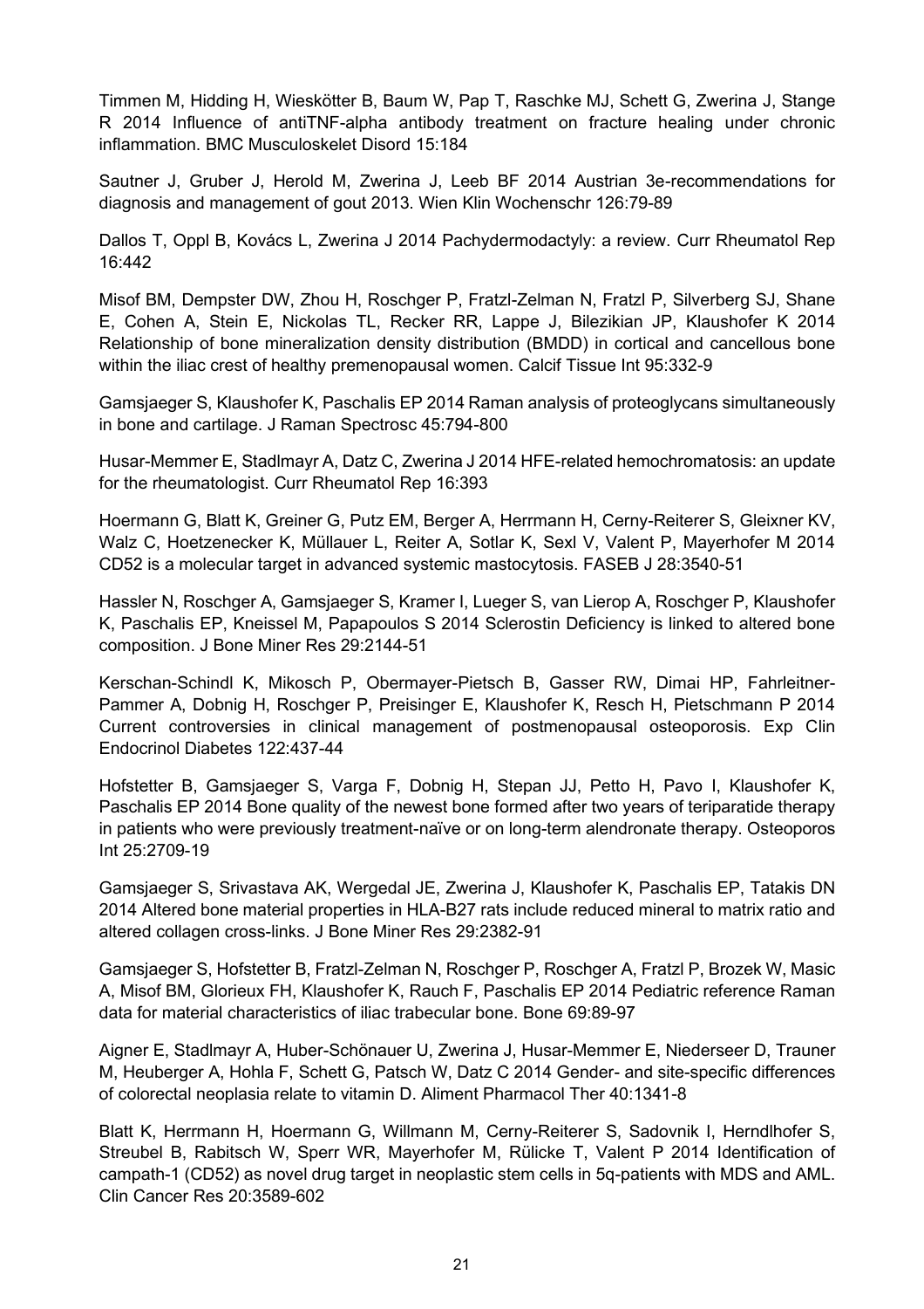Timmen M, Hidding H, Wieskötter B, Baum W, Pap T, Raschke MJ, Schett G, Zwerina J, Stange R 2014 Influence of antiTNF-alpha antibody treatment on fracture healing under chronic inflammation. BMC Musculoskelet Disord 15:184

Sautner J, Gruber J, Herold M, Zwerina J, Leeb BF 2014 Austrian 3e-recommendations for diagnosis and management of gout 2013. Wien Klin Wochenschr 126:79-89

Dallos T, Oppl B, Kovács L, Zwerina J 2014 Pachydermodactyly: a review. Curr Rheumatol Rep 16:442

Misof BM, Dempster DW, Zhou H, Roschger P, Fratzl-Zelman N, Fratzl P, Silverberg SJ, Shane E, Cohen A, Stein E, Nickolas TL, Recker RR, Lappe J, Bilezikian JP, Klaushofer K 2014 Relationship of bone mineralization density distribution (BMDD) in cortical and cancellous bone within the iliac crest of healthy premenopausal women. Calcif Tissue Int 95:332-9

Gamsjaeger S, Klaushofer K, Paschalis EP 2014 Raman analysis of proteoglycans simultaneously in bone and cartilage. J Raman Spectrosc 45:794-800

Husar-Memmer E, Stadlmayr A, Datz C, Zwerina J 2014 HFE-related hemochromatosis: an update for the rheumatologist. Curr Rheumatol Rep 16:393

Hoermann G, Blatt K, Greiner G, Putz EM, Berger A, Herrmann H, Cerny-Reiterer S, Gleixner KV, Walz C, Hoetzenecker K, Müllauer L, Reiter A, Sotlar K, Sexl V, Valent P, Mayerhofer M 2014 CD52 is a molecular target in advanced systemic mastocytosis. FASEB J 28:3540-51

Hassler N, Roschger A, Gamsjaeger S, Kramer I, Lueger S, van Lierop A, Roschger P, Klaushofer K, Paschalis EP, Kneissel M, Papapoulos S 2014 Sclerostin Deficiency is linked to altered bone composition. J Bone Miner Res 29:2144-51

Kerschan-Schindl K, Mikosch P, Obermayer-Pietsch B, Gasser RW, Dimai HP, Fahrleitner-Pammer A, Dobnig H, Roschger P, Preisinger E, Klaushofer K, Resch H, Pietschmann P 2014 Current controversies in clinical management of postmenopausal osteoporosis. Exp Clin Endocrinol Diabetes 122:437-44

Hofstetter B, Gamsjaeger S, Varga F, Dobnig H, Stepan JJ, Petto H, Pavo I, Klaushofer K, Paschalis EP 2014 Bone quality of the newest bone formed after two years of teriparatide therapy in patients who were previously treatment-naïve or on long-term alendronate therapy. Osteoporos Int 25:2709-19

Gamsjaeger S, Srivastava AK, Wergedal JE, Zwerina J, Klaushofer K, Paschalis EP, Tatakis DN 2014 Altered bone material properties in HLA-B27 rats include reduced mineral to matrix ratio and altered collagen cross-links. J Bone Miner Res 29:2382-91

Gamsjaeger S, Hofstetter B, Fratzl-Zelman N, Roschger P, Roschger A, Fratzl P, Brozek W, Masic A, Misof BM, Glorieux FH, Klaushofer K, Rauch F, Paschalis EP 2014 Pediatric reference Raman data for material characteristics of iliac trabecular bone. Bone 69:89-97

Aigner E, Stadlmayr A, Huber-Schönauer U, Zwerina J, Husar-Memmer E, Niederseer D, Trauner M, Heuberger A, Hohla F, Schett G, Patsch W, Datz C 2014 Gender- and site-specific differences of colorectal neoplasia relate to vitamin D. Aliment Pharmacol Ther 40:1341-8

Blatt K, Herrmann H, Hoermann G, Willmann M, Cerny-Reiterer S, Sadovnik I, Herndlhofer S, Streubel B, Rabitsch W, Sperr WR, Mayerhofer M, Rülicke T, Valent P 2014 Identification of campath-1 (CD52) as novel drug target in neoplastic stem cells in 5q-patients with MDS and AML. Clin Cancer Res 20:3589-602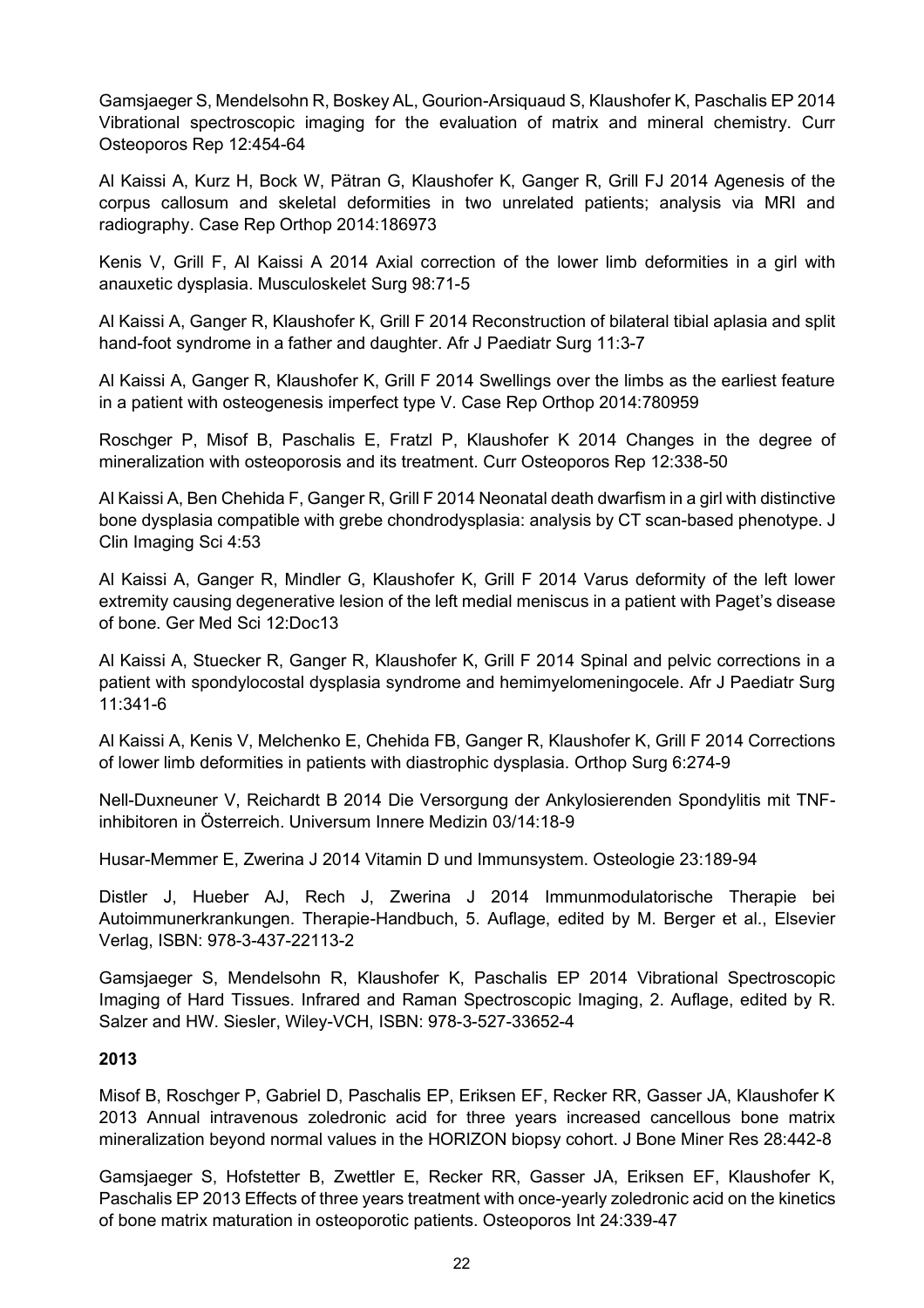Gamsjaeger S, Mendelsohn R, Boskey AL, Gourion-Arsiquaud S, Klaushofer K, Paschalis EP 2014 Vibrational spectroscopic imaging for the evaluation of matrix and mineral chemistry. Curr Osteoporos Rep 12:454-64

Al Kaissi A, Kurz H, Bock W, Pätran G, Klaushofer K, Ganger R, Grill FJ 2014 Agenesis of the corpus callosum and skeletal deformities in two unrelated patients; analysis via MRI and radiography. Case Rep Orthop 2014:186973

Kenis V, Grill F, Al Kaissi A 2014 Axial correction of the lower limb deformities in a girl with anauxetic dysplasia. Musculoskelet Surg 98:71-5

Al Kaissi A, Ganger R, Klaushofer K, Grill F 2014 Reconstruction of bilateral tibial aplasia and split hand-foot syndrome in a father and daughter. Afr J Paediatr Surg 11:3-7

Al Kaissi A, Ganger R, Klaushofer K, Grill F 2014 Swellings over the limbs as the earliest feature in a patient with osteogenesis imperfect type V. Case Rep Orthop 2014:780959

Roschger P, Misof B, Paschalis E, Fratzl P, Klaushofer K 2014 Changes in the degree of mineralization with osteoporosis and its treatment. Curr Osteoporos Rep 12:338-50

Al Kaissi A, Ben Chehida F, Ganger R, Grill F 2014 Neonatal death dwarfism in a girl with distinctive bone dysplasia compatible with grebe chondrodysplasia: analysis by CT scan-based phenotype. J Clin Imaging Sci 4:53

Al Kaissi A, Ganger R, Mindler G, Klaushofer K, Grill F 2014 Varus deformity of the left lower extremity causing degenerative lesion of the left medial meniscus in a patient with Paget's disease of bone. Ger Med Sci 12:Doc13

Al Kaissi A, Stuecker R, Ganger R, Klaushofer K, Grill F 2014 Spinal and pelvic corrections in a patient with spondylocostal dysplasia syndrome and hemimyelomeningocele. Afr J Paediatr Surg 11:341-6

Al Kaissi A, Kenis V, Melchenko E, Chehida FB, Ganger R, Klaushofer K, Grill F 2014 Corrections of lower limb deformities in patients with diastrophic dysplasia. Orthop Surg 6:274-9

Nell-Duxneuner V, Reichardt B 2014 Die Versorgung der Ankylosierenden Spondylitis mit TNF-inhibitoren in Österreich. Universum Innere Medizin 03/14:18-9

Husar-Memmer E, Zwerina J 2014 Vitamin D und Immunsystem. Osteologie 23:189-94

Distler J, Hueber AJ, Rech J, Zwerina J 2014 Immunmodulatorische Therapie bei Autoimmunerkrankungen. Therapie-Handbuch, 5. Auflage, edited by M. Berger et al., Elsevier Verlag, ISBN: 978-3-437-22113-2

Gamsjaeger S, Mendelsohn R, Klaushofer K, Paschalis EP 2014 Vibrational Spectroscopic Imaging of Hard Tissues. Infrared and Raman Spectroscopic Imaging, 2. Auflage, edited by R. Salzer and HW. Siesler, Wiley-VCH, ISBN: 978-3-527-33652-4

**2013**

Misof B, Roschger P, Gabriel D, Paschalis EP, Eriksen EF, Recker RR, Gasser JA, Klaushofer K 2013 Annual intravenous zoledronic acid for three years increased cancellous bone matrix mineralization beyond normal values in the HORIZON biopsy cohort. J Bone Miner Res 28:442-8

Gamsjaeger S, Hofstetter B, Zwettler E, Recker RR, Gasser JA, Eriksen EF, Klaushofer K, Paschalis EP 2013 Effects of three years treatment with once-yearly zoledronic acid on the kinetics of bone matrix maturation in osteoporotic patients. Osteoporos Int 24:339-47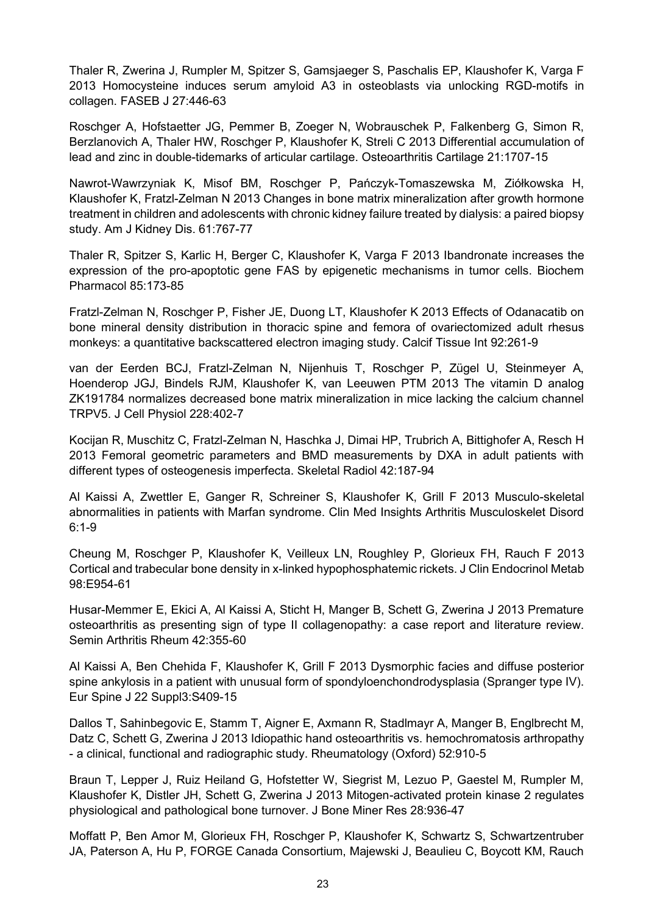Thaler R, Zwerina J, Rumpler M, Spitzer S, Gamsjaeger S, Paschalis EP, Klaushofer K, Varga F 2013 Homocysteine induces serum amyloid A3 in osteoblasts via unlocking RGD-motifs in collagen. FASEB J 27:446-63

Roschger A, Hofstaetter JG, Pemmer B, Zoeger N, Wobrauschek P, Falkenberg G, Simon R, Berzlanovich A, Thaler HW, Roschger P, Klaushofer K, Streli C 2013 Differential accumulation of lead and zinc in double-tidemarks of articular cartilage. Osteoarthritis Cartilage 21:1707-15

Nawrot-Wawrzyniak K, Misof BM, Roschger P, Pańczyk-Tomaszewska M, Ziółkowska H, Klaushofer K, Fratzl-Zelman N 2013 Changes in bone matrix mineralization after growth hormone treatment in children and adolescents with chronic kidney failure treated by dialysis: a paired biopsy study. Am J Kidney Dis. 61:767-77

Thaler R, Spitzer S, Karlic H, Berger C, Klaushofer K, Varga F 2013 Ibandronate increases the expression of the pro-apoptotic gene FAS by epigenetic mechanisms in tumor cells. Biochem Pharmacol 85:173-85

Fratzl-Zelman N, Roschger P, Fisher JE, Duong LT, Klaushofer K 2013 Effects of Odanacatib on bone mineral density distribution in thoracic spine and femora of ovariectomized adult rhesus monkeys: a quantitative backscattered electron imaging study. Calcif Tissue Int 92:261-9

van der Eerden BCJ, Fratzl-Zelman N, Nijenhuis T, Roschger P, Zügel U, Steinmeyer A, Hoenderop JGJ, Bindels RJM, Klaushofer K, van Leeuwen PTM 2013 The vitamin D analog ZK191784 normalizes decreased bone matrix mineralization in mice lacking the calcium channel TRPV5. J Cell Physiol 228:402-7

Kocijan R, Muschitz C, Fratzl-Zelman N, Haschka J, Dimai HP, Trubrich A, Bittighofer A, Resch H 2013 Femoral geometric parameters and BMD measurements by DXA in adult patients with different types of osteogenesis imperfecta. Skeletal Radiol 42:187-94

Al Kaissi A, Zwettler E, Ganger R, Schreiner S, Klaushofer K, Grill F 2013 Musculo-skeletal abnormalities in patients with Marfan syndrome. Clin Med Insights Arthritis Musculoskelet Disord 6:1-9

Cheung M, Roschger P, Klaushofer K, Veilleux LN, Roughley P, Glorieux FH, Rauch F 2013 Cortical and trabecular bone density in x-linked hypophosphatemic rickets. J Clin Endocrinol Metab 98:E954-61

Husar-Memmer E, Ekici A, Al Kaissi A, Sticht H, Manger B, Schett G, Zwerina J 2013 Premature osteoarthritis as presenting sign of type II collagenopathy: a case report and literature review. Semin Arthritis Rheum 42:355-60

Al Kaissi A, Ben Chehida F, Klaushofer K, Grill F 2013 Dysmorphic facies and diffuse posterior spine ankylosis in a patient with unusual form of spondyloenchondrodysplasia (Spranger type IV). Eur Spine J 22 Suppl3:S409-15

Dallos T, Sahinbegovic E, Stamm T, Aigner E, Axmann R, Stadlmayr A, Manger B, Englbrecht M, Datz C, Schett G, Zwerina J 2013 Idiopathic hand osteoarthritis vs. hemochromatosis arthropathy - a clinical, functional and radiographic study. Rheumatology (Oxford) 52:910-5

Braun T, Lepper J, Ruiz Heiland G, Hofstetter W, Siegrist M, Lezuo P, Gaestel M, Rumpler M, Klaushofer K, Distler JH, Schett G, Zwerina J 2013 Mitogen-activated protein kinase 2 regulates physiological and pathological bone turnover. J Bone Miner Res 28:936-47

Moffatt P, Ben Amor M, Glorieux FH, Roschger P, Klaushofer K, Schwartz S, Schwartzentruber JA, Paterson A, Hu P, FORGE Canada Consortium, Majewski J, Beaulieu C, Boycott KM, Rauch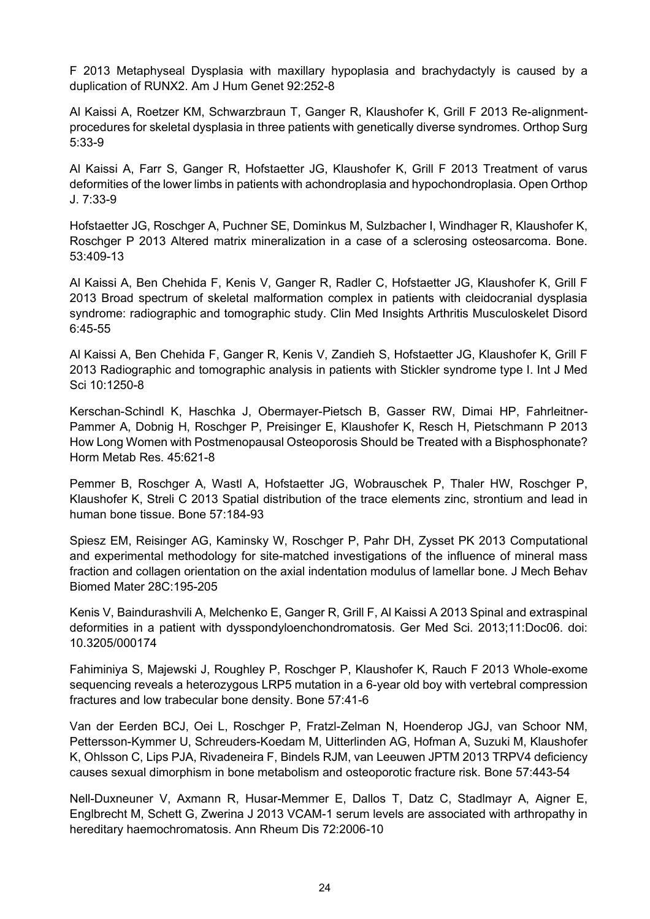F 2013 Metaphyseal Dysplasia with maxillary hypoplasia and brachydactyly is caused by a duplication of RUNX2. Am J Hum Genet 92:252-8

Al Kaissi A, Roetzer KM, Schwarzbraun T, Ganger R, Klaushofer K, Grill F 2013 Re-alignment-procedures for skeletal dysplasia in three patients with genetically diverse syndromes. Orthop Surg 5:33-9

Al Kaissi A, Farr S, Ganger R, Hofstaetter JG, Klaushofer K, Grill F 2013 Treatment of varus deformities of the lower limbs in patients with achondroplasia and hypochondroplasia. Open Orthop J. 7:33-9

Hofstaetter JG, Roschger A, Puchner SE, Dominkus M, Sulzbacher I, Windhager R, Klaushofer K, Roschger P 2013 Altered matrix mineralization in a case of a sclerosing osteosarcoma. Bone. 53:409-13

Al Kaissi A, Ben Chehida F, Kenis V, Ganger R, Radler C, Hofstaetter JG, Klaushofer K, Grill F 2013 Broad spectrum of skeletal malformation complex in patients with cleidocranial dysplasia syndrome: radiographic and tomographic study. Clin Med Insights Arthritis Musculoskelet Disord 6:45-55

Al Kaissi A, Ben Chehida F, Ganger R, Kenis V, Zandieh S, Hofstaetter JG, Klaushofer K, Grill F 2013 Radiographic and tomographic analysis in patients with Stickler syndrome type I. Int J Med Sci 10:1250-8

Kerschan-Schindl K, Haschka J, Obermayer-Pietsch B, Gasser RW, Dimai HP, Fahrleitner-Pammer A, Dobnig H, Roschger P, Preisinger E, Klaushofer K, Resch H, Pietschmann P 2013 How Long Women with Postmenopausal Osteoporosis Should be Treated with a Bisphosphonate? Horm Metab Res. 45:621-8

Pemmer B, Roschger A, Wastl A, Hofstaetter JG, Wobrauschek P, Thaler HW, Roschger P, Klaushofer K, Streli C 2013 Spatial distribution of the trace elements zinc, strontium and lead in human bone tissue. Bone 57:184-93

Spiesz EM, Reisinger AG, Kaminsky W, Roschger P, Pahr DH, Zysset PK 2013 Computational and experimental methodology for site-matched investigations of the influence of mineral mass fraction and collagen orientation on the axial indentation modulus of lamellar bone. J Mech Behav Biomed Mater 28C:195-205

Kenis V, Baindurashvili A, Melchenko E, Ganger R, Grill F, Al Kaissi A 2013 Spinal and extraspinal deformities in a patient with dysspondyloenchondromatosis. Ger Med Sci. 2013;11:Doc06. doi: 10.3205/000174

Fahiminiya S, Majewski J, Roughley P, Roschger P, Klaushofer K, Rauch F 2013 Whole-exome sequencing reveals a heterozygous LRP5 mutation in a 6-year old boy with vertebral compression fractures and low trabecular bone density. Bone 57:41-6

Van der Eerden BCJ, Oei L, Roschger P, Fratzl-Zelman N, Hoenderop JGJ, van Schoor NM, Pettersson-Kymmer U, Schreuders-Koedam M, Uitterlinden AG, Hofman A, Suzuki M, Klaushofer K, Ohlsson C, Lips PJA, Rivadeneira F, Bindels RJM, van Leeuwen JPTM 2013 TRPV4 deficiency causes sexual dimorphism in bone metabolism and osteoporotic fracture risk. Bone 57:443-54

Nell-Duxneuner V, Axmann R, Husar-Memmer E, Dallos T, Datz C, Stadlmayr A, Aigner E, Englbrecht M, Schett G, Zwerina J 2013 VCAM-1 serum levels are associated with arthropathy in hereditary haemochromatosis. Ann Rheum Dis 72:2006-10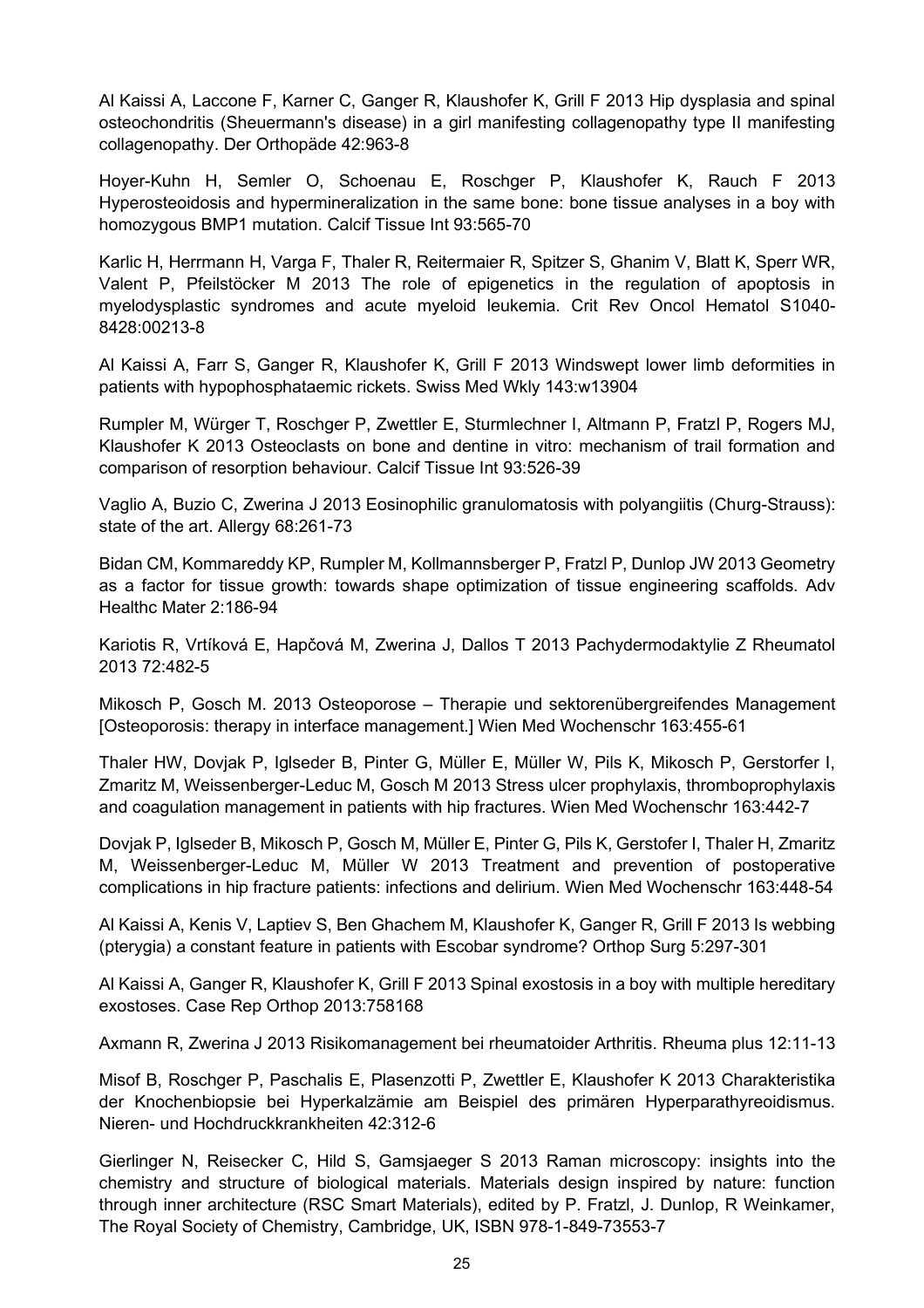Al Kaissi A, Laccone F, Karner C, Ganger R, Klaushofer K, Grill F 2013 Hip dysplasia and spinal osteochondritis (Sheuermann's disease) in a girl manifesting collagenopathy type II manifesting collagenopathy. Der Orthopäde 42:963-8

Hoyer-Kuhn H, Semler O, Schoenau E, Roschger P, Klaushofer K, Rauch F 2013 Hyperosteoidosis and hypermineralization in the same bone: bone tissue analyses in a boy with homozygous BMP1 mutation. Calcif Tissue Int 93:565-70

Karlic H, Herrmann H, Varga F, Thaler R, Reitermaier R, Spitzer S, Ghanim V, Blatt K, Sperr WR, Valent P, Pfeilstöcker M 2013 The role of epigenetics in the regulation of apoptosis in myelodysplastic syndromes and acute myeloid leukemia. Crit Rev Oncol Hematol S1040-8428:00213-8

Al Kaissi A, Farr S, Ganger R, Klaushofer K, Grill F 2013 Windswept lower limb deformities in patients with hypophosphataemic rickets. Swiss Med Wkly 143:w13904

Rumpler M, Würger T, Roschger P, Zwettler E, Sturmlechner I, Altmann P, Fratzl P, Rogers MJ, Klaushofer K 2013 Osteoclasts on bone and dentine in vitro: mechanism of trail formation and comparison of resorption behaviour. Calcif Tissue Int 93:526-39

Vaglio A, Buzio C, Zwerina J 2013 Eosinophilic granulomatosis with polyangiitis (Churg-Strauss): state of the art. Allergy 68:261-73

Bidan CM, Kommareddy KP, Rumpler M, Kollmannsberger P, Fratzl P, Dunlop JW 2013 Geometry as a factor for tissue growth: towards shape optimization of tissue engineering scaffolds. Adv Healthc Mater 2:186-94

Kariotis R, Vrtíková E, Hapčová M, Zwerina J, Dallos T 2013 Pachydermodaktylie Z Rheumatol 2013 72:482-5

Mikosch P, Gosch M. 2013 Osteoporose – Therapie und sektorenübergreifendes Management [Osteoporosis: therapy in interface management.] Wien Med Wochenschr 163:455-61

Thaler HW, Dovjak P, Iglseder B, Pinter G, Müller E, Müller W, Pils K, Mikosch P, Gerstorfer I, Zmaritz M, Weissenberger-Leduc M, Gosch M 2013 Stress ulcer prophylaxis, thromboprophylaxis and coagulation management in patients with hip fractures. Wien Med Wochenschr 163:442-7

Dovjak P, Iglseder B, Mikosch P, Gosch M, Müller E, Pinter G, Pils K, Gerstofer I, Thaler H, Zmaritz M, Weissenberger-Leduc M, Müller W 2013 Treatment and prevention of postoperative complications in hip fracture patients: infections and delirium. Wien Med Wochenschr 163:448-54

Al Kaissi A, Kenis V, Laptiev S, Ben Ghachem M, Klaushofer K, Ganger R, Grill F 2013 Is webbing (pterygia) a constant feature in patients with Escobar syndrome? Orthop Surg 5:297-301

Al Kaissi A, Ganger R, Klaushofer K, Grill F 2013 Spinal exostosis in a boy with multiple hereditary exostoses. Case Rep Orthop 2013:758168

Axmann R, Zwerina J 2013 Risikomanagement bei rheumatoider Arthritis. Rheuma plus 12:11-13

Misof B, Roschger P, Paschalis E, Plasenzotti P, Zwettler E, Klaushofer K 2013 Charakteristika der Knochenbiopsie bei Hyperkalzämie am Beispiel des primären Hyperparathyreoidismus. Nieren- und Hochdruckkrankheiten 42:312-6

Gierlinger N, Reisecker C, Hild S, Gamsjaeger S 2013 Raman microscopy: insights into the chemistry and structure of biological materials. Materials design inspired by nature: function through inner architecture (RSC Smart Materials), edited by P. Fratzl, J. Dunlop, R Weinkamer, The Royal Society of Chemistry, Cambridge, UK, ISBN 978-1-849-73553-7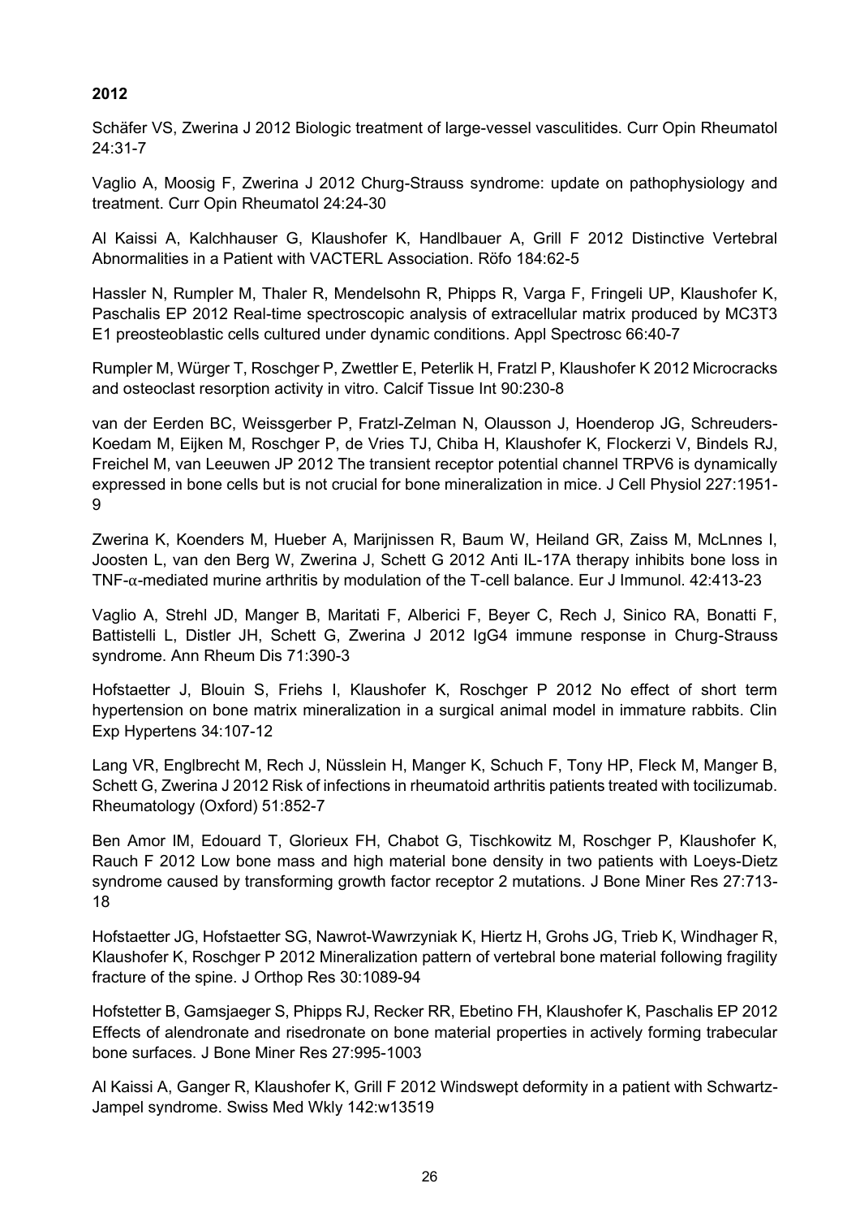**2012**

Schäfer VS, Zwerina J 2012 Biologic treatment of large-vessel vasculitides. Curr Opin Rheumatol 24:31-7

Vaglio A, Moosig F, Zwerina J 2012 Churg-Strauss syndrome: update on pathophysiology and treatment. Curr Opin Rheumatol 24:24-30

Al Kaissi A, Kalchhauser G, Klaushofer K, Handlbauer A, Grill F 2012 Distinctive Vertebral Abnormalities in a Patient with VACTERL Association. Röfo 184:62-5

Hassler N, Rumpler M, Thaler R, Mendelsohn R, Phipps R, Varga F, Fringeli UP, Klaushofer K, Paschalis EP 2012 Real-time spectroscopic analysis of extracellular matrix produced by MC3T3 E1 preosteoblastic cells cultured under dynamic conditions. Appl Spectrosc 66:40-7

Rumpler M, Würger T, Roschger P, Zwettler E, Peterlik H, Fratzl P, Klaushofer K 2012 Microcracks and osteoclast resorption activity in vitro. Calcif Tissue Int 90:230-8

van der Eerden BC, Weissgerber P, Fratzl-Zelman N, Olausson J, Hoenderop JG, Schreuders-Koedam M, Eijken M, Roschger P, de Vries TJ, Chiba H, Klaushofer K, Flockerzi V, Bindels RJ, Freichel M, van Leeuwen JP 2012 The transient receptor potential channel TRPV6 is dynamically expressed in bone cells but is not crucial for bone mineralization in mice. J Cell Physiol 227:1951-9

Zwerina K, Koenders M, Hueber A, Marijnissen R, Baum W, Heiland GR, Zaiss M, McLnnes I, Joosten L, van den Berg W, Zwerina J, Schett G 2012 Anti IL-17A therapy inhibits bone loss in TNF-$\alpha$-mediated murine arthritis by modulation of the T-cell balance. Eur J Immunol. 42:413-23

Vaglio A, Strehl JD, Manger B, Maritati F, Alberici F, Beyer C, Rech J, Sinico RA, Bonatti F, Battistelli L, Distler JH, Schett G, Zwerina J 2012 IgG4 immune response in Churg-Strauss syndrome. Ann Rheum Dis 71:390-3

Hofstaetter J, Blouin S, Friehs I, Klaushofer K, Roschger P 2012 No effect of short term hypertension on bone matrix mineralization in a surgical animal model in immature rabbits. Clin Exp Hypertens 34:107-12

Lang VR, Englbrecht M, Rech J, Nüsslein H, Manger K, Schuch F, Tony HP, Fleck M, Manger B, Schett G, Zwerina J 2012 Risk of infections in rheumatoid arthritis patients treated with tocilizumab. Rheumatology (Oxford) 51:852-7

Ben Amor IM, Edouard T, Glorieux FH, Chabot G, Tischkowitz M, Roschger P, Klaushofer K, Rauch F 2012 Low bone mass and high material bone density in two patients with Loeys-Dietz syndrome caused by transforming growth factor receptor 2 mutations. J Bone Miner Res 27:713-18

Hofstaetter JG, Hofstaetter SG, Nawrot-Wawrzyniak K, Hiertz H, Grohs JG, Trieb K, Windhager R, Klaushofer K, Roschger P 2012 Mineralization pattern of vertebral bone material following fragility fracture of the spine. J Orthop Res 30:1089-94

Hofstetter B, Gamsjaeger S, Phipps RJ, Recker RR, Ebetino FH, Klaushofer K, Paschalis EP 2012 Effects of alendronate and risedronate on bone material properties in actively forming trabecular bone surfaces. J Bone Miner Res 27:995-1003

Al Kaissi A, Ganger R, Klaushofer K, Grill F 2012 Windswept deformity in a patient with Schwartz-Jampel syndrome. Swiss Med Wkly 142:w13519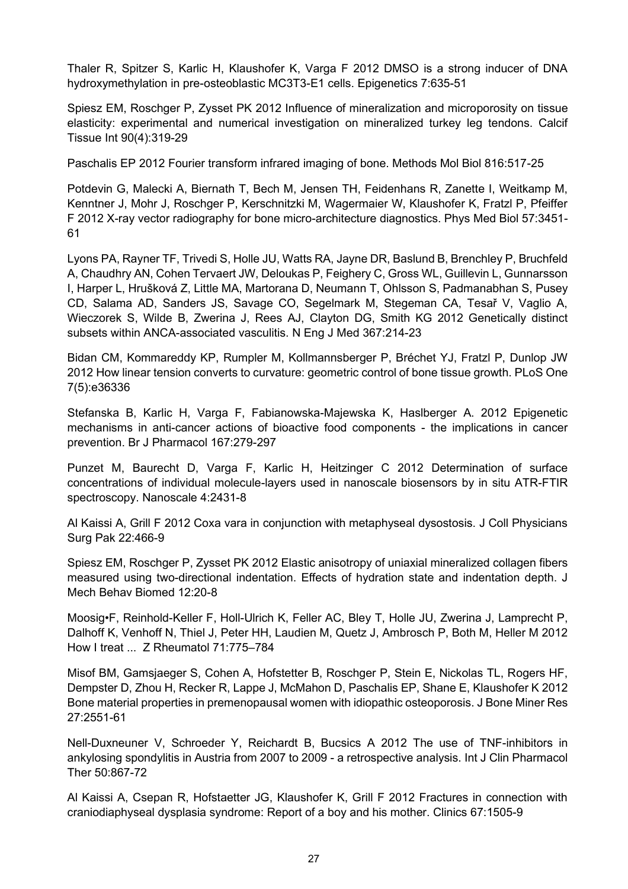Thaler R, Spitzer S, Karlic H, Klaushofer K, Varga F 2012 DMSO is a strong inducer of DNA hydroxymethylation in pre-osteoblastic MC3T3-E1 cells. Epigenetics 7:635-51

Spiesz EM, Roschger P, Zysset PK 2012 Influence of mineralization and microporosity on tissue elasticity: experimental and numerical investigation on mineralized turkey leg tendons. Calcif Tissue Int 90(4):319-29

Paschalis EP 2012 Fourier transform infrared imaging of bone. Methods Mol Biol 816:517-25

Potdevin G, Malecki A, Biernath T, Bech M, Jensen TH, Feidenhans R, Zanette I, Weitkamp M, Kenntner J, Mohr J, Roschger P, Kerschnitzki M, Wagermaier W, Klaushofer K, Fratzl P, Pfeiffer F 2012 X-ray vector radiography for bone micro-architecture diagnostics. Phys Med Biol 57:3451-61

Lyons PA, Rayner TF, Trivedi S, Holle JU, Watts RA, Jayne DR, Baslund B, Brenchley P, Bruchfeld A, Chaudhry AN, Cohen Tervaert JW, Deloukas P, Feighery C, Gross WL, Guillevin L, Gunnarsson I, Harper L, Hrušková Z, Little MA, Martorana D, Neumann T, Ohlsson S, Padmanabhan S, Pusey CD, Salama AD, Sanders JS, Savage CO, Segelmark M, Stegeman CA, Tesař V, Vaglio A, Wieczorek S, Wilde B, Zwerina J, Rees AJ, Clayton DG, Smith KG 2012 Genetically distinct subsets within ANCA-associated vasculitis. N Eng J Med 367:214-23

Bidan CM, Kommareddy KP, Rumpler M, Kollmannsberger P, Bréchet YJ, Fratzl P, Dunlop JW 2012 How linear tension converts to curvature: geometric control of bone tissue growth. PLoS One 7(5):e36336

Stefanska B, Karlic H, Varga F, Fabianowska-Majewska K, Haslberger A. 2012 Epigenetic mechanisms in anti-cancer actions of bioactive food components - the implications in cancer prevention. Br J Pharmacol 167:279-297

Punzet M, Baurecht D, Varga F, Karlic H, Heitzinger C 2012 Determination of surface concentrations of individual molecule-layers used in nanoscale biosensors by in situ ATR-FTIR spectroscopy. Nanoscale 4:2431-8

Al Kaissi A, Grill F 2012 Coxa vara in conjunction with metaphyseal dysostosis. J Coll Physicians Surg Pak 22:466-9

Spiesz EM, Roschger P, Zysset PK 2012 Elastic anisotropy of uniaxial mineralized collagen fibers measured using two-directional indentation. Effects of hydration state and indentation depth. J Mech Behav Biomed 12:20-8

Moosig•F, Reinhold-Keller F, Holl-Ulrich K, Feller AC, Bley T, Holle JU, Zwerina J, Lamprecht P, Dalhoff K, Venhoff N, Thiel J, Peter HH, Laudien M, Quetz J, Ambrosch P, Both M, Heller M 2012 How I treat ... Z Rheumatol 71:775–784

Misof BM, Gamsjaeger S, Cohen A, Hofstetter B, Roschger P, Stein E, Nickolas TL, Rogers HF, Dempster D, Zhou H, Recker R, Lappe J, McMahon D, Paschalis EP, Shane E, Klaushofer K 2012 Bone material properties in premenopausal women with idiopathic osteoporosis. J Bone Miner Res 27:2551-61

Nell-Duxneuner V, Schroeder Y, Reichardt B, Bucsics A 2012 The use of TNF-inhibitors in ankylosing spondylitis in Austria from 2007 to 2009 - a retrospective analysis. Int J Clin Pharmacol Ther 50:867-72

Al Kaissi A, Csepan R, Hofstaetter JG, Klaushofer K, Grill F 2012 Fractures in connection with craniodiaphyseal dysplasia syndrome: Report of a boy and his mother. Clinics 67:1505-9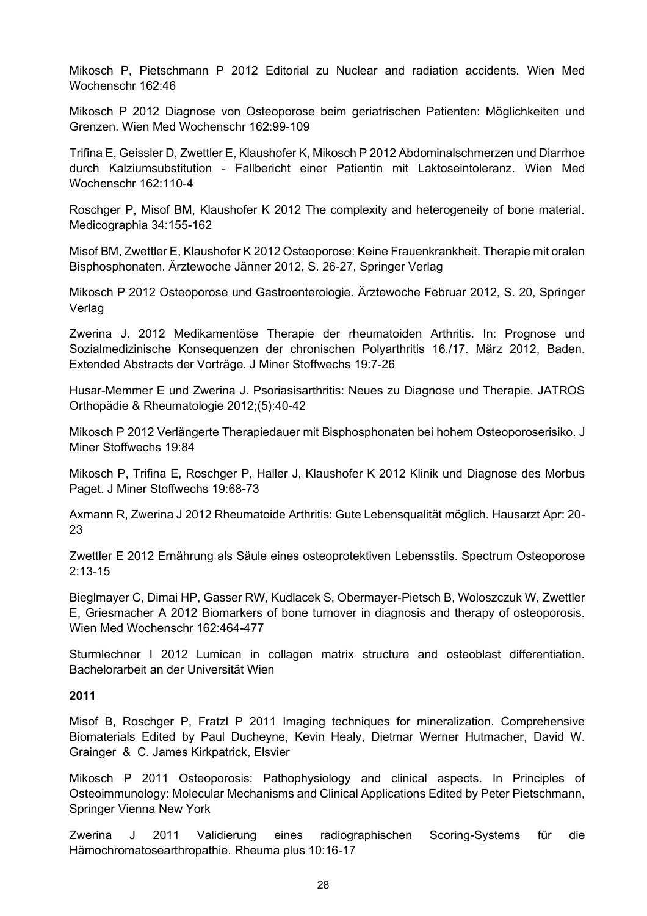Mikosch P, Pietschmann P 2012 Editorial zu Nuclear and radiation accidents. Wien Med Wochenschr 162:46

Mikosch P 2012 Diagnose von Osteoporose beim geriatrischen Patienten: Möglichkeiten und Grenzen. Wien Med Wochenschr 162:99-109

Trifina E, Geissler D, Zwettler E, Klaushofer K, Mikosch P 2012 Abdominalschmerzen und Diarrhoe durch Kalziumsubstitution - Fallbericht einer Patientin mit Laktoseintoleranz. Wien Med Wochenschr 162:110-4

Roschger P, Misof BM, Klaushofer K 2012 The complexity and heterogeneity of bone material. Medicographia 34:155-162

Misof BM, Zwettler E, Klaushofer K 2012 Osteoporose: Keine Frauenkrankheit. Therapie mit oralen Bisphosphonaten. Ärztewoche Jänner 2012, S. 26-27, Springer Verlag

Mikosch P 2012 Osteoporose und Gastroenterologie. Ärztewoche Februar 2012, S. 20, Springer Verlag

Zwerina J. 2012 Medikamentöse Therapie der rheumatoiden Arthritis. In: Prognose und Sozialmedizinische Konsequenzen der chronischen Polyarthritis 16./17. März 2012, Baden. Extended Abstracts der Vorträge. J Miner Stoffwechs 19:7-26

Husar-Memmer E und Zwerina J. Psoriasisarthritis: Neues zu Diagnose und Therapie. JATROS Orthopädie & Rheumatologie 2012;(5):40-42

Mikosch P 2012 Verlängerte Therapiedauer mit Bisphosphonaten bei hohem Osteoporoserisiko. J Miner Stoffwechs 19:84

Mikosch P, Trifina E, Roschger P, Haller J, Klaushofer K 2012 Klinik und Diagnose des Morbus Paget. J Miner Stoffwechs 19:68-73

Axmann R, Zwerina J 2012 Rheumatoide Arthritis: Gute Lebensqualität möglich. Hausarzt Apr: 20-23

Zwettler E 2012 Ernährung als Säule eines osteoprotektiven Lebensstils. Spectrum Osteoporose 2:13-15

Bieglmayer C, Dimai HP, Gasser RW, Kudlacek S, Obermayer-Pietsch B, Woloszczuk W, Zwettler E, Griesmacher A 2012 Biomarkers of bone turnover in diagnosis and therapy of osteoporosis. Wien Med Wochenschr 162:464-477

Sturmlechner I 2012 Lumican in collagen matrix structure and osteoblast differentiation. Bachelorarbeit an der Universität Wien

**2011**

Misof B, Roschger P, Fratzl P 2011 Imaging techniques for mineralization. Comprehensive Biomaterials Edited by Paul Ducheyne, Kevin Healy, Dietmar Werner Hutmacher, David W. Grainger & C. James Kirkpatrick, Elsvier

Mikosch P 2011 Osteoporosis: Pathophysiology and clinical aspects. In Principles of Osteoimmunology: Molecular Mechanisms and Clinical Applications Edited by Peter Pietschmann, Springer Vienna New York

Zwerina J 2011 Validierung eines radiographischen Scoring-Systems für die Hämochromatosearthropathie. Rheuma plus 10:16-17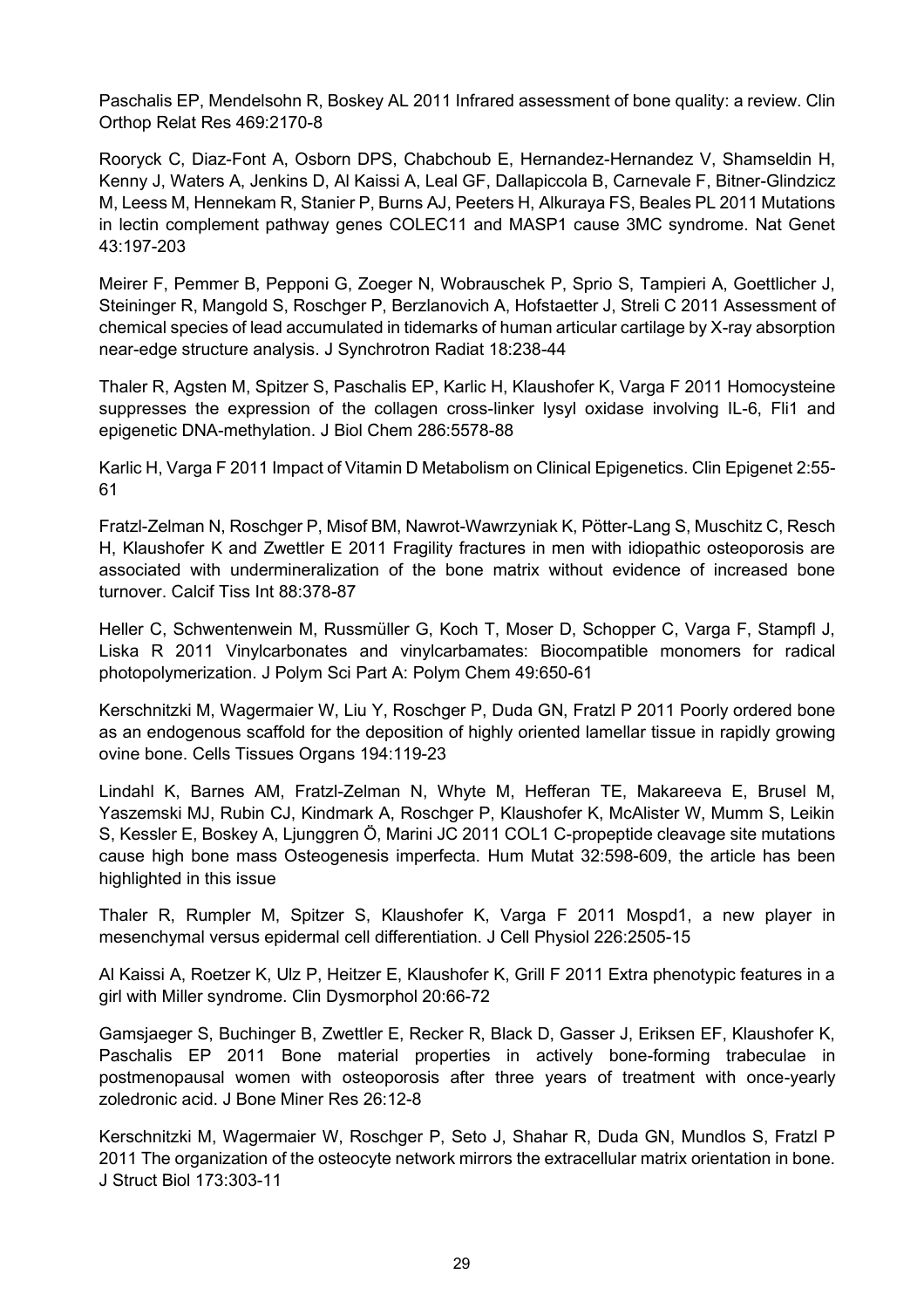Paschalis EP, Mendelsohn R, Boskey AL 2011 Infrared assessment of bone quality: a review. Clin Orthop Relat Res 469:2170-8

Rooryck C, Diaz-Font A, Osborn DPS, Chabchoub E, Hernandez-Hernandez V, Shamseldin H, Kenny J, Waters A, Jenkins D, Al Kaissi A, Leal GF, Dallapiccola B, Carnevale F, Bitner-Glindzicz M, Leess M, Hennekam R, Stanier P, Burns AJ, Peeters H, Alkuraya FS, Beales PL 2011 Mutations in lectin complement pathway genes COLEC11 and MASP1 cause 3MC syndrome. Nat Genet 43:197-203

Meirer F, Pemmer B, Pepponi G, Zoeger N, Wobrauschek P, Sprio S, Tampieri A, Goettlicher J, Steininger R, Mangold S, Roschger P, Berzlanovich A, Hofstaetter J, Streli C 2011 Assessment of chemical species of lead accumulated in tidemarks of human articular cartilage by X-ray absorption near-edge structure analysis. J Synchrotron Radiat 18:238-44

Thaler R, Agsten M, Spitzer S, Paschalis EP, Karlic H, Klaushofer K, Varga F 2011 Homocysteine suppresses the expression of the collagen cross-linker lysyl oxidase involving IL-6, Fli1 and epigenetic DNA-methylation. J Biol Chem 286:5578-88

Karlic H, Varga F 2011 Impact of Vitamin D Metabolism on Clinical Epigenetics. Clin Epigenet 2:55-61

Fratzl-Zelman N, Roschger P, Misof BM, Nawrot-Wawrzyniak K, Pötter-Lang S, Muschitz C, Resch H, Klaushofer K and Zwettler E 2011 Fragility fractures in men with idiopathic osteoporosis are associated with undermineralization of the bone matrix without evidence of increased bone turnover. Calcif Tiss Int 88:378-87

Heller C, Schwentenwein M, Russmüller G, Koch T, Moser D, Schopper C, Varga F, Stampfl J, Liska R 2011 Vinylcarbonates and vinylcarbamates: Biocompatible monomers for radical photopolymerization. J Polym Sci Part A: Polym Chem 49:650-61

Kerschnitzki M, Wagermaier W, Liu Y, Roschger P, Duda GN, Fratzl P 2011 Poorly ordered bone as an endogenous scaffold for the deposition of highly oriented lamellar tissue in rapidly growing ovine bone. Cells Tissues Organs 194:119-23

Lindahl K, Barnes AM, Fratzl-Zelman N, Whyte M, Hefferan TE, Makareeva E, Brusel M, Yaszemski MJ, Rubin CJ, Kindmark A, Roschger P, Klaushofer K, McAlister W, Mumm S, Leikin S, Kessler E, Boskey A, Ljunggren Ö, Marini JC 2011 COL1 C-propeptide cleavage site mutations cause high bone mass Osteogenesis imperfecta. Hum Mutat 32:598-609, the article has been highlighted in this issue

Thaler R, Rumpler M, Spitzer S, Klaushofer K, Varga F 2011 Mospd1, a new player in mesenchymal versus epidermal cell differentiation. J Cell Physiol 226:2505-15

Al Kaissi A, Roetzer K, Ulz P, Heitzer E, Klaushofer K, Grill F 2011 Extra phenotypic features in a girl with Miller syndrome. Clin Dysmorphol 20:66-72

Gamsjaeger S, Buchinger B, Zwettler E, Recker R, Black D, Gasser J, Eriksen EF, Klaushofer K, Paschalis EP 2011 Bone material properties in actively bone-forming trabeculae in postmenopausal women with osteoporosis after three years of treatment with once-yearly zoledronic acid. J Bone Miner Res 26:12-8

Kerschnitzki M, Wagermaier W, Roschger P, Seto J, Shahar R, Duda GN, Mundlos S, Fratzl P 2011 The organization of the osteocyte network mirrors the extracellular matrix orientation in bone. J Struct Biol 173:303-11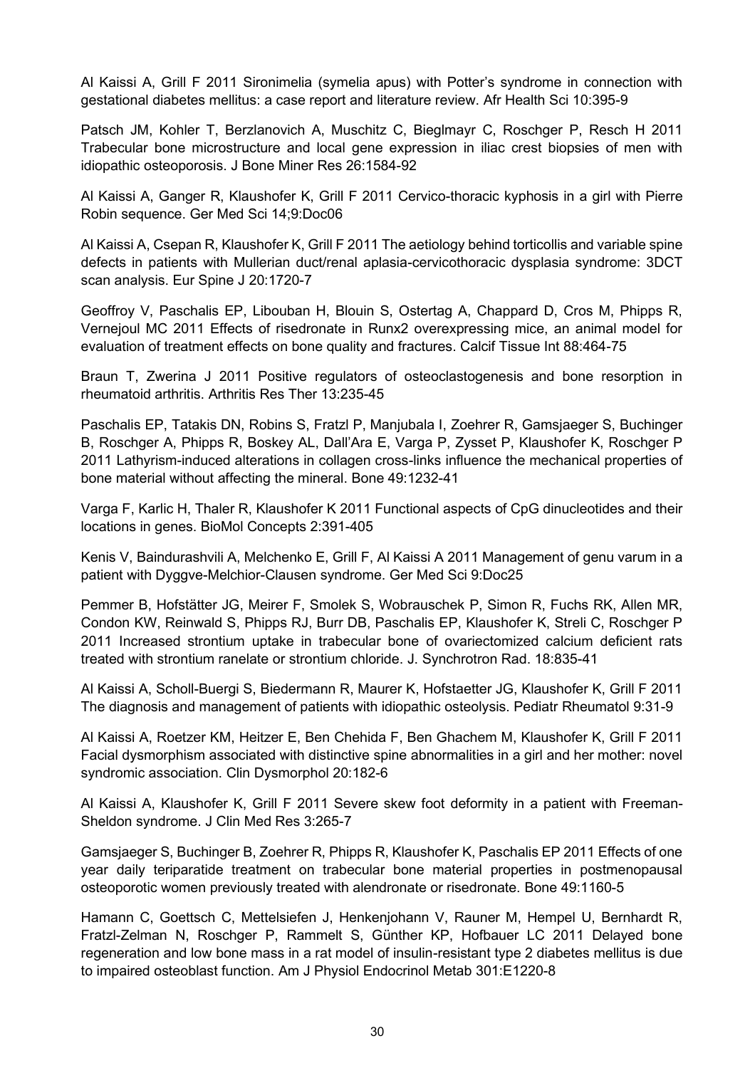Al Kaissi A, Grill F 2011 Sironimelia (symelia apus) with Potter's syndrome in connection with gestational diabetes mellitus: a case report and literature review. Afr Health Sci 10:395-9

Patsch JM, Kohler T, Berzlanovich A, Muschitz C, Bieglmayr C, Roschger P, Resch H 2011 Trabecular bone microstructure and local gene expression in iliac crest biopsies of men with idiopathic osteoporosis. J Bone Miner Res 26:1584-92

Al Kaissi A, Ganger R, Klaushofer K, Grill F 2011 Cervico-thoracic kyphosis in a girl with Pierre Robin sequence. Ger Med Sci 14;9:Doc06

Al Kaissi A, Csepan R, Klaushofer K, Grill F 2011 The aetiology behind torticollis and variable spine defects in patients with Mullerian duct/renal aplasia-cervicothoracic dysplasia syndrome: 3DCT scan analysis. Eur Spine J 20:1720-7

Geoffroy V, Paschalis EP, Libouban H, Blouin S, Ostertag A, Chappard D, Cros M, Phipps R, Vernejoul MC 2011 Effects of risedronate in Runx2 overexpressing mice, an animal model for evaluation of treatment effects on bone quality and fractures. Calcif Tissue Int 88:464-75

Braun T, Zwerina J 2011 Positive regulators of osteoclastogenesis and bone resorption in rheumatoid arthritis. Arthritis Res Ther 13:235-45

Paschalis EP, Tatakis DN, Robins S, Fratzl P, Manjubala I, Zoehrer R, Gamsjaeger S, Buchinger B, Roschger A, Phipps R, Boskey AL, Dall'Ara E, Varga P, Zysset P, Klaushofer K, Roschger P 2011 Lathyrism-induced alterations in collagen cross-links influence the mechanical properties of bone material without affecting the mineral. Bone 49:1232-41

Varga F, Karlic H, Thaler R, Klaushofer K 2011 Functional aspects of CpG dinucleotides and their locations in genes. BioMol Concepts 2:391-405

Kenis V, Baindurashvili A, Melchenko E, Grill F, Al Kaissi A 2011 Management of genu varum in a patient with Dyggve-Melchior-Clausen syndrome. Ger Med Sci 9:Doc25

Pemmer B, Hofstätter JG, Meirer F, Smolek S, Wobrauschek P, Simon R, Fuchs RK, Allen MR, Condon KW, Reinwald S, Phipps RJ, Burr DB, Paschalis EP, Klaushofer K, Streli C, Roschger P 2011 Increased strontium uptake in trabecular bone of ovariectomized calcium deficient rats treated with strontium ranelate or strontium chloride. J. Synchrotron Rad. 18:835-41

Al Kaissi A, Scholl-Buergi S, Biedermann R, Maurer K, Hofstaetter JG, Klaushofer K, Grill F 2011 The diagnosis and management of patients with idiopathic osteolysis. Pediatr Rheumatol 9:31-9

Al Kaissi A, Roetzer KM, Heitzer E, Ben Chehida F, Ben Ghachem M, Klaushofer K, Grill F 2011 Facial dysmorphism associated with distinctive spine abnormalities in a girl and her mother: novel syndromic association. Clin Dysmorphol 20:182-6

Al Kaissi A, Klaushofer K, Grill F 2011 Severe skew foot deformity in a patient with Freeman-Sheldon syndrome. J Clin Med Res 3:265-7

Gamsjaeger S, Buchinger B, Zoehrer R, Phipps R, Klaushofer K, Paschalis EP 2011 Effects of one year daily teriparatide treatment on trabecular bone material properties in postmenopausal osteoporotic women previously treated with alendronate or risedronate. Bone 49:1160-5

Hamann C, Goettsch C, Mettelsiefen J, Henkenjohann V, Rauner M, Hempel U, Bernhardt R, Fratzl-Zelman N, Roschger P, Rammelt S, Günther KP, Hofbauer LC 2011 Delayed bone regeneration and low bone mass in a rat model of insulin-resistant type 2 diabetes mellitus is due to impaired osteoblast function. Am J Physiol Endocrinol Metab 301:E1220-8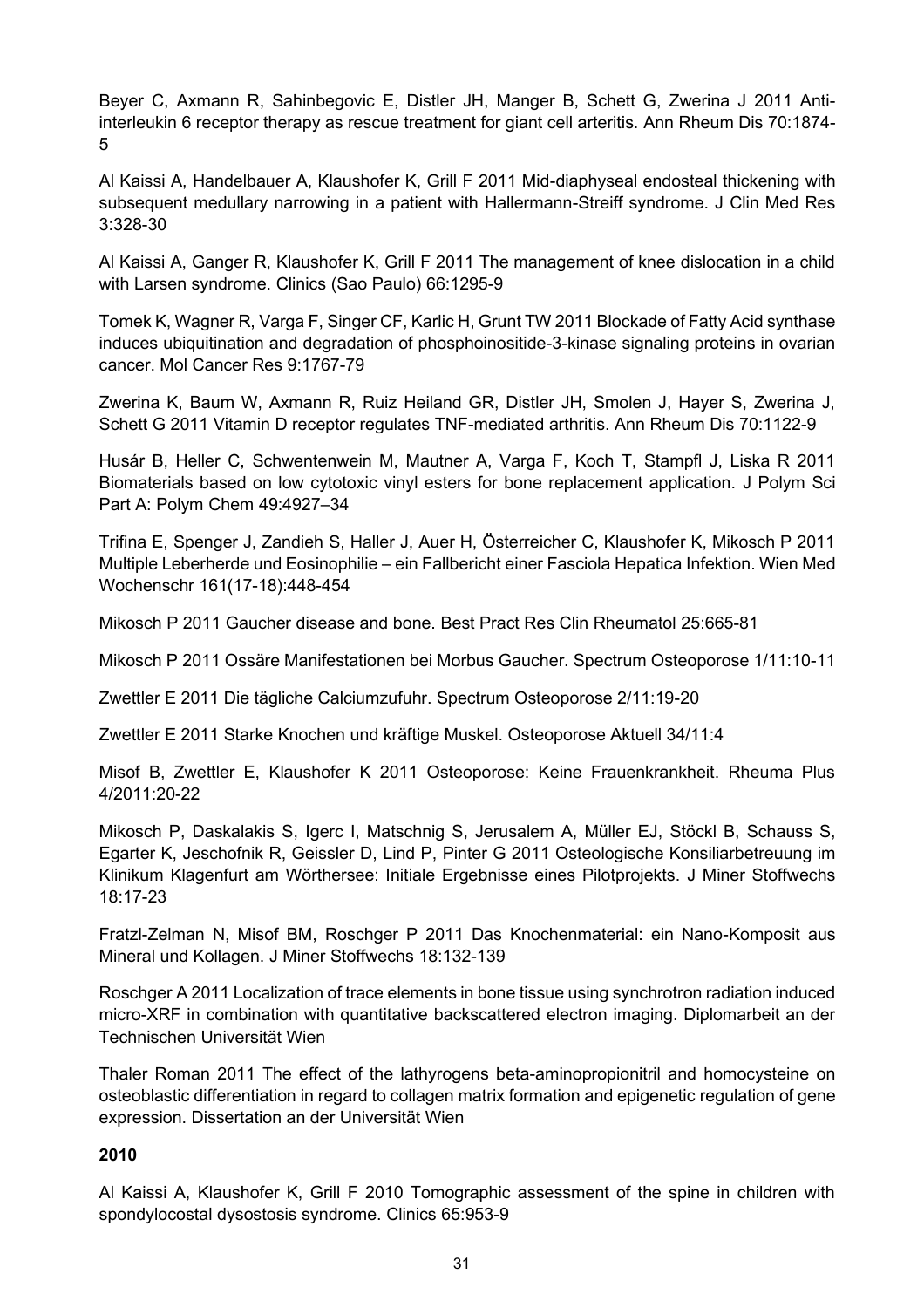Beyer C, Axmann R, Sahinbegovic E, Distler JH, Manger B, Schett G, Zwerina J 2011 Anti-interleukin 6 receptor therapy as rescue treatment for giant cell arteritis. Ann Rheum Dis 70:1874-5

Al Kaissi A, Handelbauer A, Klaushofer K, Grill F 2011 Mid-diaphyseal endosteal thickening with subsequent medullary narrowing in a patient with Hallermann-Streiff syndrome. J Clin Med Res 3:328-30

Al Kaissi A, Ganger R, Klaushofer K, Grill F 2011 The management of knee dislocation in a child with Larsen syndrome. Clinics (Sao Paulo) 66:1295-9

Tomek K, Wagner R, Varga F, Singer CF, Karlic H, Grunt TW 2011 Blockade of Fatty Acid synthase induces ubiquitination and degradation of phosphoinositide-3-kinase signaling proteins in ovarian cancer. Mol Cancer Res 9:1767-79

Zwerina K, Baum W, Axmann R, Ruiz Heiland GR, Distler JH, Smolen J, Hayer S, Zwerina J, Schett G 2011 Vitamin D receptor regulates TNF-mediated arthritis. Ann Rheum Dis 70:1122-9

Husár B, Heller C, Schwentenwein M, Mautner A, Varga F, Koch T, Stampfl J, Liska R 2011 Biomaterials based on low cytotoxic vinyl esters for bone replacement application. J Polym Sci Part A: Polym Chem 49:4927–34

Trifina E, Spenger J, Zandieh S, Haller J, Auer H, Österreicher C, Klaushofer K, Mikosch P 2011 Multiple Leberherde und Eosinophilie – ein Fallbericht einer Fasciola Hepatica Infektion. Wien Med Wochenschr 161(17-18):448-454

Mikosch P 2011 Gaucher disease and bone. Best Pract Res Clin Rheumatol 25:665-81

Mikosch P 2011 Ossäre Manifestationen bei Morbus Gaucher. Spectrum Osteoporose 1/11:10-11

Zwettler E 2011 Die tägliche Calciumzufuhr. Spectrum Osteoporose 2/11:19-20

Zwettler E 2011 Starke Knochen und kräftige Muskel. Osteoporose Aktuell 34/11:4

Misof B, Zwettler E, Klaushofer K 2011 Osteoporose: Keine Frauenkrankheit. Rheuma Plus 4/2011:20-22

Mikosch P, Daskalakis S, Igerc I, Matschnig S, Jerusalem A, Müller EJ, Stöckl B, Schauss S, Egarter K, Jeschofnik R, Geissler D, Lind P, Pinter G 2011 Osteologische Konsiliarbetreuung im Klinikum Klagenfurt am Wörthersee: Initiale Ergebnisse eines Pilotprojekts. J Miner Stoffwechs 18:17-23

Fratzl-Zelman N, Misof BM, Roschger P 2011 Das Knochenmaterial: ein Nano-Komposit aus Mineral und Kollagen. J Miner Stoffwechs 18:132-139

Roschger A 2011 Localization of trace elements in bone tissue using synchrotron radiation induced micro-XRF in combination with quantitative backscattered electron imaging. Diplomarbeit an der Technischen Universität Wien

Thaler Roman 2011 The effect of the lathyrogens beta-aminopropionitril and homocysteine on osteoblastic differentiation in regard to collagen matrix formation and epigenetic regulation of gene expression. Dissertation an der Universität Wien

**2010**

Al Kaissi A, Klaushofer K, Grill F 2010 Tomographic assessment of the spine in children with spondylocostal dysostosis syndrome. Clinics 65:953-9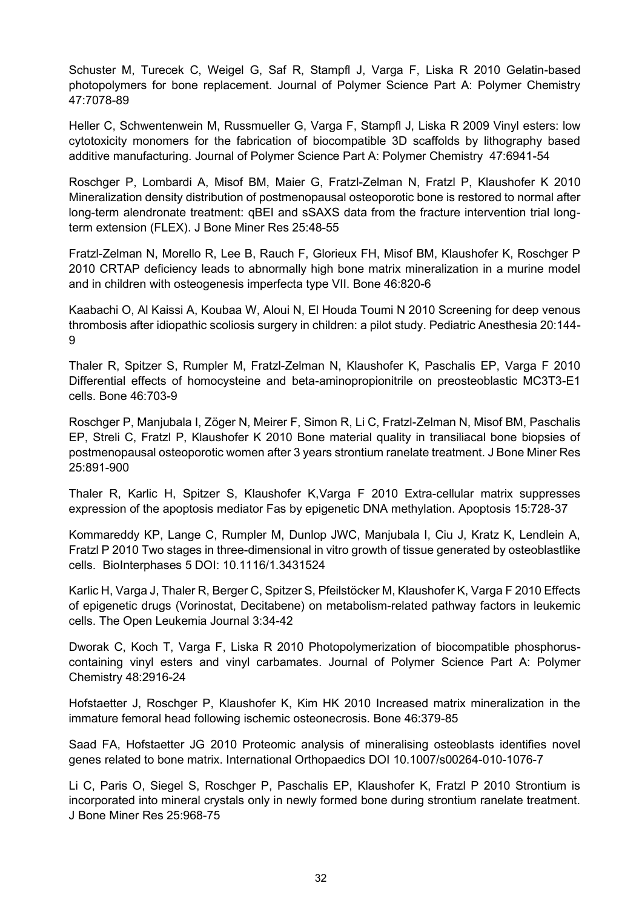Schuster M, Turecek C, Weigel G, Saf R, Stampfl J, Varga F, Liska R 2010 Gelatin-based photopolymers for bone replacement. Journal of Polymer Science Part A: Polymer Chemistry 47:7078-89

Heller C, Schwentenwein M, Russmueller G, Varga F, Stampfl J, Liska R 2009 Vinyl esters: low cytotoxicity monomers for the fabrication of biocompatible 3D scaffolds by lithography based additive manufacturing. Journal of Polymer Science Part A: Polymer Chemistry 47:6941-54

Roschger P, Lombardi A, Misof BM, Maier G, Fratzl-Zelman N, Fratzl P, Klaushofer K 2010 Mineralization density distribution of postmenopausal osteoporotic bone is restored to normal after long-term alendronate treatment: qBEI and sSAXS data from the fracture intervention trial long-term extension (FLEX). J Bone Miner Res 25:48-55

Fratzl-Zelman N, Morello R, Lee B, Rauch F, Glorieux FH, Misof BM, Klaushofer K, Roschger P 2010 CRTAP deficiency leads to abnormally high bone matrix mineralization in a murine model and in children with osteogenesis imperfecta type VII. Bone 46:820-6

Kaabachi O, Al Kaissi A, Koubaa W, Aloui N, El Houda Toumi N 2010 Screening for deep venous thrombosis after idiopathic scoliosis surgery in children: a pilot study. Pediatric Anesthesia 20:144-9

Thaler R, Spitzer S, Rumpler M, Fratzl-Zelman N, Klaushofer K, Paschalis EP, Varga F 2010 Differential effects of homocysteine and beta-aminopropionitrile on preosteoblastic MC3T3-E1 cells. Bone 46:703-9

Roschger P, Manjubala I, Zöger N, Meirer F, Simon R, Li C, Fratzl-Zelman N, Misof BM, Paschalis EP, Streli C, Fratzl P, Klaushofer K 2010 Bone material quality in transiliacal bone biopsies of postmenopausal osteoporotic women after 3 years strontium ranelate treatment. J Bone Miner Res 25:891-900

Thaler R, Karlic H, Spitzer S, Klaushofer K,Varga F 2010 Extra-cellular matrix suppresses expression of the apoptosis mediator Fas by epigenetic DNA methylation. Apoptosis 15:728-37

Kommareddy KP, Lange C, Rumpler M, Dunlop JWC, Manjubala I, Ciu J, Kratz K, Lendlein A, Fratzl P 2010 Two stages in three-dimensional in vitro growth of tissue generated by osteoblastlike cells. BioInterphases 5 DOI: 10.1116/1.3431524

Karlic H, Varga J, Thaler R, Berger C, Spitzer S, Pfeilstöcker M, Klaushofer K, Varga F 2010 Effects of epigenetic drugs (Vorinostat, Decitabene) on metabolism-related pathway factors in leukemic cells. The Open Leukemia Journal 3:34-42

Dworak C, Koch T, Varga F, Liska R 2010 Photopolymerization of biocompatible phosphorus-containing vinyl esters and vinyl carbamates. Journal of Polymer Science Part A: Polymer Chemistry 48:2916-24

Hofstaetter J, Roschger P, Klaushofer K, Kim HK 2010 Increased matrix mineralization in the immature femoral head following ischemic osteonecrosis. Bone 46:379-85

Saad FA, Hofstaetter JG 2010 Proteomic analysis of mineralising osteoblasts identifies novel genes related to bone matrix. International Orthopaedics DOI 10.1007/s00264-010-1076-7

Li C, Paris O, Siegel S, Roschger P, Paschalis EP, Klaushofer K, Fratzl P 2010 Strontium is incorporated into mineral crystals only in newly formed bone during strontium ranelate treatment. J Bone Miner Res 25:968-75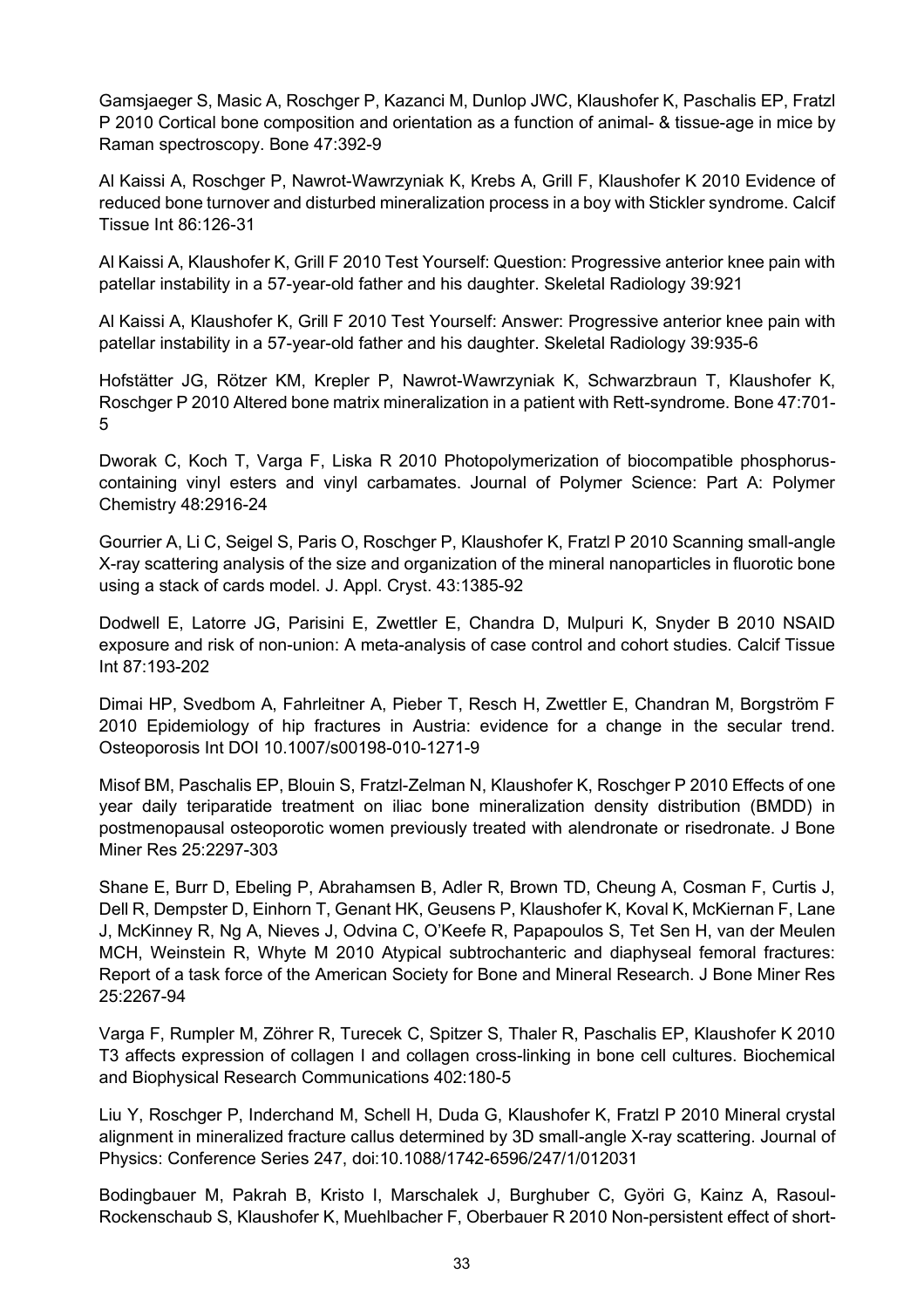Gamsjaeger S, Masic A, Roschger P, Kazanci M, Dunlop JWC, Klaushofer K, Paschalis EP, Fratzl P 2010 Cortical bone composition and orientation as a function of animal- & tissue-age in mice by Raman spectroscopy. Bone 47:392-9

Al Kaissi A, Roschger P, Nawrot-Wawrzyniak K, Krebs A, Grill F, Klaushofer K 2010 Evidence of reduced bone turnover and disturbed mineralization process in a boy with Stickler syndrome. Calcif Tissue Int 86:126-31

Al Kaissi A, Klaushofer K, Grill F 2010 Test Yourself: Question: Progressive anterior knee pain with patellar instability in a 57-year-old father and his daughter. Skeletal Radiology 39:921

Al Kaissi A, Klaushofer K, Grill F 2010 Test Yourself: Answer: Progressive anterior knee pain with patellar instability in a 57-year-old father and his daughter. Skeletal Radiology 39:935-6

Hofstätter JG, Rötzer KM, Krepler P, Nawrot-Wawrzyniak K, Schwarzbraun T, Klaushofer K, Roschger P 2010 Altered bone matrix mineralization in a patient with Rett-syndrome. Bone 47:701-5

Dworak C, Koch T, Varga F, Liska R 2010 Photopolymerization of biocompatible phosphorus-containing vinyl esters and vinyl carbamates. Journal of Polymer Science: Part A: Polymer Chemistry 48:2916-24

Gourrier A, Li C, Seigel S, Paris O, Roschger P, Klaushofer K, Fratzl P 2010 Scanning small-angle X-ray scattering analysis of the size and organization of the mineral nanoparticles in fluorotic bone using a stack of cards model. J. Appl. Cryst. 43:1385-92

Dodwell E, Latorre JG, Parisini E, Zwettler E, Chandra D, Mulpuri K, Snyder B 2010 NSAID exposure and risk of non-union: A meta-analysis of case control and cohort studies. Calcif Tissue Int 87:193-202

Dimai HP, Svedbom A, Fahrleitner A, Pieber T, Resch H, Zwettler E, Chandran M, Borgström F 2010 Epidemiology of hip fractures in Austria: evidence for a change in the secular trend. Osteoporosis Int DOI 10.1007/s00198-010-1271-9

Misof BM, Paschalis EP, Blouin S, Fratzl-Zelman N, Klaushofer K, Roschger P 2010 Effects of one year daily teriparatide treatment on iliac bone mineralization density distribution (BMDD) in postmenopausal osteoporotic women previously treated with alendronate or risedronate. J Bone Miner Res 25:2297-303

Shane E, Burr D, Ebeling P, Abrahamsen B, Adler R, Brown TD, Cheung A, Cosman F, Curtis J, Dell R, Dempster D, Einhorn T, Genant HK, Geusens P, Klaushofer K, Koval K, McKiernan F, Lane J, McKinney R, Ng A, Nieves J, Odvina C, O'Keefe R, Papapoulos S, Tet Sen H, van der Meulen MCH, Weinstein R, Whyte M 2010 Atypical subtrochanteric and diaphyseal femoral fractures: Report of a task force of the American Society for Bone and Mineral Research. J Bone Miner Res 25:2267-94

Varga F, Rumpler M, Zöhrer R, Turecek C, Spitzer S, Thaler R, Paschalis EP, Klaushofer K 2010 T3 affects expression of collagen I and collagen cross-linking in bone cell cultures. Biochemical and Biophysical Research Communications 402:180-5

Liu Y, Roschger P, Inderchand M, Schell H, Duda G, Klaushofer K, Fratzl P 2010 Mineral crystal alignment in mineralized fracture callus determined by 3D small-angle X-ray scattering. Journal of Physics: Conference Series 247, doi:10.1088/1742-6596/247/1/012031

Bodingbauer M, Pakrah B, Kristo I, Marschalek J, Burghuber C, Györi G, Kainz A, Rasoul-Rockenschaub S, Klaushofer K, Muehlbacher F, Oberbauer R 2010 Non-persistent effect of short-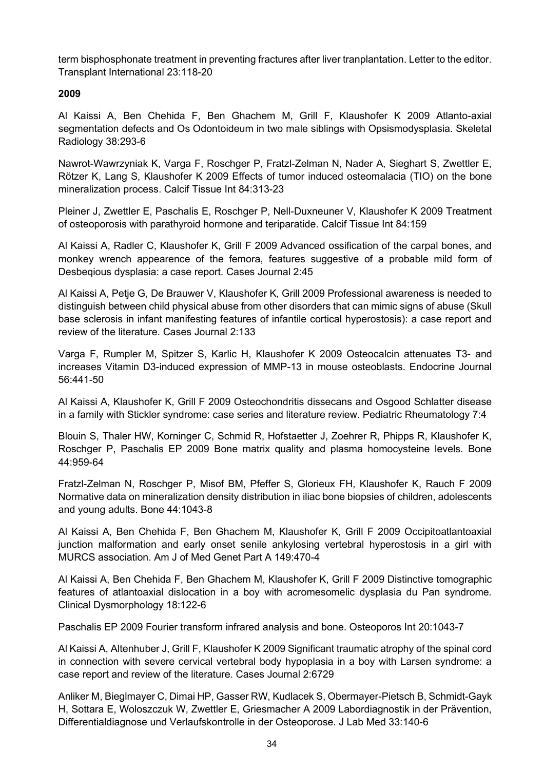term bisphosphonate treatment in preventing fractures after liver tranplantation. Letter to the editor. Transplant International 23:118-20

**2009**

Al Kaissi A, Ben Chehida F, Ben Ghachem M, Grill F, Klaushofer K 2009 Atlanto-axial segmentation defects and Os Odontoideum in two male siblings with Opsismodysplasia. Skeletal Radiology 38:293-6

Nawrot-Wawrzyniak K, Varga F, Roschger P, Fratzl-Zelman N, Nader A, Sieghart S, Zwettler E, Rötzer K, Lang S, Klaushofer K 2009 Effects of tumor induced osteomalacia (TIO) on the bone mineralization process. Calcif Tissue Int 84:313-23

Pleiner J, Zwettler E, Paschalis E, Roschger P, Nell-Duxneuner V, Klaushofer K 2009 Treatment of osteoporosis with parathyroid hormone and teriparatide. Calcif Tissue Int 84:159

Al Kaissi A, Radler C, Klaushofer K, Grill F 2009 Advanced ossification of the carpal bones, and monkey wrench appearence of the femora, features suggestive of a probable mild form of Desbeqious dysplasia: a case report. Cases Journal 2:45

Al Kaissi A, Petje G, De Brauwer V, Klaushofer K, Grill 2009 Professional awareness is needed to distinguish between child physical abuse from other disorders that can mimic signs of abuse (Skull base sclerosis in infant manifesting features of infantile cortical hyperostosis): a case report and review of the literature. Cases Journal 2:133

Varga F, Rumpler M, Spitzer S, Karlic H, Klaushofer K 2009 Osteocalcin attenuates T3- and increases Vitamin D3-induced expression of MMP-13 in mouse osteoblasts. Endocrine Journal 56:441-50

Al Kaissi A, Klaushofer K, Grill F 2009 Osteochondritis dissecans and Osgood Schlatter disease in a family with Stickler syndrome: case series and literature review. Pediatric Rheumatology 7:4

Blouin S, Thaler HW, Korninger C, Schmid R, Hofstaetter J, Zoehrer R, Phipps R, Klaushofer K, Roschger P, Paschalis EP 2009 Bone matrix quality and plasma homocysteine levels. Bone 44:959-64

Fratzl-Zelman N, Roschger P, Misof BM, Pfeffer S, Glorieux FH, Klaushofer K, Rauch F 2009 Normative data on mineralization density distribution in iliac bone biopsies of children, adolescents and young adults. Bone 44:1043-8

Al Kaissi A, Ben Chehida F, Ben Ghachem M, Klaushofer K, Grill F 2009 Occipitoatlantoaxial junction malformation and early onset senile ankylosing vertebral hyperostosis in a girl with MURCS association. Am J of Med Genet Part A 149:470-4

Al Kaissi A, Ben Chehida F, Ben Ghachem M, Klaushofer K, Grill F 2009 Distinctive tomographic features of atlantoaxial dislocation in a boy with acromesomelic dysplasia du Pan syndrome. Clinical Dysmorphology 18:122-6

Paschalis EP 2009 Fourier transform infrared analysis and bone. Osteoporos Int 20:1043-7

Al Kaissi A, Altenhuber J, Grill F, Klaushofer K 2009 Significant traumatic atrophy of the spinal cord in connection with severe cervical vertebral body hypoplasia in a boy with Larsen syndrome: a case report and review of the literature. Cases Journal 2:6729

Anliker M, Bieglmayer C, Dimai HP, Gasser RW, Kudlacek S, Obermayer-Pietsch B, Schmidt-Gayk H, Sottara E, Woloszczuk W, Zwettler E, Griesmacher A 2009 Labordiagnostik in der Prävention, Differentialdiagnose und Verlaufskontrolle in der Osteoporose. J Lab Med 33:140-6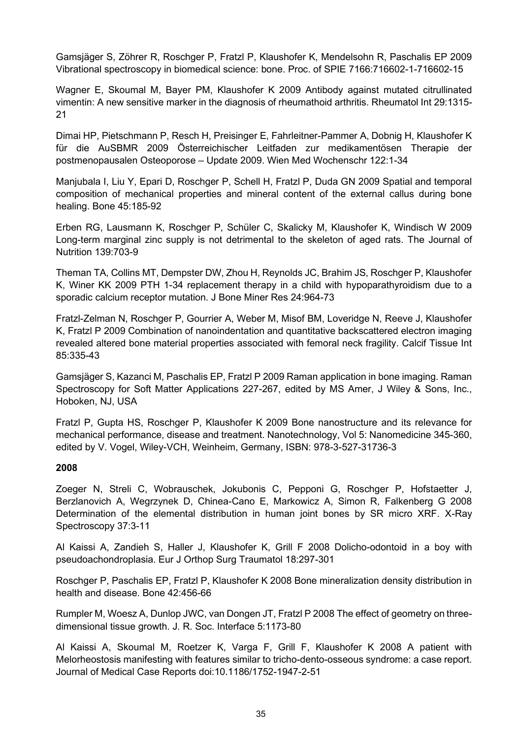Gamsjäger S, Zöhrer R, Roschger P, Fratzl P, Klaushofer K, Mendelsohn R, Paschalis EP 2009 Vibrational spectroscopy in biomedical science: bone. Proc. of SPIE 7166:716602-1-716602-15

Wagner E, Skoumal M, Bayer PM, Klaushofer K 2009 Antibody against mutated citrullinated vimentin: A new sensitive marker in the diagnosis of rheumathoid arthritis. Rheumatol Int 29:1315-21

Dimai HP, Pietschmann P, Resch H, Preisinger E, Fahrleitner-Pammer A, Dobnig H, Klaushofer K für die AuSBMR 2009 Österreichischer Leitfaden zur medikamentösen Therapie der postmenopausalen Osteoporose – Update 2009. Wien Med Wochenschr 122:1-34

Manjubala I, Liu Y, Epari D, Roschger P, Schell H, Fratzl P, Duda GN 2009 Spatial and temporal composition of mechanical properties and mineral content of the external callus during bone healing. Bone 45:185-92

Erben RG, Lausmann K, Roschger P, Schüler C, Skalicky M, Klaushofer K, Windisch W 2009 Long-term marginal zinc supply is not detrimental to the skeleton of aged rats. The Journal of Nutrition 139:703-9

Theman TA, Collins MT, Dempster DW, Zhou H, Reynolds JC, Brahim JS, Roschger P, Klaushofer K, Winer KK 2009 PTH 1-34 replacement therapy in a child with hypoparathyroidism due to a sporadic calcium receptor mutation. J Bone Miner Res 24:964-73

Fratzl-Zelman N, Roschger P, Gourrier A, Weber M, Misof BM, Loveridge N, Reeve J, Klaushofer K, Fratzl P 2009 Combination of nanoindentation and quantitative backscattered electron imaging revealed altered bone material properties associated with femoral neck fragility. Calcif Tissue Int 85:335-43

Gamsjäger S, Kazanci M, Paschalis EP, Fratzl P 2009 Raman application in bone imaging. Raman Spectroscopy for Soft Matter Applications 227-267, edited by MS Amer, J Wiley & Sons, Inc., Hoboken, NJ, USA

Fratzl P, Gupta HS, Roschger P, Klaushofer K 2009 Bone nanostructure and its relevance for mechanical performance, disease and treatment. Nanotechnology, Vol 5: Nanomedicine 345-360, edited by V. Vogel, Wiley-VCH, Weinheim, Germany, ISBN: 978-3-527-31736-3

**2008**

Zoeger N, Streli C, Wobrauschek, Jokubonis C, Pepponi G, Roschger P, Hofstaetter J, Berzlanovich A, Wegrzynek D, Chinea-Cano E, Markowicz A, Simon R, Falkenberg G 2008 Determination of the elemental distribution in human joint bones by SR micro XRF. X-Ray Spectroscopy 37:3-11

Al Kaissi A, Zandieh S, Haller J, Klaushofer K, Grill F 2008 Dolicho-odontoid in a boy with pseudoachondroplasia. Eur J Orthop Surg Traumatol 18:297-301

Roschger P, Paschalis EP, Fratzl P, Klaushofer K 2008 Bone mineralization density distribution in health and disease. Bone 42:456-66

Rumpler M, Woesz A, Dunlop JWC, van Dongen JT, Fratzl P 2008 The effect of geometry on three-dimensional tissue growth. J. R. Soc. Interface 5:1173-80

Al Kaissi A, Skoumal M, Roetzer K, Varga F, Grill F, Klaushofer K 2008 A patient with Melorheostosis manifesting with features similar to tricho-dento-osseous syndrome: a case report. Journal of Medical Case Reports doi:10.1186/1752-1947-2-51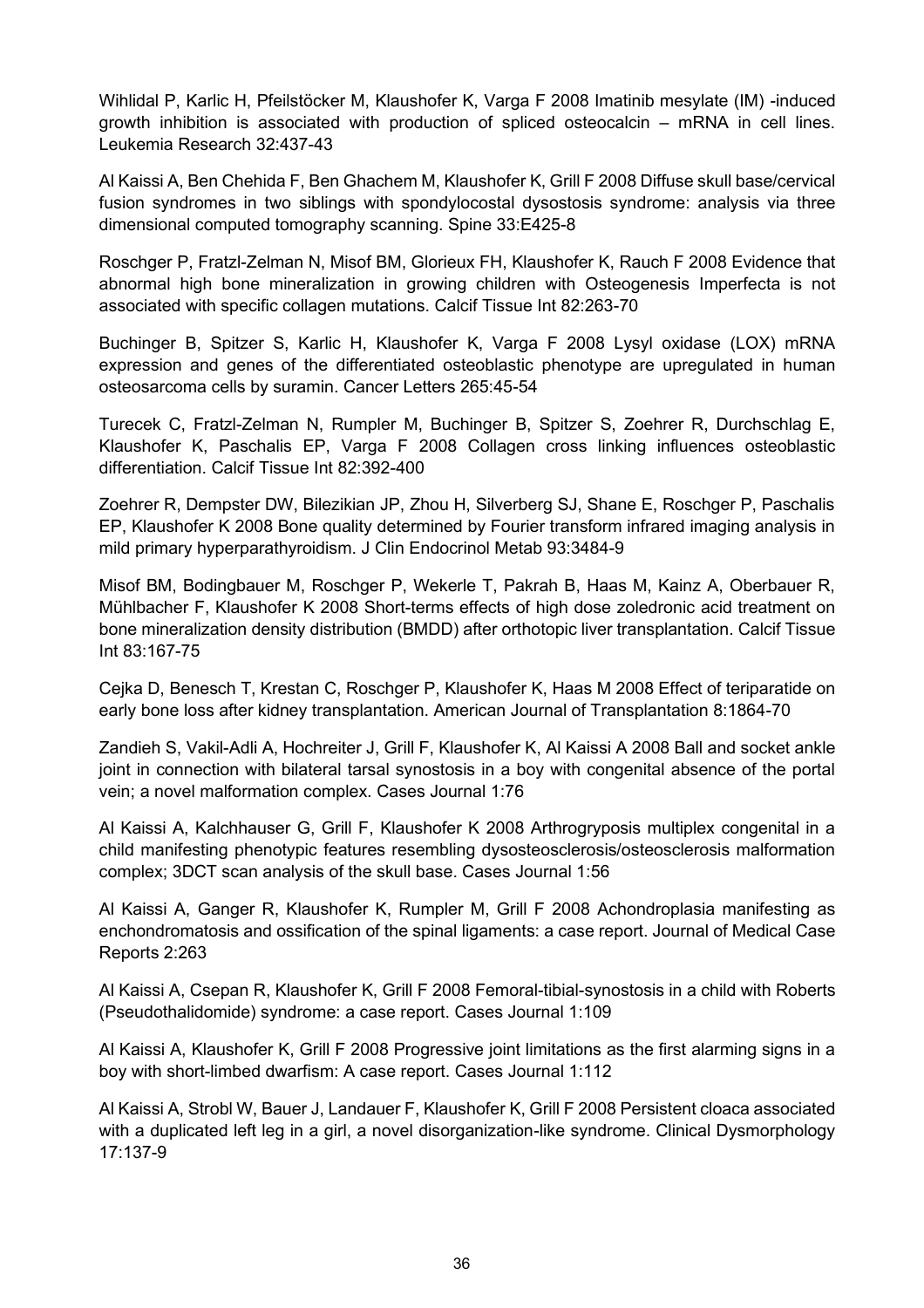Wihlidal P, Karlic H, Pfeilstöcker M, Klaushofer K, Varga F 2008 Imatinib mesylate (IM) -induced growth inhibition is associated with production of spliced osteocalcin – mRNA in cell lines. Leukemia Research 32:437-43

Al Kaissi A, Ben Chehida F, Ben Ghachem M, Klaushofer K, Grill F 2008 Diffuse skull base/cervical fusion syndromes in two siblings with spondylocostal dysostosis syndrome: analysis via three dimensional computed tomography scanning. Spine 33:E425-8

Roschger P, Fratzl-Zelman N, Misof BM, Glorieux FH, Klaushofer K, Rauch F 2008 Evidence that abnormal high bone mineralization in growing children with Osteogenesis Imperfecta is not associated with specific collagen mutations. Calcif Tissue Int 82:263-70

Buchinger B, Spitzer S, Karlic H, Klaushofer K, Varga F 2008 Lysyl oxidase (LOX) mRNA expression and genes of the differentiated osteoblastic phenotype are upregulated in human osteosarcoma cells by suramin. Cancer Letters 265:45-54

Turecek C, Fratzl-Zelman N, Rumpler M, Buchinger B, Spitzer S, Zoehrer R, Durchschlag E, Klaushofer K, Paschalis EP, Varga F 2008 Collagen cross linking influences osteoblastic differentiation. Calcif Tissue Int 82:392-400

Zoehrer R, Dempster DW, Bilezikian JP, Zhou H, Silverberg SJ, Shane E, Roschger P, Paschalis EP, Klaushofer K 2008 Bone quality determined by Fourier transform infrared imaging analysis in mild primary hyperparathyroidism. J Clin Endocrinol Metab 93:3484-9

Misof BM, Bodingbauer M, Roschger P, Wekerle T, Pakrah B, Haas M, Kainz A, Oberbauer R, Mühlbacher F, Klaushofer K 2008 Short-terms effects of high dose zoledronic acid treatment on bone mineralization density distribution (BMDD) after orthotopic liver transplantation. Calcif Tissue Int 83:167-75

Cejka D, Benesch T, Krestan C, Roschger P, Klaushofer K, Haas M 2008 Effect of teriparatide on early bone loss after kidney transplantation. American Journal of Transplantation 8:1864-70

Zandieh S, Vakil-Adli A, Hochreiter J, Grill F, Klaushofer K, Al Kaissi A 2008 Ball and socket ankle joint in connection with bilateral tarsal synostosis in a boy with congenital absence of the portal vein; a novel malformation complex. Cases Journal 1:76

Al Kaissi A, Kalchhauser G, Grill F, Klaushofer K 2008 Arthrogryposis multiplex congenital in a child manifesting phenotypic features resembling dysosteosclerosis/osteosclerosis malformation complex; 3DCT scan analysis of the skull base. Cases Journal 1:56

Al Kaissi A, Ganger R, Klaushofer K, Rumpler M, Grill F 2008 Achondroplasia manifesting as enchondromatosis and ossification of the spinal ligaments: a case report. Journal of Medical Case Reports 2:263

Al Kaissi A, Csepan R, Klaushofer K, Grill F 2008 Femoral-tibial-synostosis in a child with Roberts (Pseudothalidomide) syndrome: a case report. Cases Journal 1:109

Al Kaissi A, Klaushofer K, Grill F 2008 Progressive joint limitations as the first alarming signs in a boy with short-limbed dwarfism: A case report. Cases Journal 1:112

Al Kaissi A, Strobl W, Bauer J, Landauer F, Klaushofer K, Grill F 2008 Persistent cloaca associated with a duplicated left leg in a girl, a novel disorganization-like syndrome. Clinical Dysmorphology 17:137-9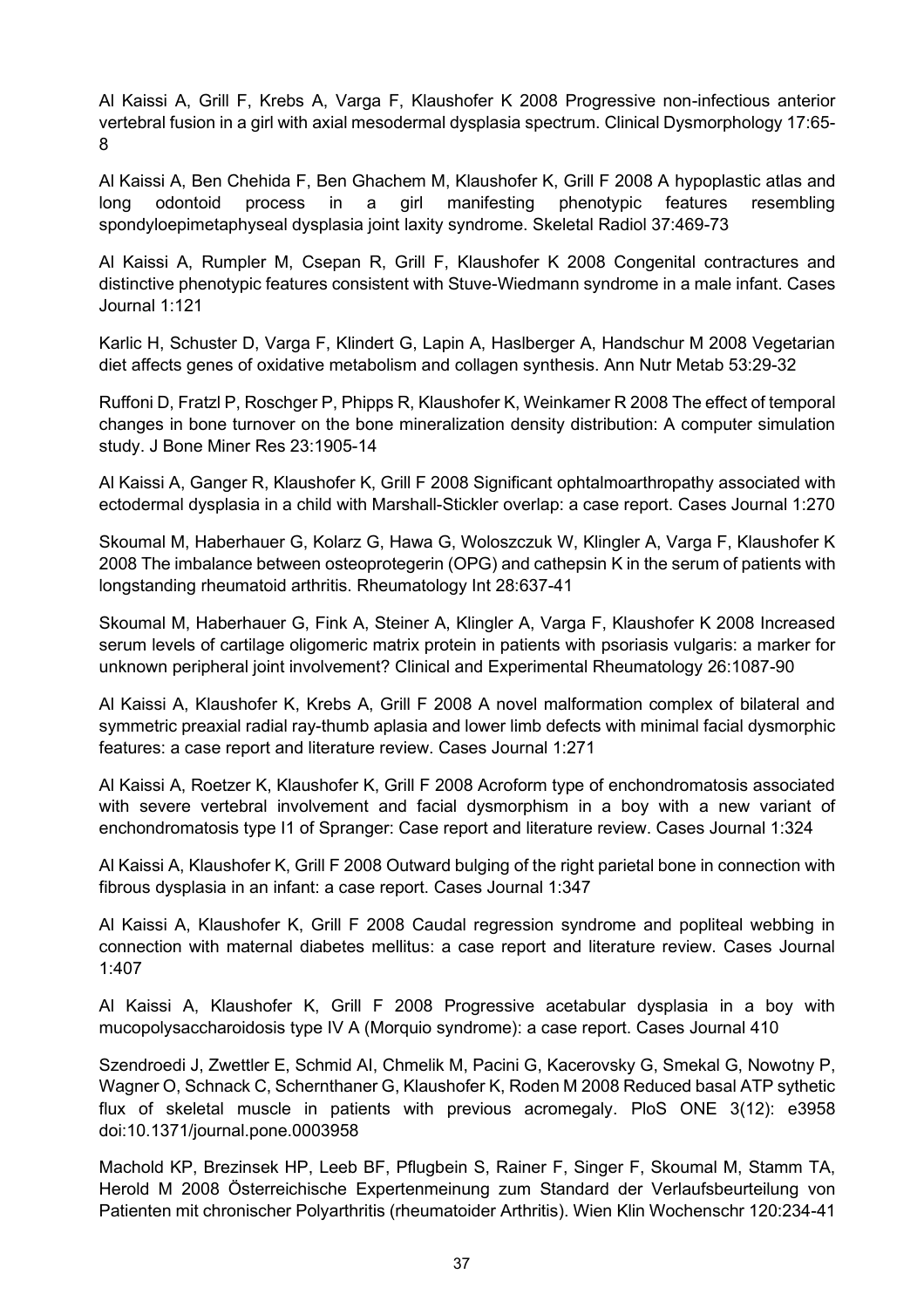Al Kaissi A, Grill F, Krebs A, Varga F, Klaushofer K 2008 Progressive non-infectious anterior vertebral fusion in a girl with axial mesodermal dysplasia spectrum. Clinical Dysmorphology 17:65-8

Al Kaissi A, Ben Chehida F, Ben Ghachem M, Klaushofer K, Grill F 2008 A hypoplastic atlas and long odontoid process in a girl manifesting phenotypic features resembling spondyloepimetaphyseal dysplasia joint laxity syndrome. Skeletal Radiol 37:469-73

Al Kaissi A, Rumpler M, Csepan R, Grill F, Klaushofer K 2008 Congenital contractures and distinctive phenotypic features consistent with Stuve-Wiedmann syndrome in a male infant. Cases Journal 1:121

Karlic H, Schuster D, Varga F, Klindert G, Lapin A, Haslberger A, Handschur M 2008 Vegetarian diet affects genes of oxidative metabolism and collagen synthesis. Ann Nutr Metab 53:29-32

Ruffoni D, Fratzl P, Roschger P, Phipps R, Klaushofer K, Weinkamer R 2008 The effect of temporal changes in bone turnover on the bone mineralization density distribution: A computer simulation study. J Bone Miner Res 23:1905-14

Al Kaissi A, Ganger R, Klaushofer K, Grill F 2008 Significant ophtalmoarthropathy associated with ectodermal dysplasia in a child with Marshall-Stickler overlap: a case report. Cases Journal 1:270

Skoumal M, Haberhauer G, Kolarz G, Hawa G, Woloszczuk W, Klingler A, Varga F, Klaushofer K 2008 The imbalance between osteoprotegerin (OPG) and cathepsin K in the serum of patients with longstanding rheumatoid arthritis. Rheumatology Int 28:637-41

Skoumal M, Haberhauer G, Fink A, Steiner A, Klingler A, Varga F, Klaushofer K 2008 Increased serum levels of cartilage oligomeric matrix protein in patients with psoriasis vulgaris: a marker for unknown peripheral joint involvement? Clinical and Experimental Rheumatology 26:1087-90

Al Kaissi A, Klaushofer K, Krebs A, Grill F 2008 A novel malformation complex of bilateral and symmetric preaxial radial ray-thumb aplasia and lower limb defects with minimal facial dysmorphic features: a case report and literature review. Cases Journal 1:271

Al Kaissi A, Roetzer K, Klaushofer K, Grill F 2008 Acroform type of enchondromatosis associated with severe vertebral involvement and facial dysmorphism in a boy with a new variant of enchondromatosis type I1 of Spranger: Case report and literature review. Cases Journal 1:324

Al Kaissi A, Klaushofer K, Grill F 2008 Outward bulging of the right parietal bone in connection with fibrous dysplasia in an infant: a case report. Cases Journal 1:347

Al Kaissi A, Klaushofer K, Grill F 2008 Caudal regression syndrome and popliteal webbing in connection with maternal diabetes mellitus: a case report and literature review. Cases Journal 1:407

Al Kaissi A, Klaushofer K, Grill F 2008 Progressive acetabular dysplasia in a boy with mucopolysaccharoidosis type IV A (Morquio syndrome): a case report. Cases Journal 410

Szendroedi J, Zwettler E, Schmid AI, Chmelik M, Pacini G, Kacerovsky G, Smekal G, Nowotny P, Wagner O, Schnack C, Schernthaner G, Klaushofer K, Roden M 2008 Reduced basal ATP sythetic flux of skeletal muscle in patients with previous acromegaly. PloS ONE 3(12): e3958 doi:10.1371/journal.pone.0003958

Machold KP, Brezinsek HP, Leeb BF, Pflugbein S, Rainer F, Singer F, Skoumal M, Stamm TA, Herold M 2008 Österreichische Expertenmeinung zum Standard der Verlaufsbeurteilung von Patienten mit chronischer Polyarthritis (rheumatoider Arthritis). Wien Klin Wochenschr 120:234-41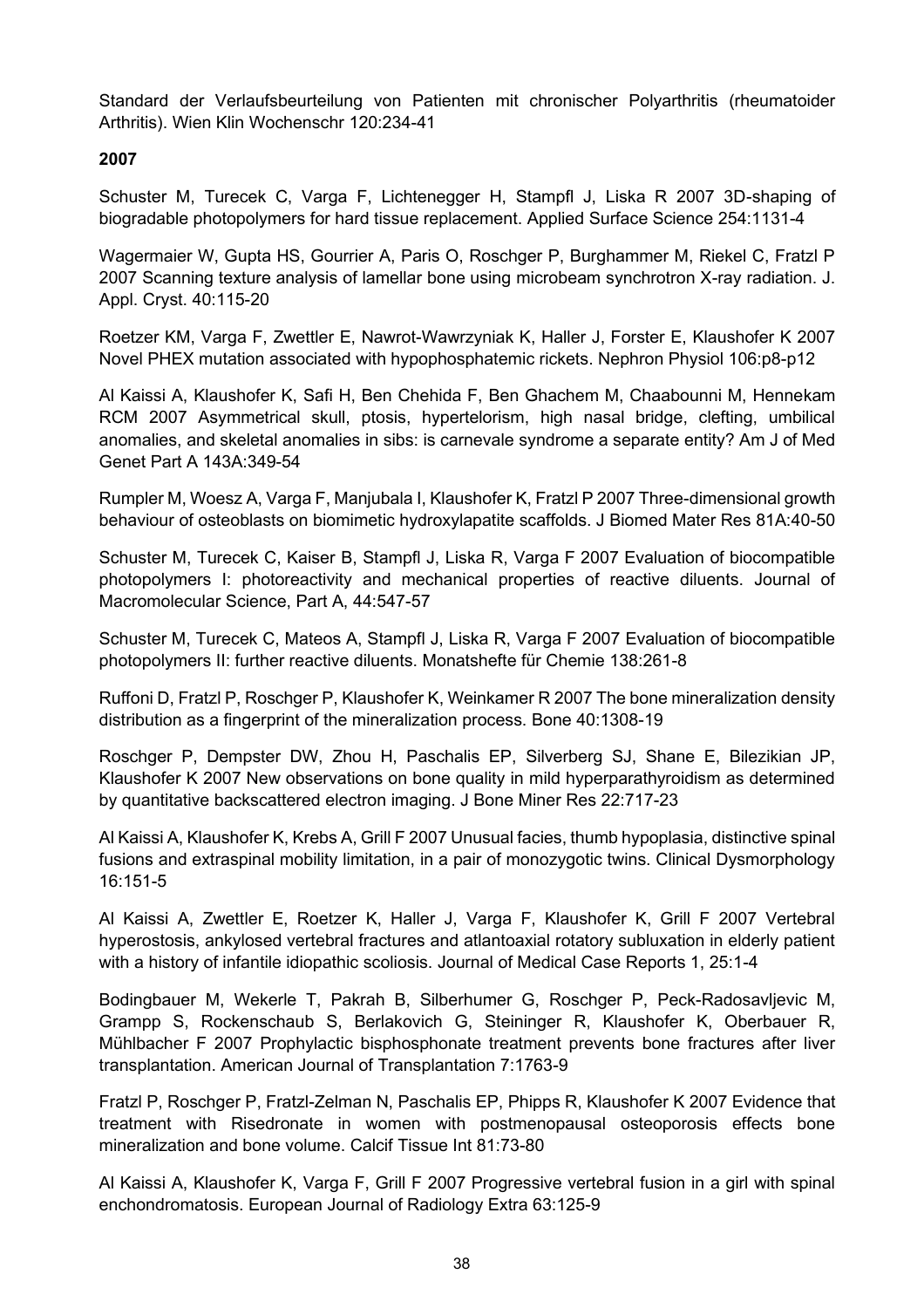Standard der Verlaufsbeurteilung von Patienten mit chronischer Polyarthritis (rheumatoider Arthritis). Wien Klin Wochenschr 120:234-41

**2007**

Schuster M, Turecek C, Varga F, Lichtenegger H, Stampfl J, Liska R 2007 3D-shaping of biogradable photopolymers for hard tissue replacement. Applied Surface Science 254:1131-4

Wagermaier W, Gupta HS, Gourrier A, Paris O, Roschger P, Burghammer M, Riekel C, Fratzl P 2007 Scanning texture analysis of lamellar bone using microbeam synchrotron X-ray radiation. J. Appl. Cryst. 40:115-20

Roetzer KM, Varga F, Zwettler E, Nawrot-Wawrzyniak K, Haller J, Forster E, Klaushofer K 2007 Novel PHEX mutation associated with hypophosphatemic rickets. Nephron Physiol 106:p8-p12

Al Kaissi A, Klaushofer K, Safi H, Ben Chehida F, Ben Ghachem M, Chaabounni M, Hennekam RCM 2007 Asymmetrical skull, ptosis, hypertelorism, high nasal bridge, clefting, umbilical anomalies, and skeletal anomalies in sibs: is carnevale syndrome a separate entity? Am J of Med Genet Part A 143A:349-54

Rumpler M, Woesz A, Varga F, Manjubala I, Klaushofer K, Fratzl P 2007 Three-dimensional growth behaviour of osteoblasts on biomimetic hydroxylapatite scaffolds. J Biomed Mater Res 81A:40-50

Schuster M, Turecek C, Kaiser B, Stampfl J, Liska R, Varga F 2007 Evaluation of biocompatible photopolymers I: photoreactivity and mechanical properties of reactive diluents. Journal of Macromolecular Science, Part A, 44:547-57

Schuster M, Turecek C, Mateos A, Stampfl J, Liska R, Varga F 2007 Evaluation of biocompatible photopolymers II: further reactive diluents. Monatshefte für Chemie 138:261-8

Ruffoni D, Fratzl P, Roschger P, Klaushofer K, Weinkamer R 2007 The bone mineralization density distribution as a fingerprint of the mineralization process. Bone 40:1308-19

Roschger P, Dempster DW, Zhou H, Paschalis EP, Silverberg SJ, Shane E, Bilezikian JP, Klaushofer K 2007 New observations on bone quality in mild hyperparathyroidism as determined by quantitative backscattered electron imaging. J Bone Miner Res 22:717-23

Al Kaissi A, Klaushofer K, Krebs A, Grill F 2007 Unusual facies, thumb hypoplasia, distinctive spinal fusions and extraspinal mobility limitation, in a pair of monozygotic twins. Clinical Dysmorphology 16:151-5

Al Kaissi A, Zwettler E, Roetzer K, Haller J, Varga F, Klaushofer K, Grill F 2007 Vertebral hyperostosis, ankylosed vertebral fractures and atlantoaxial rotatory subluxation in elderly patient with a history of infantile idiopathic scoliosis. Journal of Medical Case Reports 1, 25:1-4

Bodingbauer M, Wekerle T, Pakrah B, Silberhumer G, Roschger P, Peck-Radosavljevic M, Grampp S, Rockenschaub S, Berlakovich G, Steininger R, Klaushofer K, Oberbauer R, Mühlbacher F 2007 Prophylactic bisphosphonate treatment prevents bone fractures after liver transplantation. American Journal of Transplantation 7:1763-9

Fratzl P, Roschger P, Fratzl-Zelman N, Paschalis EP, Phipps R, Klaushofer K 2007 Evidence that treatment with Risedronate in women with postmenopausal osteoporosis effects bone mineralization and bone volume. Calcif Tissue Int 81:73-80

Al Kaissi A, Klaushofer K, Varga F, Grill F 2007 Progressive vertebral fusion in a girl with spinal enchondromatosis. European Journal of Radiology Extra 63:125-9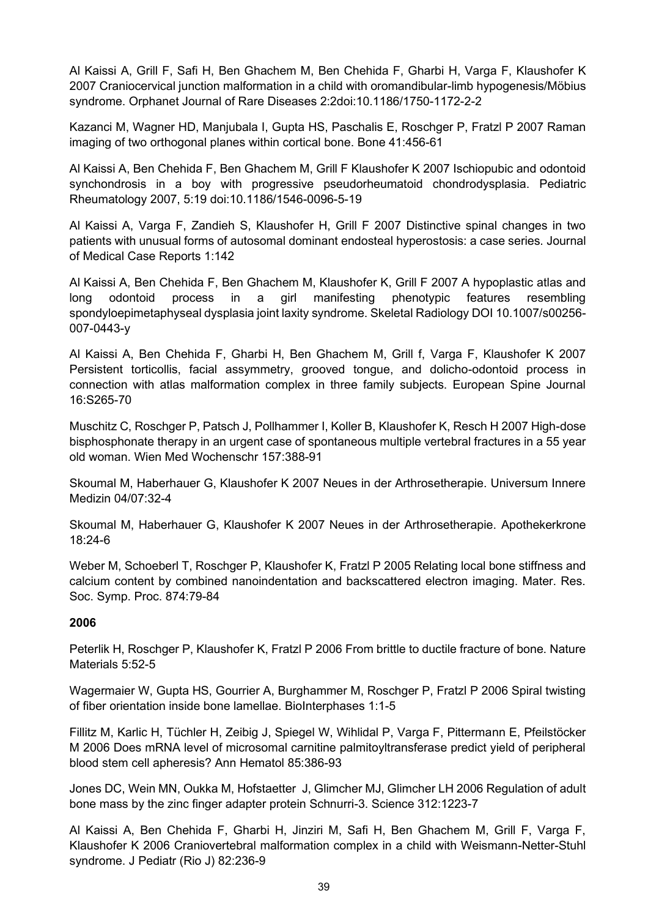Al Kaissi A, Grill F, Safi H, Ben Ghachem M, Ben Chehida F, Gharbi H, Varga F, Klaushofer K 2007 Craniocervical junction malformation in a child with oromandibular-limb hypogenesis/Möbius syndrome. Orphanet Journal of Rare Diseases 2:2doi:10.1186/1750-1172-2-2

Kazanci M, Wagner HD, Manjubala I, Gupta HS, Paschalis E, Roschger P, Fratzl P 2007 Raman imaging of two orthogonal planes within cortical bone. Bone 41:456-61

Al Kaissi A, Ben Chehida F, Ben Ghachem M, Grill F Klaushofer K 2007 Ischiopubic and odontoid synchondrosis in a boy with progressive pseudorheumatoid chondrodysplasia. Pediatric Rheumatology 2007, 5:19 doi:10.1186/1546-0096-5-19

Al Kaissi A, Varga F, Zandieh S, Klaushofer H, Grill F 2007 Distinctive spinal changes in two patients with unusual forms of autosomal dominant endosteal hyperostosis: a case series. Journal of Medical Case Reports 1:142

Al Kaissi A, Ben Chehida F, Ben Ghachem M, Klaushofer K, Grill F 2007 A hypoplastic atlas and long odontoid process in a girl manifesting phenotypic features resembling spondyloepimetaphyseal dysplasia joint laxity syndrome. Skeletal Radiology DOI 10.1007/s00256-007-0443-y

Al Kaissi A, Ben Chehida F, Gharbi H, Ben Ghachem M, Grill f, Varga F, Klaushofer K 2007 Persistent torticollis, facial assymmetry, grooved tongue, and dolicho-odontoid process in connection with atlas malformation complex in three family subjects. European Spine Journal 16:S265-70

Muschitz C, Roschger P, Patsch J, Pollhammer I, Koller B, Klaushofer K, Resch H 2007 High-dose bisphosphonate therapy in an urgent case of spontaneous multiple vertebral fractures in a 55 year old woman. Wien Med Wochenschr 157:388-91

Skoumal M, Haberhauer G, Klaushofer K 2007 Neues in der Arthrosetherapie. Universum Innere Medizin 04/07:32-4

Skoumal M, Haberhauer G, Klaushofer K 2007 Neues in der Arthrosetherapie. Apothekerkrone 18:24-6

Weber M, Schoeberl T, Roschger P, Klaushofer K, Fratzl P 2005 Relating local bone stiffness and calcium content by combined nanoindentation and backscattered electron imaging. Mater. Res. Soc. Symp. Proc. 874:79-84

**2006**

Peterlik H, Roschger P, Klaushofer K, Fratzl P 2006 From brittle to ductile fracture of bone. Nature Materials 5:52-5

Wagermaier W, Gupta HS, Gourrier A, Burghammer M, Roschger P, Fratzl P 2006 Spiral twisting of fiber orientation inside bone lamellae. BioInterphases 1:1-5

Fillitz M, Karlic H, Tüchler H, Zeibig J, Spiegel W, Wihlidal P, Varga F, Pittermann E, Pfeilstöcker M 2006 Does mRNA level of microsomal carnitine palmitoyltransferase predict yield of peripheral blood stem cell apheresis? Ann Hematol 85:386-93

Jones DC, Wein MN, Oukka M, Hofstaetter J, Glimcher MJ, Glimcher LH 2006 Regulation of adult bone mass by the zinc finger adapter protein Schnurri-3. Science 312:1223-7

Al Kaissi A, Ben Chehida F, Gharbi H, Jinziri M, Safi H, Ben Ghachem M, Grill F, Varga F, Klaushofer K 2006 Craniovertebral malformation complex in a child with Weismann-Netter-Stuhl syndrome. J Pediatr (Rio J) 82:236-9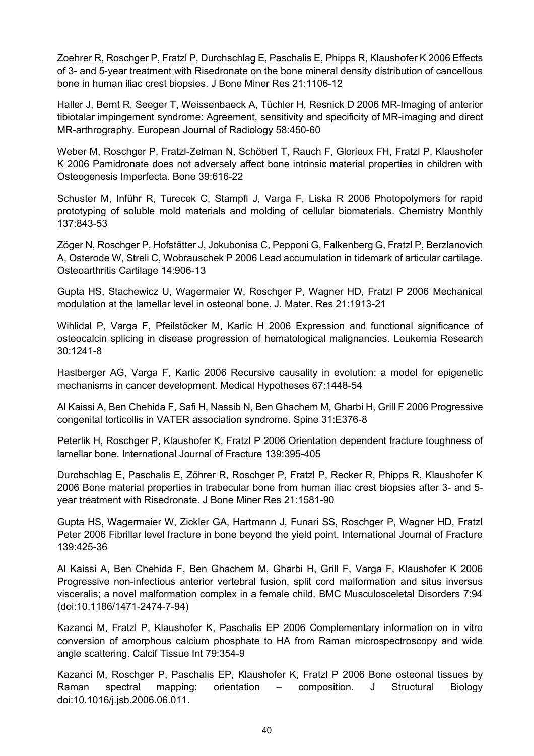Zoehrer R, Roschger P, Fratzl P, Durchschlag E, Paschalis E, Phipps R, Klaushofer K 2006 Effects of 3- and 5-year treatment with Risedronate on the bone mineral density distribution of cancellous bone in human iliac crest biopsies. J Bone Miner Res 21:1106-12

Haller J, Bernt R, Seeger T, Weissenbaeck A, Tüchler H, Resnick D 2006 MR-Imaging of anterior tibiotalar impingement syndrome: Agreement, sensitivity and specificity of MR-imaging and direct MR-arthrography. European Journal of Radiology 58:450-60

Weber M, Roschger P, Fratzl-Zelman N, Schöberl T, Rauch F, Glorieux FH, Fratzl P, Klaushofer K 2006 Pamidronate does not adversely affect bone intrinsic material properties in children with Osteogenesis Imperfecta. Bone 39:616-22

Schuster M, Inführ R, Turecek C, Stampfl J, Varga F, Liska R 2006 Photopolymers for rapid prototyping of soluble mold materials and molding of cellular biomaterials. Chemistry Monthly 137:843-53

Zöger N, Roschger P, Hofstätter J, Jokubonisa C, Pepponi G, Falkenberg G, Fratzl P, Berzlanovich A, Osterode W, Streli C, Wobrauschek P 2006 Lead accumulation in tidemark of articular cartilage. Osteoarthritis Cartilage 14:906-13

Gupta HS, Stachewicz U, Wagermaier W, Roschger P, Wagner HD, Fratzl P 2006 Mechanical modulation at the lamellar level in osteonal bone. J. Mater. Res 21:1913-21

Wihlidal P, Varga F, Pfeilstöcker M, Karlic H 2006 Expression and functional significance of osteocalcin splicing in disease progression of hematological malignancies. Leukemia Research 30:1241-8

Haslberger AG, Varga F, Karlic 2006 Recursive causality in evolution: a model for epigenetic mechanisms in cancer development. Medical Hypotheses 67:1448-54

Al Kaissi A, Ben Chehida F, Safi H, Nassib N, Ben Ghachem M, Gharbi H, Grill F 2006 Progressive congenital torticollis in VATER association syndrome. Spine 31:E376-8

Peterlik H, Roschger P, Klaushofer K, Fratzl P 2006 Orientation dependent fracture toughness of lamellar bone. International Journal of Fracture 139:395-405

Durchschlag E, Paschalis E, Zöhrer R, Roschger P, Fratzl P, Recker R, Phipps R, Klaushofer K 2006 Bone material properties in trabecular bone from human iliac crest biopsies after 3- and 5-year treatment with Risedronate. J Bone Miner Res 21:1581-90

Gupta HS, Wagermaier W, Zickler GA, Hartmann J, Funari SS, Roschger P, Wagner HD, Fratzl Peter 2006 Fibrillar level fracture in bone beyond the yield point. International Journal of Fracture 139:425-36

Al Kaissi A, Ben Chehida F, Ben Ghachem M, Gharbi H, Grill F, Varga F, Klaushofer K 2006 Progressive non-infectious anterior vertebral fusion, split cord malformation and situs inversus visceralis; a novel malformation complex in a female child. BMC Musculosceletal Disorders 7:94 (doi:10.1186/1471-2474-7-94)

Kazanci M, Fratzl P, Klaushofer K, Paschalis EP 2006 Complementary information on in vitro conversion of amorphous calcium phosphate to HA from Raman microspectroscopy and wide angle scattering. Calcif Tissue Int 79:354-9

Kazanci M, Roschger P, Paschalis EP, Klaushofer K, Fratzl P 2006 Bone osteonal tissues by Raman spectral mapping: orientation – composition. J Structural Biology doi:10.1016/j.jsb.2006.06.011.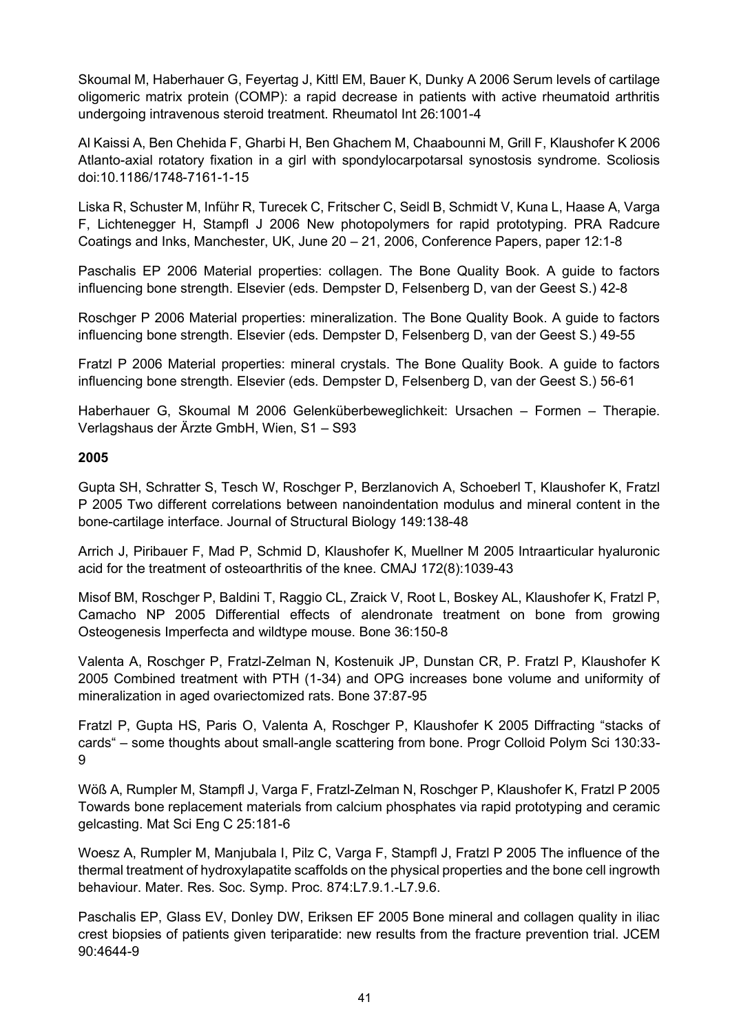Skoumal M, Haberhauer G, Feyertag J, Kittl EM, Bauer K, Dunky A 2006 Serum levels of cartilage oligomeric matrix protein (COMP): a rapid decrease in patients with active rheumatoid arthritis undergoing intravenous steroid treatment. Rheumatol Int 26:1001-4

Al Kaissi A, Ben Chehida F, Gharbi H, Ben Ghachem M, Chaabounni M, Grill F, Klaushofer K 2006 Atlanto-axial rotatory fixation in a girl with spondylocarpotarsal synostosis syndrome. Scoliosis doi:10.1186/1748-7161-1-15

Liska R, Schuster M, Inführ R, Turecek C, Fritscher C, Seidl B, Schmidt V, Kuna L, Haase A, Varga F, Lichtenegger H, Stampfl J 2006 New photopolymers for rapid prototyping. PRA Radcure Coatings and Inks, Manchester, UK, June 20 – 21, 2006, Conference Papers, paper 12:1-8

Paschalis EP 2006 Material properties: collagen. The Bone Quality Book. A guide to factors influencing bone strength. Elsevier (eds. Dempster D, Felsenberg D, van der Geest S.) 42-8

Roschger P 2006 Material properties: mineralization. The Bone Quality Book. A guide to factors influencing bone strength. Elsevier (eds. Dempster D, Felsenberg D, van der Geest S.) 49-55

Fratzl P 2006 Material properties: mineral crystals. The Bone Quality Book. A guide to factors influencing bone strength. Elsevier (eds. Dempster D, Felsenberg D, van der Geest S.) 56-61

Haberhauer G, Skoumal M 2006 Gelenküberbeweglichkeit: Ursachen – Formen – Therapie. Verlagshaus der Ärzte GmbH, Wien, S1 – S93

**2005**

Gupta SH, Schratter S, Tesch W, Roschger P, Berzlanovich A, Schoeberl T, Klaushofer K, Fratzl P 2005 Two different correlations between nanoindentation modulus and mineral content in the bone-cartilage interface. Journal of Structural Biology 149:138-48

Arrich J, Piribauer F, Mad P, Schmid D, Klaushofer K, Muellner M 2005 Intraarticular hyaluronic acid for the treatment of osteoarthritis of the knee. CMAJ 172(8):1039-43

Misof BM, Roschger P, Baldini T, Raggio CL, Zraick V, Root L, Boskey AL, Klaushofer K, Fratzl P, Camacho NP 2005 Differential effects of alendronate treatment on bone from growing Osteogenesis Imperfecta and wildtype mouse. Bone 36:150-8

Valenta A, Roschger P, Fratzl-Zelman N, Kostenuik JP, Dunstan CR, P. Fratzl P, Klaushofer K 2005 Combined treatment with PTH (1-34) and OPG increases bone volume and uniformity of mineralization in aged ovariectomized rats. Bone 37:87-95

Fratzl P, Gupta HS, Paris O, Valenta A, Roschger P, Klaushofer K 2005 Diffracting “stacks of cards“ – some thoughts about small-angle scattering from bone. Progr Colloid Polym Sci 130:33-9

Wöß A, Rumpler M, Stampfl J, Varga F, Fratzl-Zelman N, Roschger P, Klaushofer K, Fratzl P 2005 Towards bone replacement materials from calcium phosphates via rapid prototyping and ceramic gelcasting. Mat Sci Eng C 25:181-6

Woesz A, Rumpler M, Manjubala I, Pilz C, Varga F, Stampfl J, Fratzl P 2005 The influence of the thermal treatment of hydroxylapatite scaffolds on the physical properties and the bone cell ingrowth behaviour. Mater. Res. Soc. Symp. Proc. 874:L7.9.1.-L7.9.6.

Paschalis EP, Glass EV, Donley DW, Eriksen EF 2005 Bone mineral and collagen quality in iliac crest biopsies of patients given teriparatide: new results from the fracture prevention trial. JCEM 90:4644-9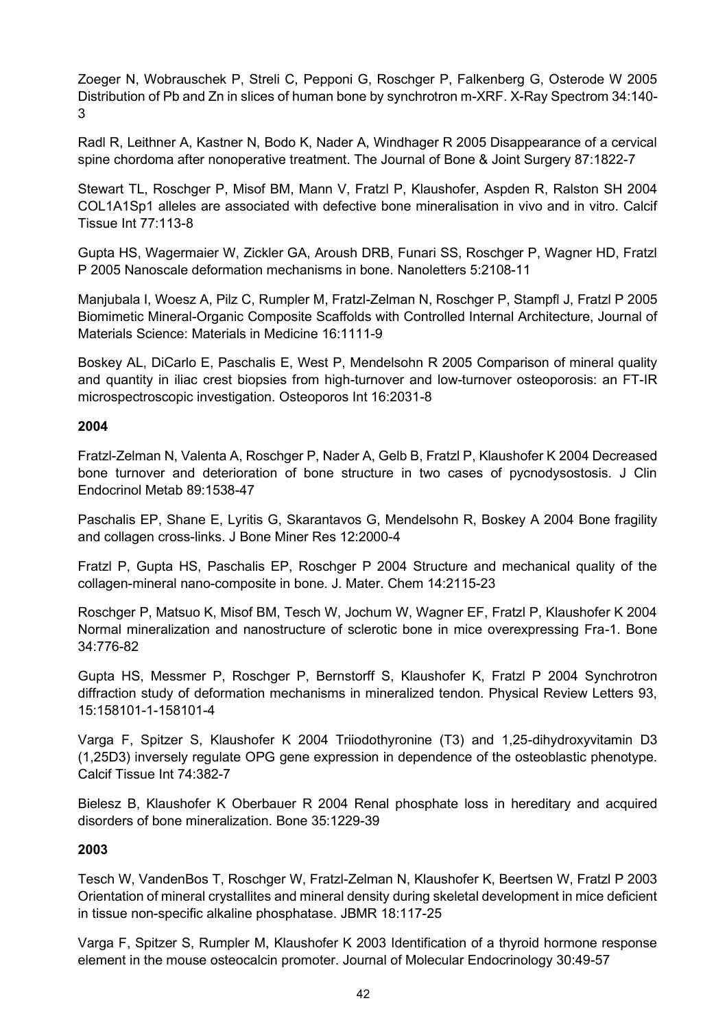Zoeger N, Wobrauschek P, Streli C, Pepponi G, Roschger P, Falkenberg G, Osterode W 2005 Distribution of Pb and Zn in slices of human bone by synchrotron m-XRF. X-Ray Spectrom 34:140-3

Radl R, Leithner A, Kastner N, Bodo K, Nader A, Windhager R 2005 Disappearance of a cervical spine chordoma after nonoperative treatment. The Journal of Bone & Joint Surgery 87:1822-7

Stewart TL, Roschger P, Misof BM, Mann V, Fratzl P, Klaushofer, Aspden R, Ralston SH 2004 COL1A1Sp1 alleles are associated with defective bone mineralisation in vivo and in vitro. Calcif Tissue Int 77:113-8

Gupta HS, Wagermaier W, Zickler GA, Aroush DRB, Funari SS, Roschger P, Wagner HD, Fratzl P 2005 Nanoscale deformation mechanisms in bone. Nanoletters 5:2108-11

Manjubala I, Woesz A, Pilz C, Rumpler M, Fratzl-Zelman N, Roschger P, Stampfl J, Fratzl P 2005 Biomimetic Mineral-Organic Composite Scaffolds with Controlled Internal Architecture, Journal of Materials Science: Materials in Medicine 16:1111-9

Boskey AL, DiCarlo E, Paschalis E, West P, Mendelsohn R 2005 Comparison of mineral quality and quantity in iliac crest biopsies from high-turnover and low-turnover osteoporosis: an FT-IR microspectroscopic investigation. Osteoporos Int 16:2031-8

**2004**

Fratzl-Zelman N, Valenta A, Roschger P, Nader A, Gelb B, Fratzl P, Klaushofer K 2004 Decreased bone turnover and deterioration of bone structure in two cases of pycnodysostosis. J Clin Endocrinol Metab 89:1538-47

Paschalis EP, Shane E, Lyritis G, Skarantavos G, Mendelsohn R, Boskey A 2004 Bone fragility and collagen cross-links. J Bone Miner Res 12:2000-4

Fratzl P, Gupta HS, Paschalis EP, Roschger P 2004 Structure and mechanical quality of the collagen-mineral nano-composite in bone. J. Mater. Chem 14:2115-23

Roschger P, Matsuo K, Misof BM, Tesch W, Jochum W, Wagner EF, Fratzl P, Klaushofer K 2004 Normal mineralization and nanostructure of sclerotic bone in mice overexpressing Fra-1. Bone 34:776-82

Gupta HS, Messmer P, Roschger P, Bernstorff S, Klaushofer K, Fratzl P 2004 Synchrotron diffraction study of deformation mechanisms in mineralized tendon. Physical Review Letters 93, 15:158101-1-158101-4

Varga F, Spitzer S, Klaushofer K 2004 Triiodothyronine (T3) and 1,25-dihydroxyvitamin D3 (1,25D3) inversely regulate OPG gene expression in dependence of the osteoblastic phenotype. Calcif Tissue Int 74:382-7

Bielesz B, Klaushofer K Oberbauer R 2004 Renal phosphate loss in hereditary and acquired disorders of bone mineralization. Bone 35:1229-39

**2003**

Tesch W, VandenBos T, Roschger W, Fratzl-Zelman N, Klaushofer K, Beertsen W, Fratzl P 2003 Orientation of mineral crystallites and mineral density during skeletal development in mice deficient in tissue non-specific alkaline phosphatase. JBMR 18:117-25

Varga F, Spitzer S, Rumpler M, Klaushofer K 2003 Identification of a thyroid hormone response element in the mouse osteocalcin promoter. Journal of Molecular Endocrinology 30:49-57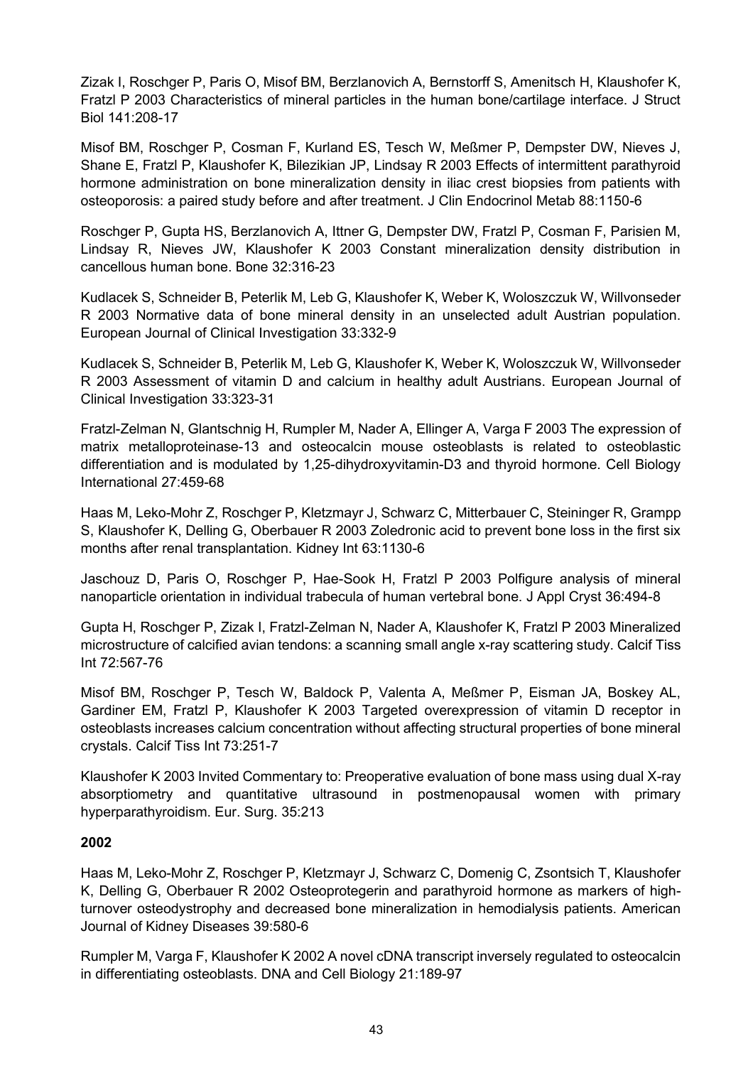Zizak I, Roschger P, Paris O, Misof BM, Berzlanovich A, Bernstorff S, Amenitsch H, Klaushofer K, Fratzl P 2003 Characteristics of mineral particles in the human bone/cartilage interface. J Struct Biol 141:208-17

Misof BM, Roschger P, Cosman F, Kurland ES, Tesch W, Meßmer P, Dempster DW, Nieves J, Shane E, Fratzl P, Klaushofer K, Bilezikian JP, Lindsay R 2003 Effects of intermittent parathyroid hormone administration on bone mineralization density in iliac crest biopsies from patients with osteoporosis: a paired study before and after treatment. J Clin Endocrinol Metab 88:1150-6

Roschger P, Gupta HS, Berzlanovich A, Ittner G, Dempster DW, Fratzl P, Cosman F, Parisien M, Lindsay R, Nieves JW, Klaushofer K 2003 Constant mineralization density distribution in cancellous human bone. Bone 32:316-23

Kudlacek S, Schneider B, Peterlik M, Leb G, Klaushofer K, Weber K, Woloszczuk W, Willvonseder R 2003 Normative data of bone mineral density in an unselected adult Austrian population. European Journal of Clinical Investigation 33:332-9

Kudlacek S, Schneider B, Peterlik M, Leb G, Klaushofer K, Weber K, Woloszczuk W, Willvonseder R 2003 Assessment of vitamin D and calcium in healthy adult Austrians. European Journal of Clinical Investigation 33:323-31

Fratzl-Zelman N, Glantschnig H, Rumpler M, Nader A, Ellinger A, Varga F 2003 The expression of matrix metalloproteinase-13 and osteocalcin mouse osteoblasts is related to osteoblastic differentiation and is modulated by 1,25-dihydroxyvitamin-D3 and thyroid hormone. Cell Biology International 27:459-68

Haas M, Leko-Mohr Z, Roschger P, Kletzmayr J, Schwarz C, Mitterbauer C, Steininger R, Grampp S, Klaushofer K, Delling G, Oberbauer R 2003 Zoledronic acid to prevent bone loss in the first six months after renal transplantation. Kidney Int 63:1130-6

Jaschouz D, Paris O, Roschger P, Hae-Sook H, Fratzl P 2003 Polfigure analysis of mineral nanoparticle orientation in individual trabecula of human vertebral bone. J Appl Cryst 36:494-8

Gupta H, Roschger P, Zizak I, Fratzl-Zelman N, Nader A, Klaushofer K, Fratzl P 2003 Mineralized microstructure of calcified avian tendons: a scanning small angle x-ray scattering study. Calcif Tiss Int 72:567-76

Misof BM, Roschger P, Tesch W, Baldock P, Valenta A, Meßmer P, Eisman JA, Boskey AL, Gardiner EM, Fratzl P, Klaushofer K 2003 Targeted overexpression of vitamin D receptor in osteoblasts increases calcium concentration without affecting structural properties of bone mineral crystals. Calcif Tiss Int 73:251-7

Klaushofer K 2003 Invited Commentary to: Preoperative evaluation of bone mass using dual X-ray absorptiometry and quantitative ultrasound in postmenopausal women with primary hyperparathyroidism. Eur. Surg. 35:213

**2002**

Haas M, Leko-Mohr Z, Roschger P, Kletzmayr J, Schwarz C, Domenig C, Zsontsich T, Klaushofer K, Delling G, Oberbauer R 2002 Osteoprotegerin and parathyroid hormone as markers of high-turnover osteodystrophy and decreased bone mineralization in hemodialysis patients. American Journal of Kidney Diseases 39:580-6

Rumpler M, Varga F, Klaushofer K 2002 A novel cDNA transcript inversely regulated to osteocalcin in differentiating osteoblasts. DNA and Cell Biology 21:189-97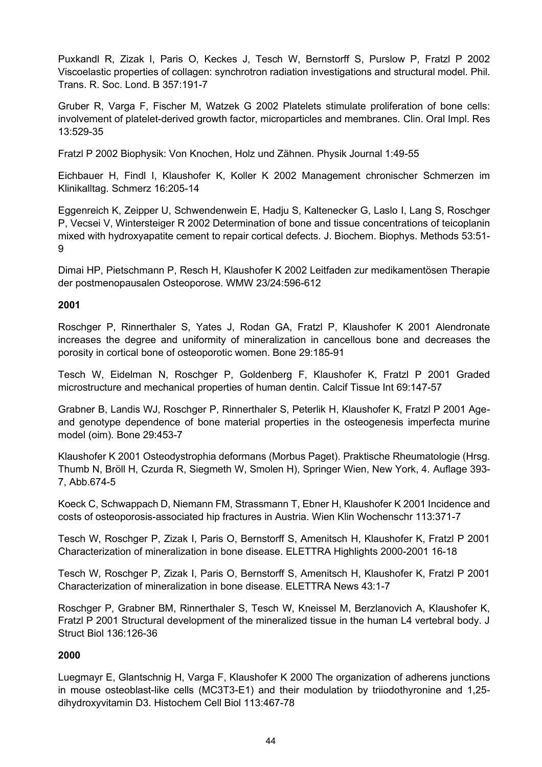Puxkandl R, Zizak I, Paris O, Keckes J, Tesch W, Bernstorff S, Purslow P, Fratzl P 2002 Viscoelastic properties of collagen: synchrotron radiation investigations and structural model. Phil. Trans. R. Soc. Lond. B 357:191-7

Gruber R, Varga F, Fischer M, Watzek G 2002 Platelets stimulate proliferation of bone cells: involvement of platelet-derived growth factor, microparticles and membranes. Clin. Oral Impl. Res 13:529-35

Fratzl P 2002 Biophysik: Von Knochen, Holz und Zähnen. Physik Journal 1:49-55

Eichbauer H, Findl I, Klaushofer K, Koller K 2002 Management chronischer Schmerzen im Klinikalltag. Schmerz 16:205-14

Eggenreich K, Zeipper U, Schwendenwein E, Hadju S, Kaltenecker G, Laslo I, Lang S, Roschger P, Vecsei V, Wintersteiger R 2002 Determination of bone and tissue concentrations of teicoplanin mixed with hydroxyapatite cement to repair cortical defects. J. Biochem. Biophys. Methods 53:51-9

Dimai HP, Pietschmann P, Resch H, Klaushofer K 2002 Leitfaden zur medikamentösen Therapie der postmenopausalen Osteoporose. WMW 23/24:596-612

**2001**

Roschger P, Rinnerthaler S, Yates J, Rodan GA, Fratzl P, Klaushofer K 2001 Alendronate increases the degree and uniformity of mineralization in cancellous bone and decreases the porosity in cortical bone of osteoporotic women. Bone 29:185-91

Tesch W, Eidelman N, Roschger P, Goldenberg F, Klaushofer K, Fratzl P 2001 Graded microstructure and mechanical properties of human dentin. Calcif Tissue Int 69:147-57

Grabner B, Landis WJ, Roschger P, Rinnerthaler S, Peterlik H, Klaushofer K, Fratzl P 2001 Age- and genotype dependence of bone material properties in the osteogenesis imperfecta murine model (oim). Bone 29:453-7

Klaushofer K 2001 Osteodystrophia deformans (Morbus Paget). Praktische Rheumatologie (Hrsg. Thumb N, Bröll H, Czurda R, Siegmeth W, Smolen H), Springer Wien, New York, 4. Auflage 393-7, Abb.674-5

Koeck C, Schwappach D, Niemann FM, Strassmann T, Ebner H, Klaushofer K 2001 Incidence and costs of osteoporosis-associated hip fractures in Austria. Wien Klin Wochenschr 113:371-7

Tesch W, Roschger P, Zizak I, Paris O, Bernstorff S, Amenitsch H, Klaushofer K, Fratzl P 2001 Characterization of mineralization in bone disease. ELETTRA Highlights 2000-2001 16-18

Tesch W, Roschger P, Zizak I, Paris O, Bernstorff S, Amenitsch H, Klaushofer K, Fratzl P 2001 Characterization of mineralization in bone disease. ELETTRA News 43:1-7

Roschger P, Grabner BM, Rinnerthaler S, Tesch W, Kneissel M, Berzlanovich A, Klaushofer K, Fratzl P 2001 Structural development of the mineralized tissue in the human L4 vertebral body. J Struct Biol 136:126-36

**2000**

Luegmayr E, Glantschnig H, Varga F, Klaushofer K 2000 The organization of adherens junctions in mouse osteoblast-like cells (MC3T3-E1) and their modulation by triiodothyronine and 1,25-dihydroxyvitamin D3. Histochem Cell Biol 113:467-78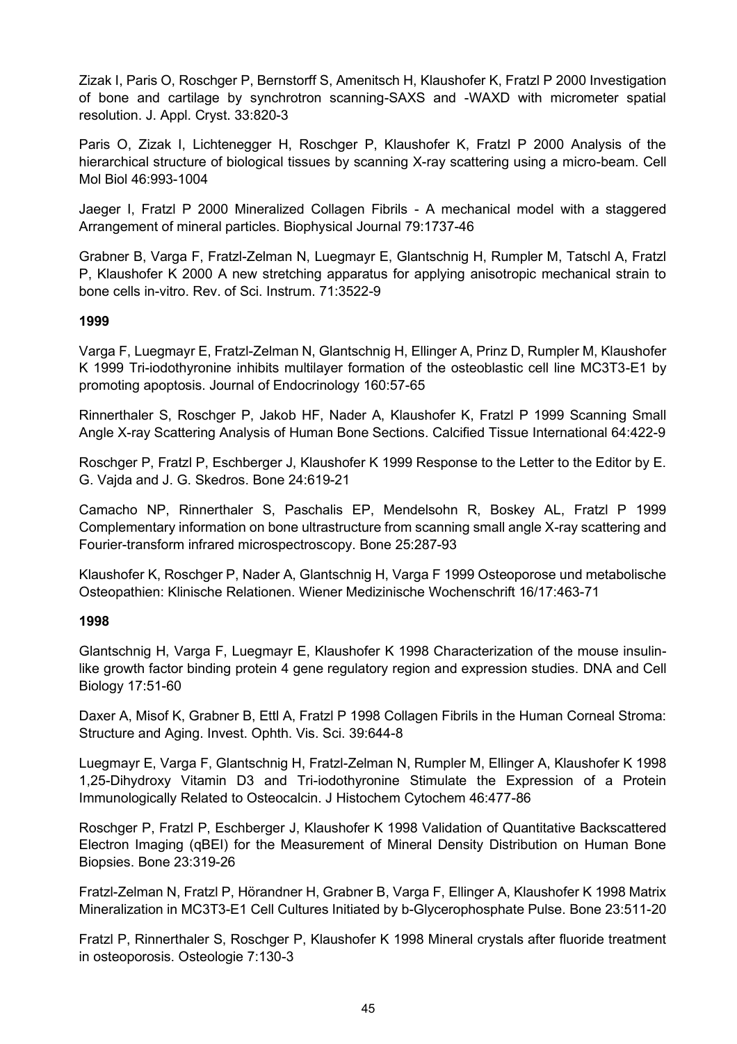Zizak I, Paris O, Roschger P, Bernstorff S, Amenitsch H, Klaushofer K, Fratzl P 2000 Investigation of bone and cartilage by synchrotron scanning-SAXS and -WAXD with micrometer spatial resolution. J. Appl. Cryst. 33:820-3

Paris O, Zizak I, Lichtenegger H, Roschger P, Klaushofer K, Fratzl P 2000 Analysis of the hierarchical structure of biological tissues by scanning X-ray scattering using a micro-beam. Cell Mol Biol 46:993-1004

Jaeger I, Fratzl P 2000 Mineralized Collagen Fibrils - A mechanical model with a staggered Arrangement of mineral particles. Biophysical Journal 79:1737-46

Grabner B, Varga F, Fratzl-Zelman N, Luegmayr E, Glantschnig H, Rumpler M, Tatschl A, Fratzl P, Klaushofer K 2000 A new stretching apparatus for applying anisotropic mechanical strain to bone cells in-vitro. Rev. of Sci. Instrum. 71:3522-9

**1999**

Varga F, Luegmayr E, Fratzl-Zelman N, Glantschnig H, Ellinger A, Prinz D, Rumpler M, Klaushofer K 1999 Tri-iodothyronine inhibits multilayer formation of the osteoblastic cell line MC3T3-E1 by promoting apoptosis. Journal of Endocrinology 160:57-65

Rinnerthaler S, Roschger P, Jakob HF, Nader A, Klaushofer K, Fratzl P 1999 Scanning Small Angle X-ray Scattering Analysis of Human Bone Sections. Calcified Tissue International 64:422-9

Roschger P, Fratzl P, Eschberger J, Klaushofer K 1999 Response to the Letter to the Editor by E. G. Vajda and J. G. Skedros. Bone 24:619-21

Camacho NP, Rinnerthaler S, Paschalis EP, Mendelsohn R, Boskey AL, Fratzl P 1999 Complementary information on bone ultrastructure from scanning small angle X-ray scattering and Fourier-transform infrared microspectroscopy. Bone 25:287-93

Klaushofer K, Roschger P, Nader A, Glantschnig H, Varga F 1999 Osteoporose und metabolische Osteopathien: Klinische Relationen. Wiener Medizinische Wochenschrift 16/17:463-71

**1998**

Glantschnig H, Varga F, Luegmayr E, Klaushofer K 1998 Characterization of the mouse insulin-like growth factor binding protein 4 gene regulatory region and expression studies. DNA and Cell Biology 17:51-60

Daxer A, Misof K, Grabner B, Ettl A, Fratzl P 1998 Collagen Fibrils in the Human Corneal Stroma: Structure and Aging. Invest. Ophth. Vis. Sci. 39:644-8

Luegmayr E, Varga F, Glantschnig H, Fratzl-Zelman N, Rumpler M, Ellinger A, Klaushofer K 1998 1,25-Dihydroxy Vitamin D3 and Tri-iodothyronine Stimulate the Expression of a Protein Immunologically Related to Osteocalcin. J Histochem Cytochem 46:477-86

Roschger P, Fratzl P, Eschberger J, Klaushofer K 1998 Validation of Quantitative Backscattered Electron Imaging (qBEI) for the Measurement of Mineral Density Distribution on Human Bone Biopsies. Bone 23:319-26

Fratzl-Zelman N, Fratzl P, Hörandner H, Grabner B, Varga F, Ellinger A, Klaushofer K 1998 Matrix Mineralization in MC3T3-E1 Cell Cultures Initiated by b-Glycerophosphate Pulse. Bone 23:511-20

Fratzl P, Rinnerthaler S, Roschger P, Klaushofer K 1998 Mineral crystals after fluoride treatment in osteoporosis. Osteologie 7:130-3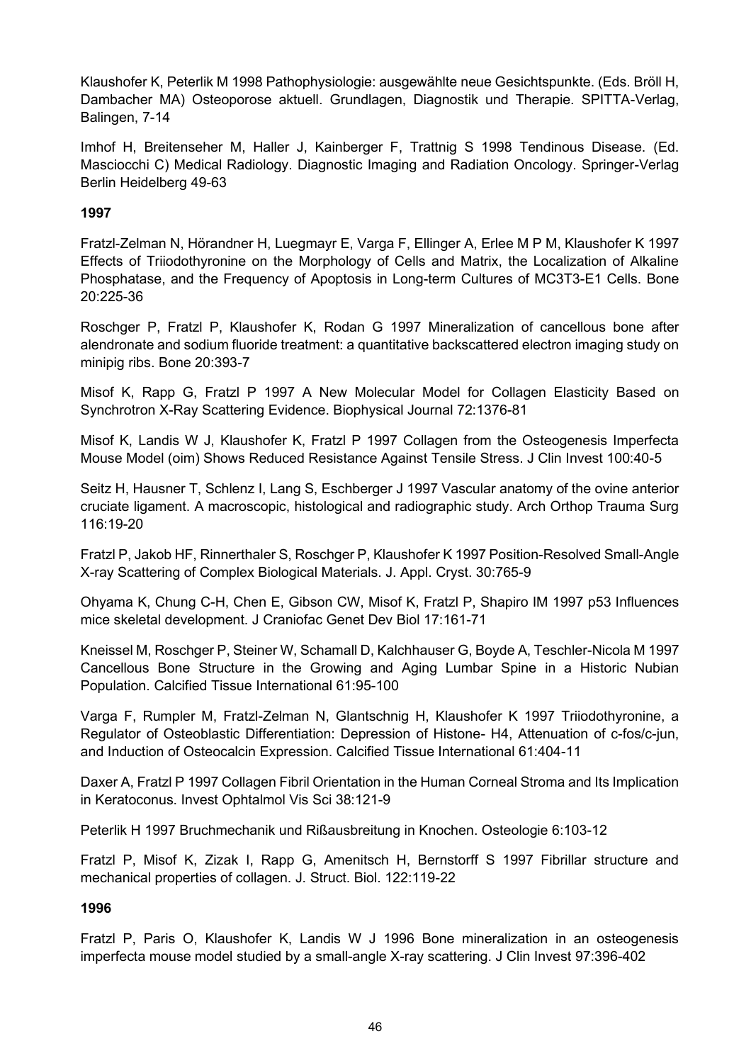Klaushofer K, Peterlik M 1998 Pathophysiologie: ausgewählte neue Gesichtspunkte. (Eds. Bröll H, Dambacher MA) Osteoporose aktuell. Grundlagen, Diagnostik und Therapie. SPITTA-Verlag, Balingen, 7-14

Imhof H, Breitenseher M, Haller J, Kainberger F, Trattnig S 1998 Tendinous Disease. (Ed. Masciocchi C) Medical Radiology. Diagnostic Imaging and Radiation Oncology. Springer-Verlag Berlin Heidelberg 49-63

**1997**

Fratzl-Zelman N, Hörandner H, Luegmayr E, Varga F, Ellinger A, Erlee M P M, Klaushofer K 1997 Effects of Triiodothyronine on the Morphology of Cells and Matrix, the Localization of Alkaline Phosphatase, and the Frequency of Apoptosis in Long-term Cultures of MC3T3-E1 Cells. Bone 20:225-36

Roschger P, Fratzl P, Klaushofer K, Rodan G 1997 Mineralization of cancellous bone after alendronate and sodium fluoride treatment: a quantitative backscattered electron imaging study on minipig ribs. Bone 20:393-7

Misof K, Rapp G, Fratzl P 1997 A New Molecular Model for Collagen Elasticity Based on Synchrotron X-Ray Scattering Evidence. Biophysical Journal 72:1376-81

Misof K, Landis W J, Klaushofer K, Fratzl P 1997 Collagen from the Osteogenesis Imperfecta Mouse Model (oim) Shows Reduced Resistance Against Tensile Stress. J Clin Invest 100:40-5

Seitz H, Hausner T, Schlenz I, Lang S, Eschberger J 1997 Vascular anatomy of the ovine anterior cruciate ligament. A macroscopic, histological and radiographic study. Arch Orthop Trauma Surg 116:19-20

Fratzl P, Jakob HF, Rinnerthaler S, Roschger P, Klaushofer K 1997 Position-Resolved Small-Angle X-ray Scattering of Complex Biological Materials. J. Appl. Cryst. 30:765-9

Ohyama K, Chung C-H, Chen E, Gibson CW, Misof K, Fratzl P, Shapiro IM 1997 p53 Influences mice skeletal development. J Craniofac Genet Dev Biol 17:161-71

Kneissel M, Roschger P, Steiner W, Schamall D, Kalchhauser G, Boyde A, Teschler-Nicola M 1997 Cancellous Bone Structure in the Growing and Aging Lumbar Spine in a Historic Nubian Population. Calcified Tissue International 61:95-100

Varga F, Rumpler M, Fratzl-Zelman N, Glantschnig H, Klaushofer K 1997 Triiodothyronine, a Regulator of Osteoblastic Differentiation: Depression of Histone- H4, Attenuation of c-fos/c-jun, and Induction of Osteocalcin Expression. Calcified Tissue International 61:404-11

Daxer A, Fratzl P 1997 Collagen Fibril Orientation in the Human Corneal Stroma and Its Implication in Keratoconus. Invest Ophtalmol Vis Sci 38:121-9

Peterlik H 1997 Bruchmechanik und Rißausbreitung in Knochen. Osteologie 6:103-12

Fratzl P, Misof K, Zizak I, Rapp G, Amenitsch H, Bernstorff S 1997 Fibrillar structure and mechanical properties of collagen. J. Struct. Biol. 122:119-22

**1996**

Fratzl P, Paris O, Klaushofer K, Landis W J 1996 Bone mineralization in an osteogenesis imperfecta mouse model studied by a small-angle X-ray scattering. J Clin Invest 97:396-402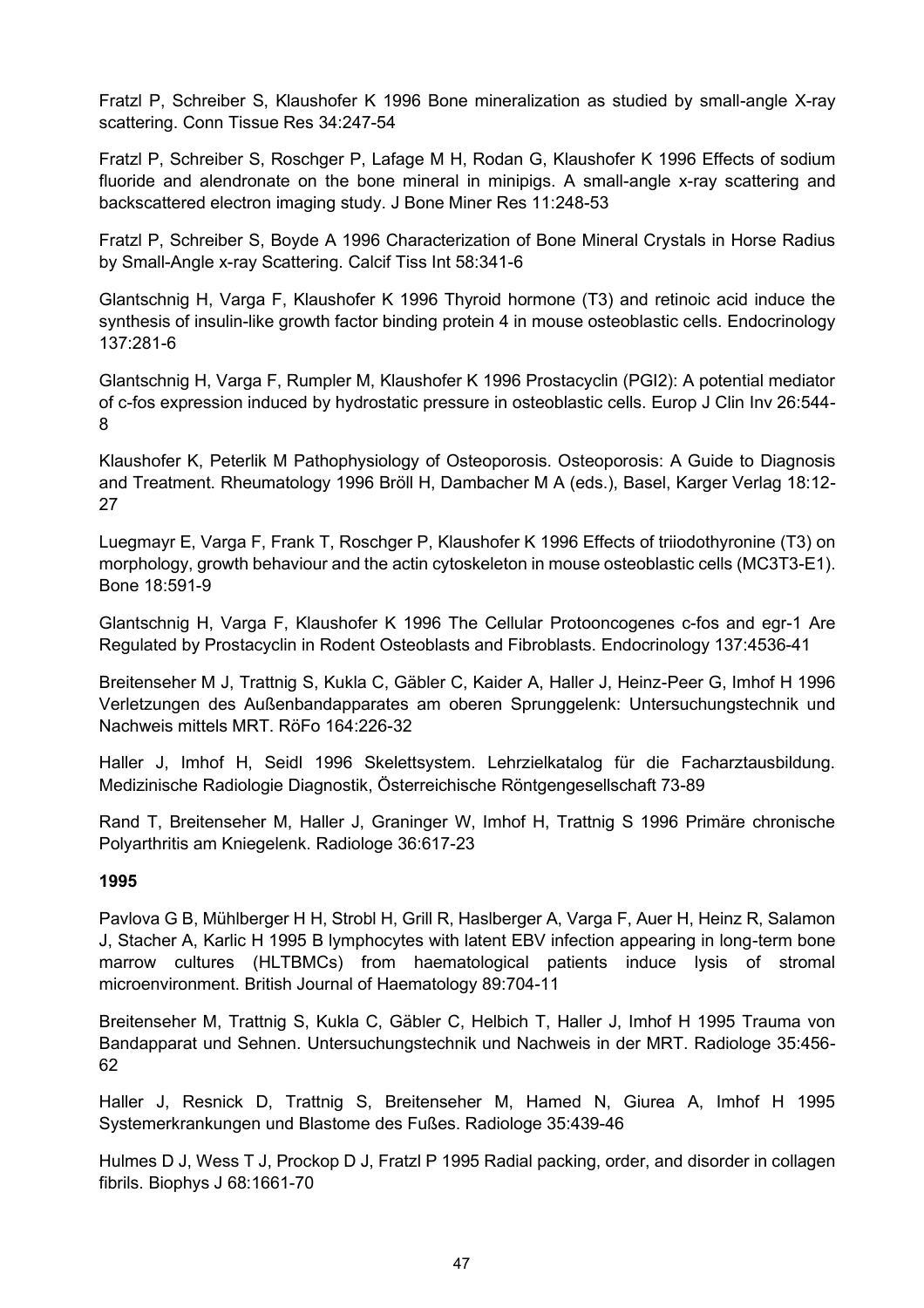Fratzl P, Schreiber S, Klaushofer K 1996 Bone mineralization as studied by small-angle X-ray scattering. Conn Tissue Res 34:247-54

Fratzl P, Schreiber S, Roschger P, Lafage M H, Rodan G, Klaushofer K 1996 Effects of sodium fluoride and alendronate on the bone mineral in minipigs. A small-angle x-ray scattering and backscattered electron imaging study. J Bone Miner Res 11:248-53

Fratzl P, Schreiber S, Boyde A 1996 Characterization of Bone Mineral Crystals in Horse Radius by Small-Angle x-ray Scattering. Calcif Tiss Int 58:341-6

Glantschnig H, Varga F, Klaushofer K 1996 Thyroid hormone (T3) and retinoic acid induce the synthesis of insulin-like growth factor binding protein 4 in mouse osteoblastic cells. Endocrinology 137:281-6

Glantschnig H, Varga F, Rumpler M, Klaushofer K 1996 Prostacyclin (PGI2): A potential mediator of c-fos expression induced by hydrostatic pressure in osteoblastic cells. Europ J Clin Inv 26:544-8

Klaushofer K, Peterlik M Pathophysiology of Osteoporosis. Osteoporosis: A Guide to Diagnosis and Treatment. Rheumatology 1996 Bröll H, Dambacher M A (eds.), Basel, Karger Verlag 18:12-27

Luegmayr E, Varga F, Frank T, Roschger P, Klaushofer K 1996 Effects of triiodothyronine (T3) on morphology, growth behaviour and the actin cytoskeleton in mouse osteoblastic cells (MC3T3-E1). Bone 18:591-9

Glantschnig H, Varga F, Klaushofer K 1996 The Cellular Protooncogenes c-fos and egr-1 Are Regulated by Prostacyclin in Rodent Osteoblasts and Fibroblasts. Endocrinology 137:4536-41

Breitenseher M J, Trattnig S, Kukla C, Gäbler C, Kaider A, Haller J, Heinz-Peer G, Imhof H 1996 Verletzungen des Außenbandapparates am oberen Sprunggelenk: Untersuchungstechnik und Nachweis mittels MRT. RöFo 164:226-32

Haller J, Imhof H, Seidl 1996 Skelettsystem. Lehrzielkatalog für die Facharztausbildung. Medizinische Radiologie Diagnostik, Österreichische Röntgengesellschaft 73-89

Rand T, Breitenseher M, Haller J, Graninger W, Imhof H, Trattnig S 1996 Primäre chronische Polyarthritis am Kniegelenk. Radiologe 36:617-23

**1995**

Pavlova G B, Mühlberger H H, Strobl H, Grill R, Haslberger A, Varga F, Auer H, Heinz R, Salamon J, Stacher A, Karlic H 1995 B lymphocytes with latent EBV infection appearing in long-term bone marrow cultures (HLTBMCs) from haematological patients induce lysis of stromal microenvironment. British Journal of Haematology 89:704-11

Breitenseher M, Trattnig S, Kukla C, Gäbler C, Helbich T, Haller J, Imhof H 1995 Trauma von Bandapparat und Sehnen. Untersuchungstechnik und Nachweis in der MRT. Radiologe 35:456-62

Haller J, Resnick D, Trattnig S, Breitenseher M, Hamed N, Giurea A, Imhof H 1995 Systemerkrankungen und Blastome des Fußes. Radiologe 35:439-46

Hulmes D J, Wess T J, Prockop D J, Fratzl P 1995 Radial packing, order, and disorder in collagen fibrils. Biophys J 68:1661-70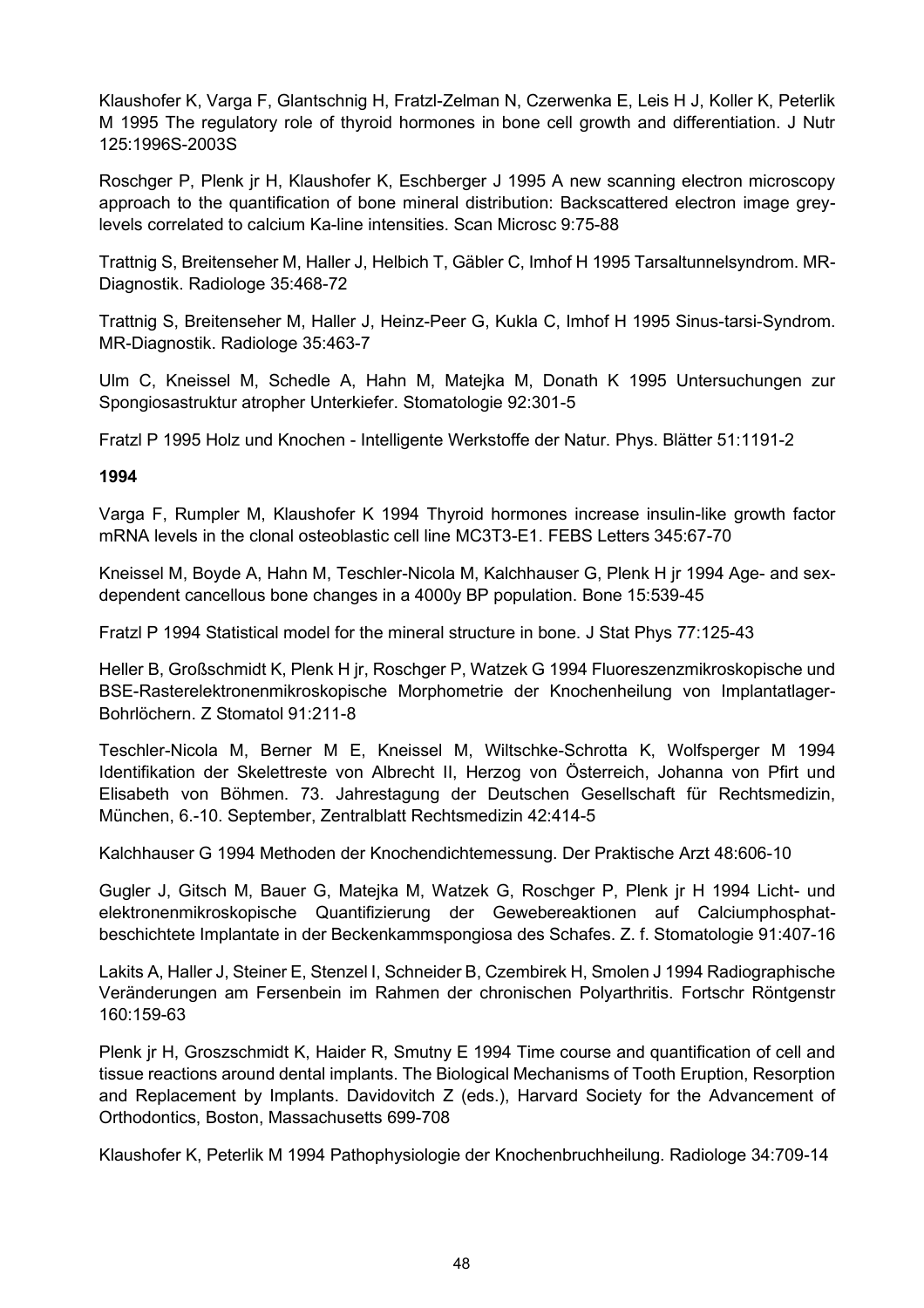Klaushofer K, Varga F, Glantschnig H, Fratzl-Zelman N, Czerwenka E, Leis H J, Koller K, Peterlik M 1995 The regulatory role of thyroid hormones in bone cell growth and differentiation. J Nutr 125:1996S-2003S

Roschger P, Plenk jr H, Klaushofer K, Eschberger J 1995 A new scanning electron microscopy approach to the quantification of bone mineral distribution: Backscattered electron image grey-levels correlated to calcium Ka-line intensities. Scan Microsc 9:75-88

Trattnig S, Breitenseher M, Haller J, Helbich T, Gäbler C, Imhof H 1995 Tarsaltunnelsyndrom. MR-Diagnostik. Radiologe 35:468-72

Trattnig S, Breitenseher M, Haller J, Heinz-Peer G, Kukla C, Imhof H 1995 Sinus-tarsi-Syndrom. MR-Diagnostik. Radiologe 35:463-7

Ulm C, Kneissel M, Schedle A, Hahn M, Matejka M, Donath K 1995 Untersuchungen zur Spongiosastruktur atropher Unterkiefer. Stomatologie 92:301-5

Fratzl P 1995 Holz und Knochen - Intelligente Werkstoffe der Natur. Phys. Blätter 51:1191-2

**1994**

Varga F, Rumpler M, Klaushofer K 1994 Thyroid hormones increase insulin-like growth factor mRNA levels in the clonal osteoblastic cell line MC3T3-E1. FEBS Letters 345:67-70

Kneissel M, Boyde A, Hahn M, Teschler-Nicola M, Kalchhauser G, Plenk H jr 1994 Age- and sex-dependent cancellous bone changes in a 4000y BP population. Bone 15:539-45

Fratzl P 1994 Statistical model for the mineral structure in bone. J Stat Phys 77:125-43

Heller B, Großschmidt K, Plenk H jr, Roschger P, Watzek G 1994 Fluoreszenzmikroskopische und BSE-Rasterelektronenmikroskopische Morphometrie der Knochenheilung von Implantatlager-Bohrlöchern. Z Stomatol 91:211-8

Teschler-Nicola M, Berner M E, Kneissel M, Wiltschke-Schrotta K, Wolfsperger M 1994 Identifikation der Skelettreste von Albrecht II, Herzog von Österreich, Johanna von Pfirt und Elisabeth von Böhmen. 73. Jahrestagung der Deutschen Gesellschaft für Rechtsmedizin, München, 6.-10. September, Zentralblatt Rechtsmedizin 42:414-5

Kalchhauser G 1994 Methoden der Knochendichtemessung. Der Praktische Arzt 48:606-10

Gugler J, Gitsch M, Bauer G, Matejka M, Watzek G, Roschger P, Plenk jr H 1994 Licht- und elektronenmikroskopische Quantifizierung der Gewebereaktionen auf Calciumphosphat-beschichtete Implantate in der Beckenkammspongiosa des Schafes. Z. f. Stomatologie 91:407-16

Lakits A, Haller J, Steiner E, Stenzel I, Schneider B, Czembirek H, Smolen J 1994 Radiographische Veränderungen am Fersenbein im Rahmen der chronischen Polyarthritis. Fortschr Röntgenstr 160:159-63

Plenk jr H, Groszschmidt K, Haider R, Smutny E 1994 Time course and quantification of cell and tissue reactions around dental implants. The Biological Mechanisms of Tooth Eruption, Resorption and Replacement by Implants. Davidovitch Z (eds.), Harvard Society for the Advancement of Orthodontics, Boston, Massachusetts 699-708

Klaushofer K, Peterlik M 1994 Pathophysiologie der Knochenbruchheilung. Radiologe 34:709-14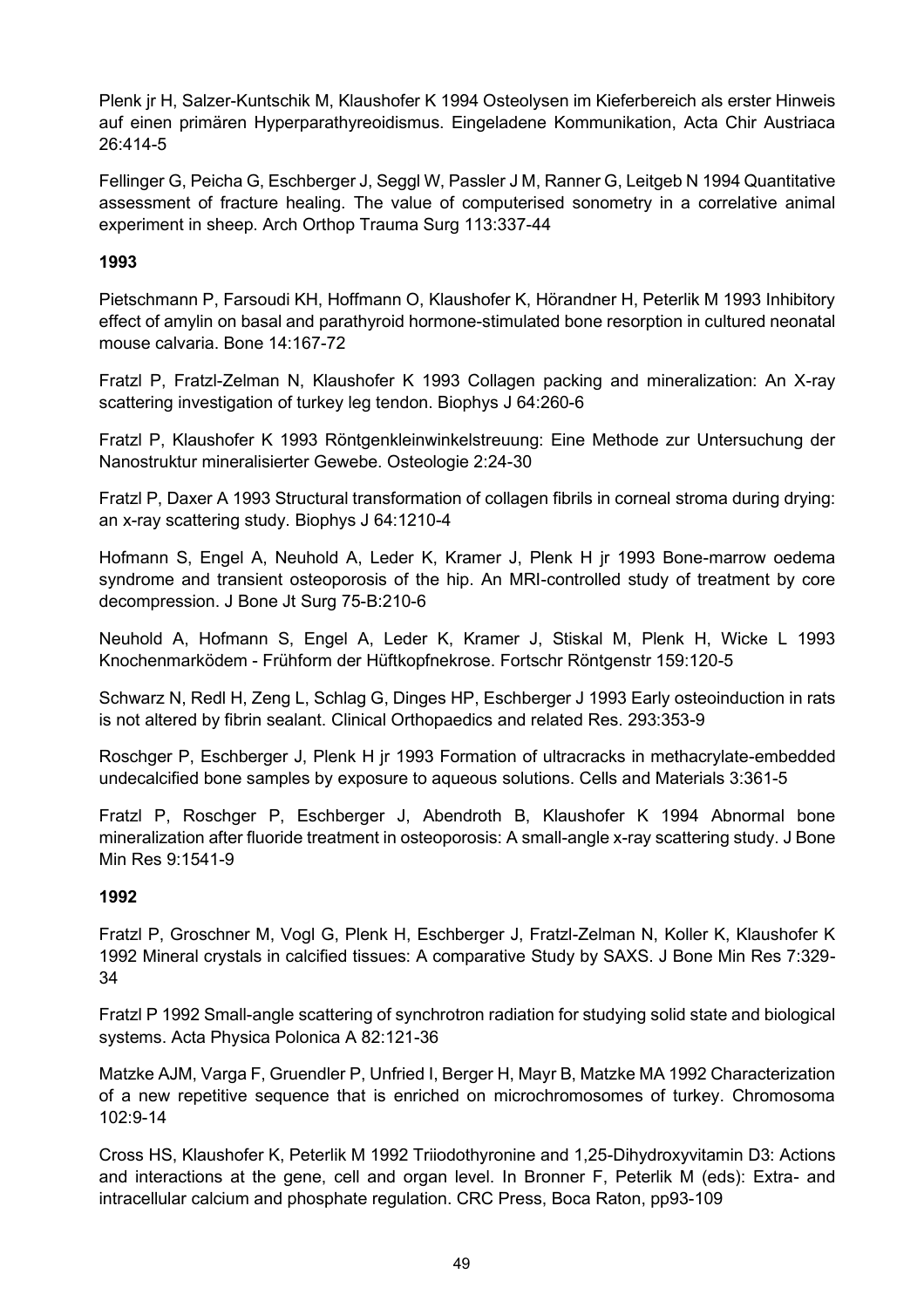Plenk jr H, Salzer-Kuntschik M, Klaushofer K 1994 Osteolysen im Kieferbereich als erster Hinweis auf einen primären Hyperparathyreoidismus. Eingeladene Kommunikation, Acta Chir Austriaca 26:414-5

Fellinger G, Peicha G, Eschberger J, Seggl W, Passler J M, Ranner G, Leitgeb N 1994 Quantitative assessment of fracture healing. The value of computerised sonometry in a correlative animal experiment in sheep. Arch Orthop Trauma Surg 113:337-44

**1993**

Pietschmann P, Farsoudi KH, Hoffmann O, Klaushofer K, Hörandner H, Peterlik M 1993 Inhibitory effect of amylin on basal and parathyroid hormone-stimulated bone resorption in cultured neonatal mouse calvaria. Bone 14:167-72

Fratzl P, Fratzl-Zelman N, Klaushofer K 1993 Collagen packing and mineralization: An X-ray scattering investigation of turkey leg tendon. Biophys J 64:260-6

Fratzl P, Klaushofer K 1993 Röntgenkleinwinkelstreuung: Eine Methode zur Untersuchung der Nanostruktur mineralisierter Gewebe. Osteologie 2:24-30

Fratzl P, Daxer A 1993 Structural transformation of collagen fibrils in corneal stroma during drying: an x-ray scattering study. Biophys J 64:1210-4

Hofmann S, Engel A, Neuhold A, Leder K, Kramer J, Plenk H jr 1993 Bone-marrow oedema syndrome and transient osteoporosis of the hip. An MRI-controlled study of treatment by core decompression. J Bone Jt Surg 75-B:210-6

Neuhold A, Hofmann S, Engel A, Leder K, Kramer J, Stiskal M, Plenk H, Wicke L 1993 Knochenmarködem - Frühform der Hüftkopfnekrose. Fortschr Röntgenstr 159:120-5

Schwarz N, Redl H, Zeng L, Schlag G, Dinges HP, Eschberger J 1993 Early osteoinduction in rats is not altered by fibrin sealant. Clinical Orthopaedics and related Res. 293:353-9

Roschger P, Eschberger J, Plenk H jr 1993 Formation of ultracracks in methacrylate-embedded undecalcified bone samples by exposure to aqueous solutions. Cells and Materials 3:361-5

Fratzl P, Roschger P, Eschberger J, Abendroth B, Klaushofer K 1994 Abnormal bone mineralization after fluoride treatment in osteoporosis: A small-angle x-ray scattering study. J Bone Min Res 9:1541-9

**1992**

Fratzl P, Groschner M, Vogl G, Plenk H, Eschberger J, Fratzl-Zelman N, Koller K, Klaushofer K 1992 Mineral crystals in calcified tissues: A comparative Study by SAXS. J Bone Min Res 7:329-34

Fratzl P 1992 Small-angle scattering of synchrotron radiation for studying solid state and biological systems. Acta Physica Polonica A 82:121-36

Matzke AJM, Varga F, Gruendler P, Unfried I, Berger H, Mayr B, Matzke MA 1992 Characterization of a new repetitive sequence that is enriched on microchromosomes of turkey. Chromosoma 102:9-14

Cross HS, Klaushofer K, Peterlik M 1992 Triiodothyronine and 1,25-Dihydroxyvitamin D3: Actions and interactions at the gene, cell and organ level. In Bronner F, Peterlik M (eds): Extra- and intracellular calcium and phosphate regulation. CRC Press, Boca Raton, pp93-109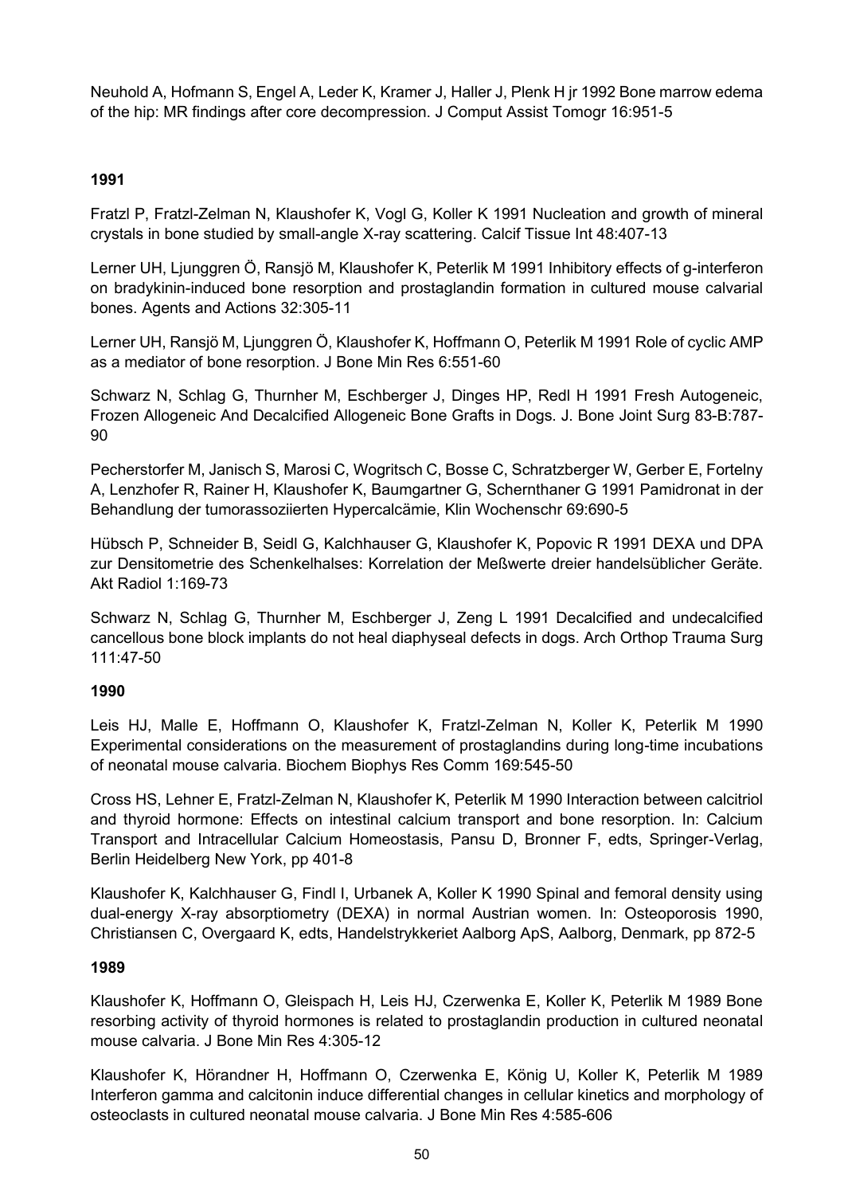Neuhold A, Hofmann S, Engel A, Leder K, Kramer J, Haller J, Plenk H jr 1992 Bone marrow edema of the hip: MR findings after core decompression. J Comput Assist Tomogr 16:951-5

**1991**

Fratzl P, Fratzl-Zelman N, Klaushofer K, Vogl G, Koller K 1991 Nucleation and growth of mineral crystals in bone studied by small-angle X-ray scattering. Calcif Tissue Int 48:407-13

Lerner UH, Ljunggren Ö, Ransjö M, Klaushofer K, Peterlik M 1991 Inhibitory effects of g-interferon on bradykinin-induced bone resorption and prostaglandin formation in cultured mouse calvarial bones. Agents and Actions 32:305-11

Lerner UH, Ransjö M, Ljunggren Ö, Klaushofer K, Hoffmann O, Peterlik M 1991 Role of cyclic AMP as a mediator of bone resorption. J Bone Min Res 6:551-60

Schwarz N, Schlag G, Thurnher M, Eschberger J, Dinges HP, Redl H 1991 Fresh Autogeneic, Frozen Allogeneic And Decalcified Allogeneic Bone Grafts in Dogs. J. Bone Joint Surg 83-B:787-90

Pecherstorfer M, Janisch S, Marosi C, Wogritsch C, Bosse C, Schratzberger W, Gerber E, Fortelny A, Lenzhofer R, Rainer H, Klaushofer K, Baumgartner G, Schernthaner G 1991 Pamidronat in der Behandlung der tumorassoziierten Hypercalcämie, Klin Wochenschr 69:690-5

Hübsch P, Schneider B, Seidl G, Kalchhauser G, Klaushofer K, Popovic R 1991 DEXA und DPA zur Densitometrie des Schenkelhalses: Korrelation der Meßwerte dreier handelsüblicher Geräte. Akt Radiol 1:169-73

Schwarz N, Schlag G, Thurnher M, Eschberger J, Zeng L 1991 Decalcified and undecalcified cancellous bone block implants do not heal diaphyseal defects in dogs. Arch Orthop Trauma Surg 111:47-50

**1990**

Leis HJ, Malle E, Hoffmann O, Klaushofer K, Fratzl-Zelman N, Koller K, Peterlik M 1990 Experimental considerations on the measurement of prostaglandins during long-time incubations of neonatal mouse calvaria. Biochem Biophys Res Comm 169:545-50

Cross HS, Lehner E, Fratzl-Zelman N, Klaushofer K, Peterlik M 1990 Interaction between calcitriol and thyroid hormone: Effects on intestinal calcium transport and bone resorption. In: Calcium Transport and Intracellular Calcium Homeostasis, Pansu D, Bronner F, edts, Springer-Verlag, Berlin Heidelberg New York, pp 401-8

Klaushofer K, Kalchhauser G, Findl I, Urbanek A, Koller K 1990 Spinal and femoral density using dual-energy X-ray absorptiometry (DEXA) in normal Austrian women. In: Osteoporosis 1990, Christiansen C, Overgaard K, edts, Handelstrykkeriet Aalborg ApS, Aalborg, Denmark, pp 872-5

**1989**

Klaushofer K, Hoffmann O, Gleispach H, Leis HJ, Czerwenka E, Koller K, Peterlik M 1989 Bone resorbing activity of thyroid hormones is related to prostaglandin production in cultured neonatal mouse calvaria. J Bone Min Res 4:305-12

Klaushofer K, Hörandner H, Hoffmann O, Czerwenka E, König U, Koller K, Peterlik M 1989 Interferon gamma and calcitonin induce differential changes in cellular kinetics and morphology of osteoclasts in cultured neonatal mouse calvaria. J Bone Min Res 4:585-606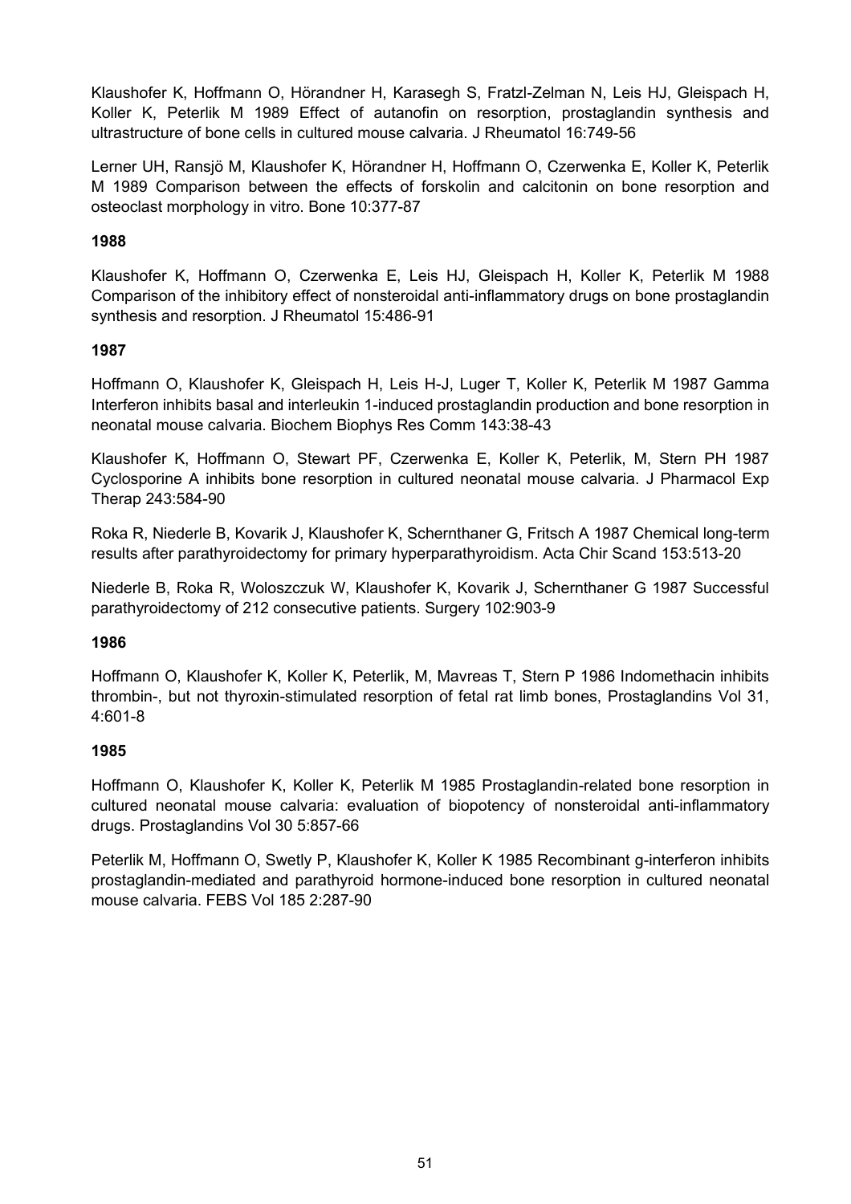Klaushofer K, Hoffmann O, Hörandner H, Karasegh S, Fratzl-Zelman N, Leis HJ, Gleispach H, Koller K, Peterlik M 1989 Effect of autanofin on resorption, prostaglandin synthesis and ultrastructure of bone cells in cultured mouse calvaria. J Rheumatol 16:749-56

Lerner UH, Ransjö M, Klaushofer K, Hörandner H, Hoffmann O, Czerwenka E, Koller K, Peterlik M 1989 Comparison between the effects of forskolin and calcitonin on bone resorption and osteoclast morphology in vitro. Bone 10:377-87

**1988**

Klaushofer K, Hoffmann O, Czerwenka E, Leis HJ, Gleispach H, Koller K, Peterlik M 1988 Comparison of the inhibitory effect of nonsteroidal anti-inflammatory drugs on bone prostaglandin synthesis and resorption. J Rheumatol 15:486-91

**1987**

Hoffmann O, Klaushofer K, Gleispach H, Leis H-J, Luger T, Koller K, Peterlik M 1987 Gamma Interferon inhibits basal and interleukin 1-induced prostaglandin production and bone resorption in neonatal mouse calvaria. Biochem Biophys Res Comm 143:38-43

Klaushofer K, Hoffmann O, Stewart PF, Czerwenka E, Koller K, Peterlik, M, Stern PH 1987 Cyclosporine A inhibits bone resorption in cultured neonatal mouse calvaria. J Pharmacol Exp Therap 243:584-90

Roka R, Niederle B, Kovarik J, Klaushofer K, Schernthaner G, Fritsch A 1987 Chemical long-term results after parathyroidectomy for primary hyperparathyroidism. Acta Chir Scand 153:513-20

Niederle B, Roka R, Woloszczuk W, Klaushofer K, Kovarik J, Schernthaner G 1987 Successful parathyroidectomy of 212 consecutive patients. Surgery 102:903-9

**1986**

Hoffmann O, Klaushofer K, Koller K, Peterlik, M, Mavreas T, Stern P 1986 Indomethacin inhibits thrombin-, but not thyroxin-stimulated resorption of fetal rat limb bones, Prostaglandins Vol 31, 4:601-8

**1985**

Hoffmann O, Klaushofer K, Koller K, Peterlik M 1985 Prostaglandin-related bone resorption in cultured neonatal mouse calvaria: evaluation of biopotency of nonsteroidal anti-inflammatory drugs. Prostaglandins Vol 30 5:857-66

Peterlik M, Hoffmann O, Swetly P, Klaushofer K, Koller K 1985 Recombinant g-interferon inhibits prostaglandin-mediated and parathyroid hormone-induced bone resorption in cultured neonatal mouse calvaria. FEBS Vol 185 2:287-90